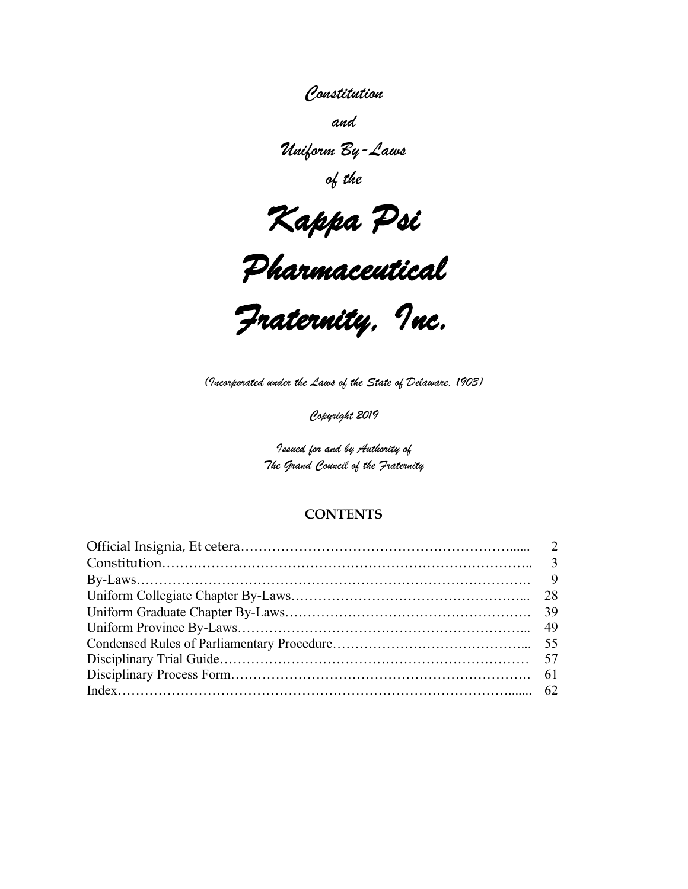*Constitution*

*and*

*Uniform By-Laws*

*of the*

# *Kappa Psi Pharmaceutical Fraternity, Inc.*

*(Incorporated under the Laws of the State of Delaware, 1903)*

*Copyright 2019*

*Issued for and by Authority of*
*The Grand Council of the Fraternity*

## CONTENTS

| | |
|---|---|
| Official Insignia, Et cetera | 2 |
| Constitution | 3 |
| By-Laws | 9 |
| Uniform Collegiate Chapter By-Laws | 28 |
| Uniform Graduate Chapter By-Laws | 39 |
| Uniform Province By-Laws | 49 |
| Condensed Rules of Parliamentary Procedure | 55 |
| Disciplinary Trial Guide | 57 |
| Disciplinary Process Form | 61 |
| Index | 62 |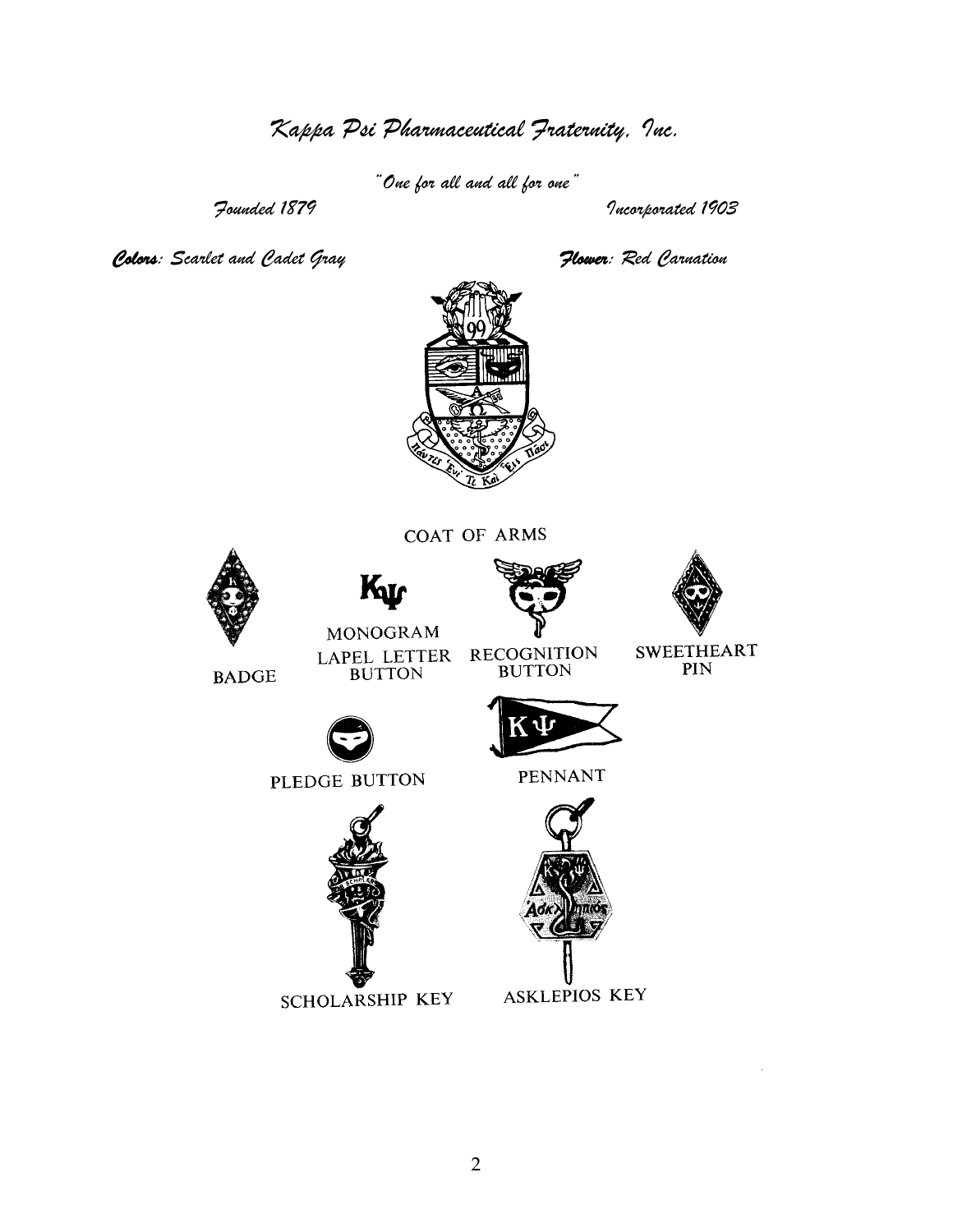# *Kappa Psi Pharmaceutical Fraternity, Inc.*

*"One for all and all for one"*

*Founded 1879* — *Incorporated 1903*

***Colors:*** *Scarlet and Cadet Gray* — ***Flower:*** *Red Carnation*

COAT OF ARMS

BADGE

MONOGRAM
LAPEL LETTER BUTTON

RECOGNITION BUTTON

SWEETHEART PIN

PLEDGE BUTTON

PENNANT

SCHOLARSHIP KEY

ASKLEPIOS KEY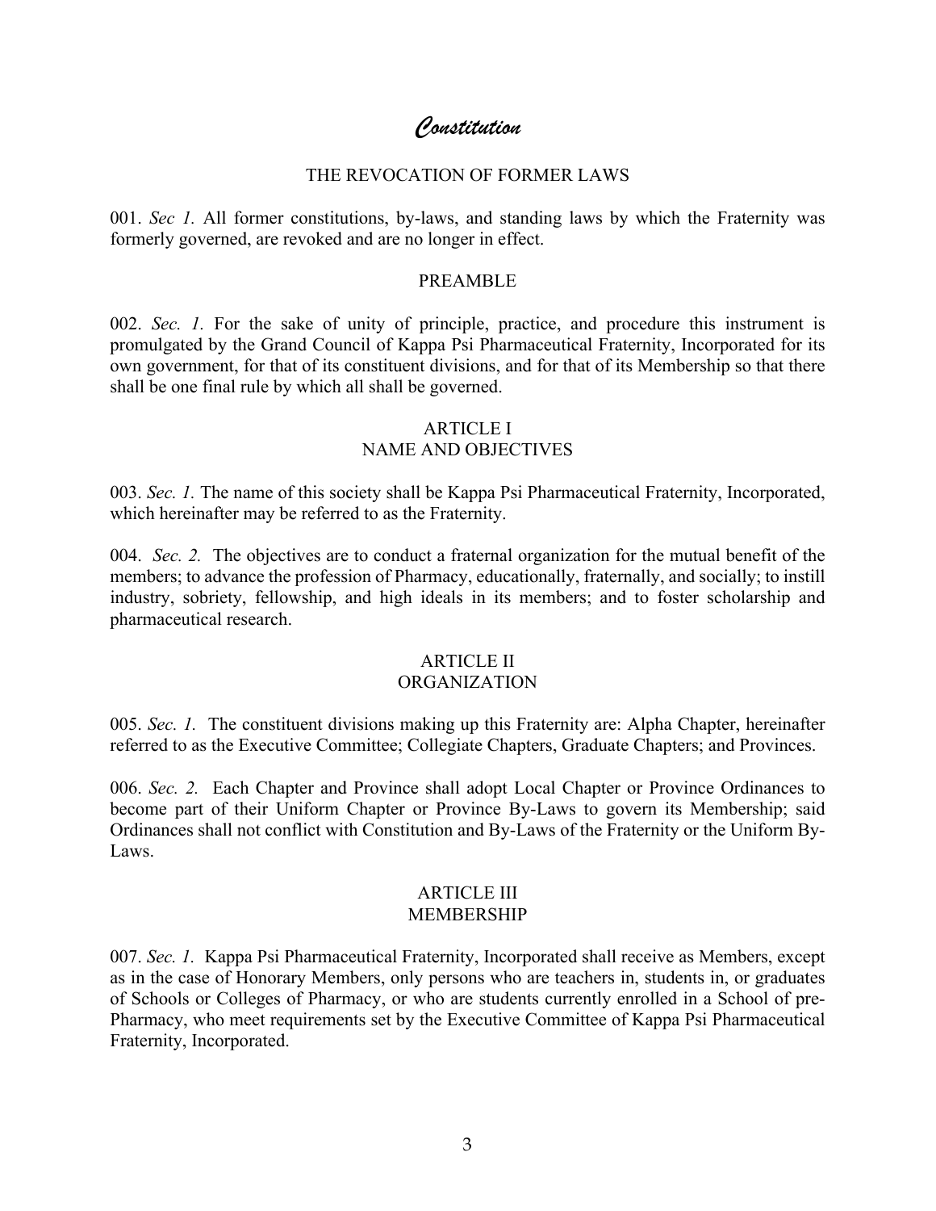# *Constitution*

## THE REVOCATION OF FORMER LAWS

001. *Sec 1.* All former constitutions, by-laws, and standing laws by which the Fraternity was formerly governed, are revoked and are no longer in effect.

## PREAMBLE

002. *Sec. 1.* For the sake of unity of principle, practice, and procedure this instrument is promulgated by the Grand Council of Kappa Psi Pharmaceutical Fraternity, Incorporated for its own government, for that of its constituent divisions, and for that of its Membership so that there shall be one final rule by which all shall be governed.

## ARTICLE I
## NAME AND OBJECTIVES

003. *Sec. 1.* The name of this society shall be Kappa Psi Pharmaceutical Fraternity, Incorporated, which hereinafter may be referred to as the Fraternity.

004. *Sec. 2.* The objectives are to conduct a fraternal organization for the mutual benefit of the members; to advance the profession of Pharmacy, educationally, fraternally, and socially; to instill industry, sobriety, fellowship, and high ideals in its members; and to foster scholarship and pharmaceutical research.

## ARTICLE II
## ORGANIZATION

005. *Sec. 1.* The constituent divisions making up this Fraternity are: Alpha Chapter, hereinafter referred to as the Executive Committee; Collegiate Chapters, Graduate Chapters; and Provinces.

006. *Sec. 2.* Each Chapter and Province shall adopt Local Chapter or Province Ordinances to become part of their Uniform Chapter or Province By-Laws to govern its Membership; said Ordinances shall not conflict with Constitution and By-Laws of the Fraternity or the Uniform By-Laws.

## ARTICLE III
## MEMBERSHIP

007. *Sec. 1.* Kappa Psi Pharmaceutical Fraternity, Incorporated shall receive as Members, except as in the case of Honorary Members, only persons who are teachers in, students in, or graduates of Schools or Colleges of Pharmacy, or who are students currently enrolled in a School of pre-Pharmacy, who meet requirements set by the Executive Committee of Kappa Psi Pharmaceutical Fraternity, Incorporated.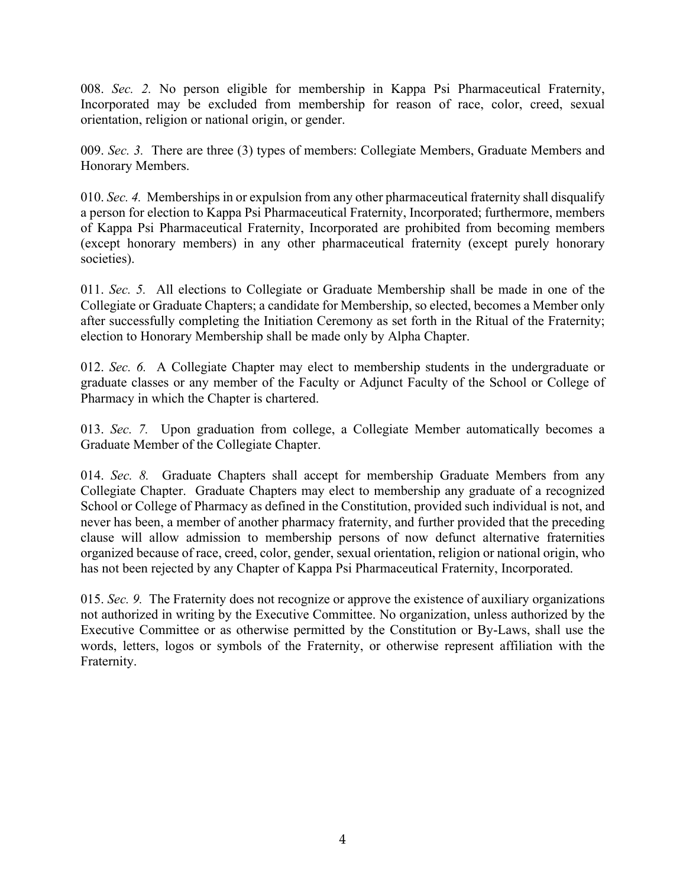008. *Sec. 2.* No person eligible for membership in Kappa Psi Pharmaceutical Fraternity, Incorporated may be excluded from membership for reason of race, color, creed, sexual orientation, religion or national origin, or gender.

009. *Sec. 3.* There are three (3) types of members: Collegiate Members, Graduate Members and Honorary Members.

010. *Sec. 4.* Memberships in or expulsion from any other pharmaceutical fraternity shall disqualify a person for election to Kappa Psi Pharmaceutical Fraternity, Incorporated; furthermore, members of Kappa Psi Pharmaceutical Fraternity, Incorporated are prohibited from becoming members (except honorary members) in any other pharmaceutical fraternity (except purely honorary societies).

011. *Sec. 5.* All elections to Collegiate or Graduate Membership shall be made in one of the Collegiate or Graduate Chapters; a candidate for Membership, so elected, becomes a Member only after successfully completing the Initiation Ceremony as set forth in the Ritual of the Fraternity; election to Honorary Membership shall be made only by Alpha Chapter.

012. *Sec. 6.* A Collegiate Chapter may elect to membership students in the undergraduate or graduate classes or any member of the Faculty or Adjunct Faculty of the School or College of Pharmacy in which the Chapter is chartered.

013. *Sec. 7.* Upon graduation from college, a Collegiate Member automatically becomes a Graduate Member of the Collegiate Chapter.

014. *Sec. 8.* Graduate Chapters shall accept for membership Graduate Members from any Collegiate Chapter. Graduate Chapters may elect to membership any graduate of a recognized School or College of Pharmacy as defined in the Constitution, provided such individual is not, and never has been, a member of another pharmacy fraternity, and further provided that the preceding clause will allow admission to membership persons of now defunct alternative fraternities organized because of race, creed, color, gender, sexual orientation, religion or national origin, who has not been rejected by any Chapter of Kappa Psi Pharmaceutical Fraternity, Incorporated.

015. *Sec. 9.* The Fraternity does not recognize or approve the existence of auxiliary organizations not authorized in writing by the Executive Committee. No organization, unless authorized by the Executive Committee or as otherwise permitted by the Constitution or By-Laws, shall use the words, letters, logos or symbols of the Fraternity, or otherwise represent affiliation with the Fraternity.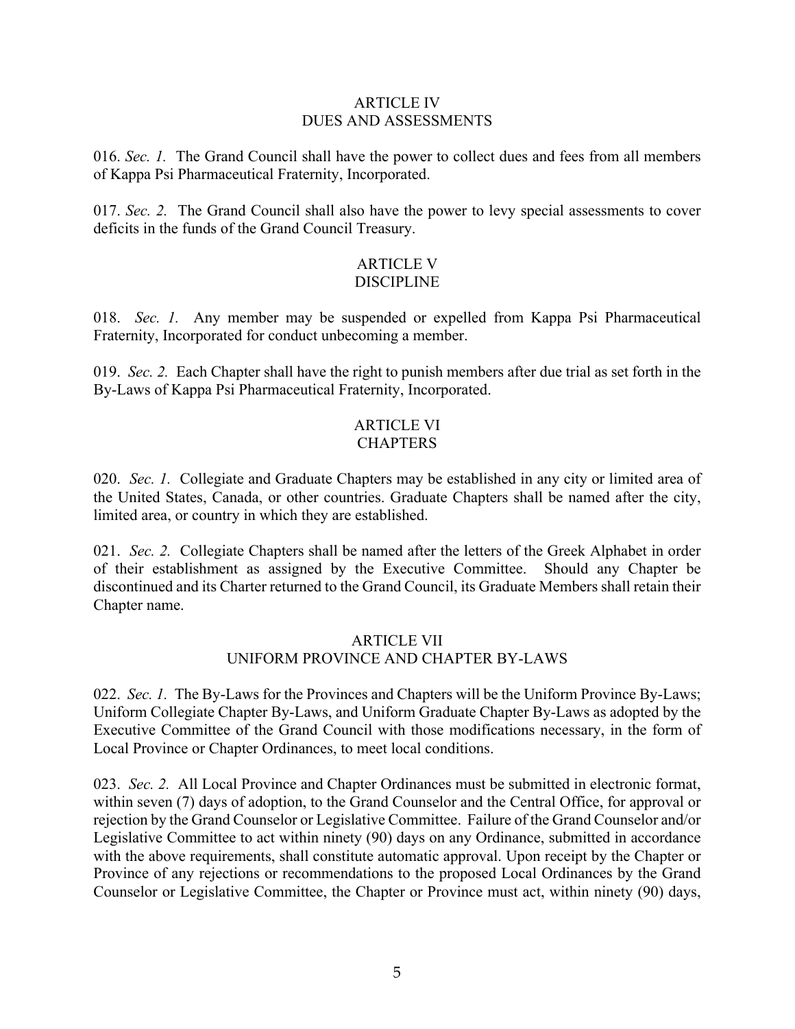## ARTICLE IV
## DUES AND ASSESSMENTS

016. *Sec. 1.* The Grand Council shall have the power to collect dues and fees from all members of Kappa Psi Pharmaceutical Fraternity, Incorporated.

017. *Sec. 2.* The Grand Council shall also have the power to levy special assessments to cover deficits in the funds of the Grand Council Treasury.

## ARTICLE V
## DISCIPLINE

018. *Sec. 1.* Any member may be suspended or expelled from Kappa Psi Pharmaceutical Fraternity, Incorporated for conduct unbecoming a member.

019. *Sec. 2.* Each Chapter shall have the right to punish members after due trial as set forth in the By-Laws of Kappa Psi Pharmaceutical Fraternity, Incorporated.

## ARTICLE VI
## CHAPTERS

020. *Sec. 1.* Collegiate and Graduate Chapters may be established in any city or limited area of the United States, Canada, or other countries. Graduate Chapters shall be named after the city, limited area, or country in which they are established.

021. *Sec. 2.* Collegiate Chapters shall be named after the letters of the Greek Alphabet in order of their establishment as assigned by the Executive Committee. Should any Chapter be discontinued and its Charter returned to the Grand Council, its Graduate Members shall retain their Chapter name.

## ARTICLE VII
## UNIFORM PROVINCE AND CHAPTER BY-LAWS

022. *Sec. 1.* The By-Laws for the Provinces and Chapters will be the Uniform Province By-Laws; Uniform Collegiate Chapter By-Laws, and Uniform Graduate Chapter By-Laws as adopted by the Executive Committee of the Grand Council with those modifications necessary, in the form of Local Province or Chapter Ordinances, to meet local conditions.

023. *Sec. 2.* All Local Province and Chapter Ordinances must be submitted in electronic format, within seven (7) days of adoption, to the Grand Counselor and the Central Office, for approval or rejection by the Grand Counselor or Legislative Committee. Failure of the Grand Counselor and/or Legislative Committee to act within ninety (90) days on any Ordinance, submitted in accordance with the above requirements, shall constitute automatic approval. Upon receipt by the Chapter or Province of any rejections or recommendations to the proposed Local Ordinances by the Grand Counselor or Legislative Committee, the Chapter or Province must act, within ninety (90) days,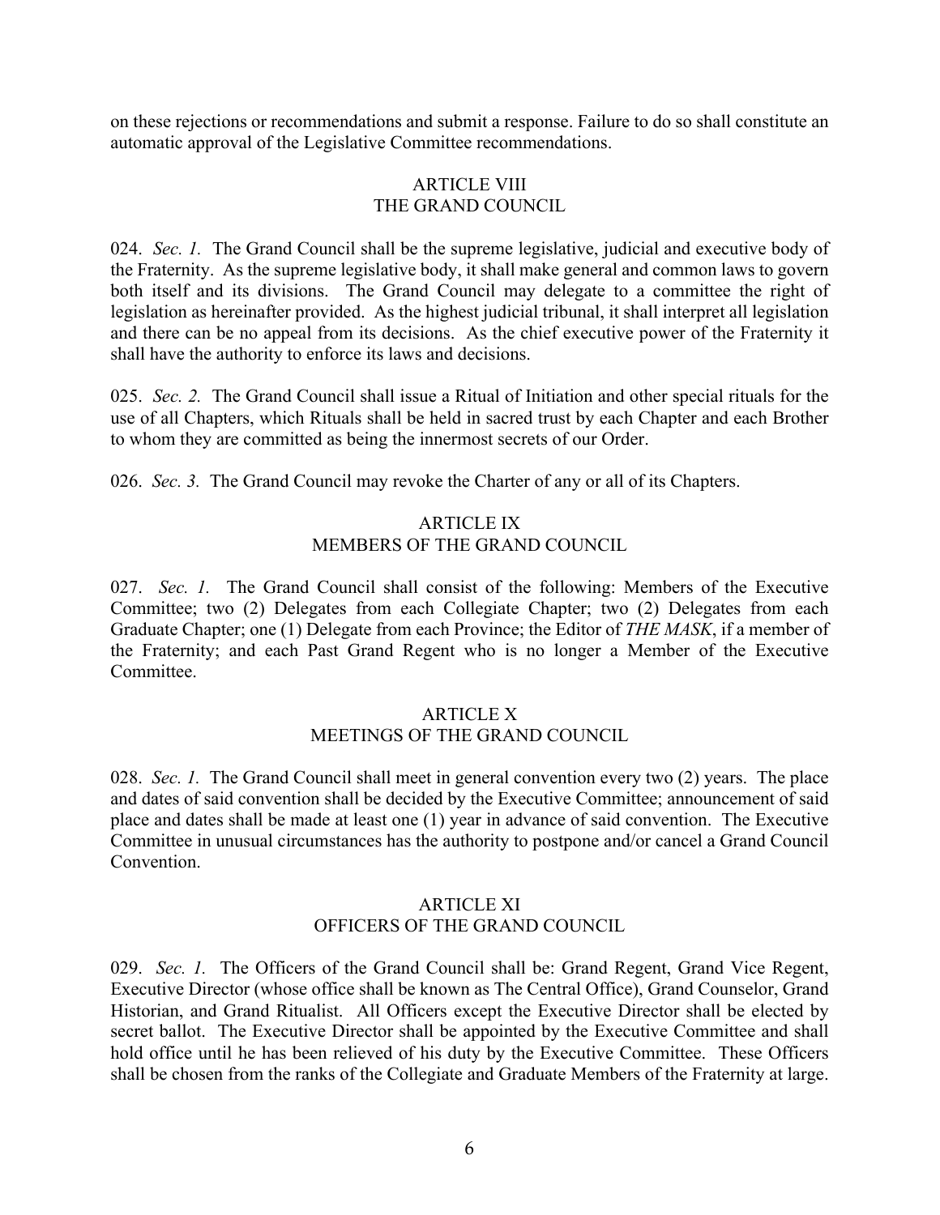on these rejections or recommendations and submit a response. Failure to do so shall constitute an automatic approval of the Legislative Committee recommendations.

## ARTICLE VIII
## THE GRAND COUNCIL

024. *Sec. 1.* The Grand Council shall be the supreme legislative, judicial and executive body of the Fraternity. As the supreme legislative body, it shall make general and common laws to govern both itself and its divisions. The Grand Council may delegate to a committee the right of legislation as hereinafter provided. As the highest judicial tribunal, it shall interpret all legislation and there can be no appeal from its decisions. As the chief executive power of the Fraternity it shall have the authority to enforce its laws and decisions.

025. *Sec. 2.* The Grand Council shall issue a Ritual of Initiation and other special rituals for the use of all Chapters, which Rituals shall be held in sacred trust by each Chapter and each Brother to whom they are committed as being the innermost secrets of our Order.

026. *Sec. 3.* The Grand Council may revoke the Charter of any or all of its Chapters.

## ARTICLE IX
## MEMBERS OF THE GRAND COUNCIL

027. *Sec. 1.* The Grand Council shall consist of the following: Members of the Executive Committee; two (2) Delegates from each Collegiate Chapter; two (2) Delegates from each Graduate Chapter; one (1) Delegate from each Province; the Editor of *THE MASK*, if a member of the Fraternity; and each Past Grand Regent who is no longer a Member of the Executive Committee.

## ARTICLE X
## MEETINGS OF THE GRAND COUNCIL

028. *Sec. 1.* The Grand Council shall meet in general convention every two (2) years. The place and dates of said convention shall be decided by the Executive Committee; announcement of said place and dates shall be made at least one (1) year in advance of said convention. The Executive Committee in unusual circumstances has the authority to postpone and/or cancel a Grand Council Convention.

## ARTICLE XI
## OFFICERS OF THE GRAND COUNCIL

029. *Sec. 1.* The Officers of the Grand Council shall be: Grand Regent, Grand Vice Regent, Executive Director (whose office shall be known as The Central Office), Grand Counselor, Grand Historian, and Grand Ritualist. All Officers except the Executive Director shall be elected by secret ballot. The Executive Director shall be appointed by the Executive Committee and shall hold office until he has been relieved of his duty by the Executive Committee. These Officers shall be chosen from the ranks of the Collegiate and Graduate Members of the Fraternity at large.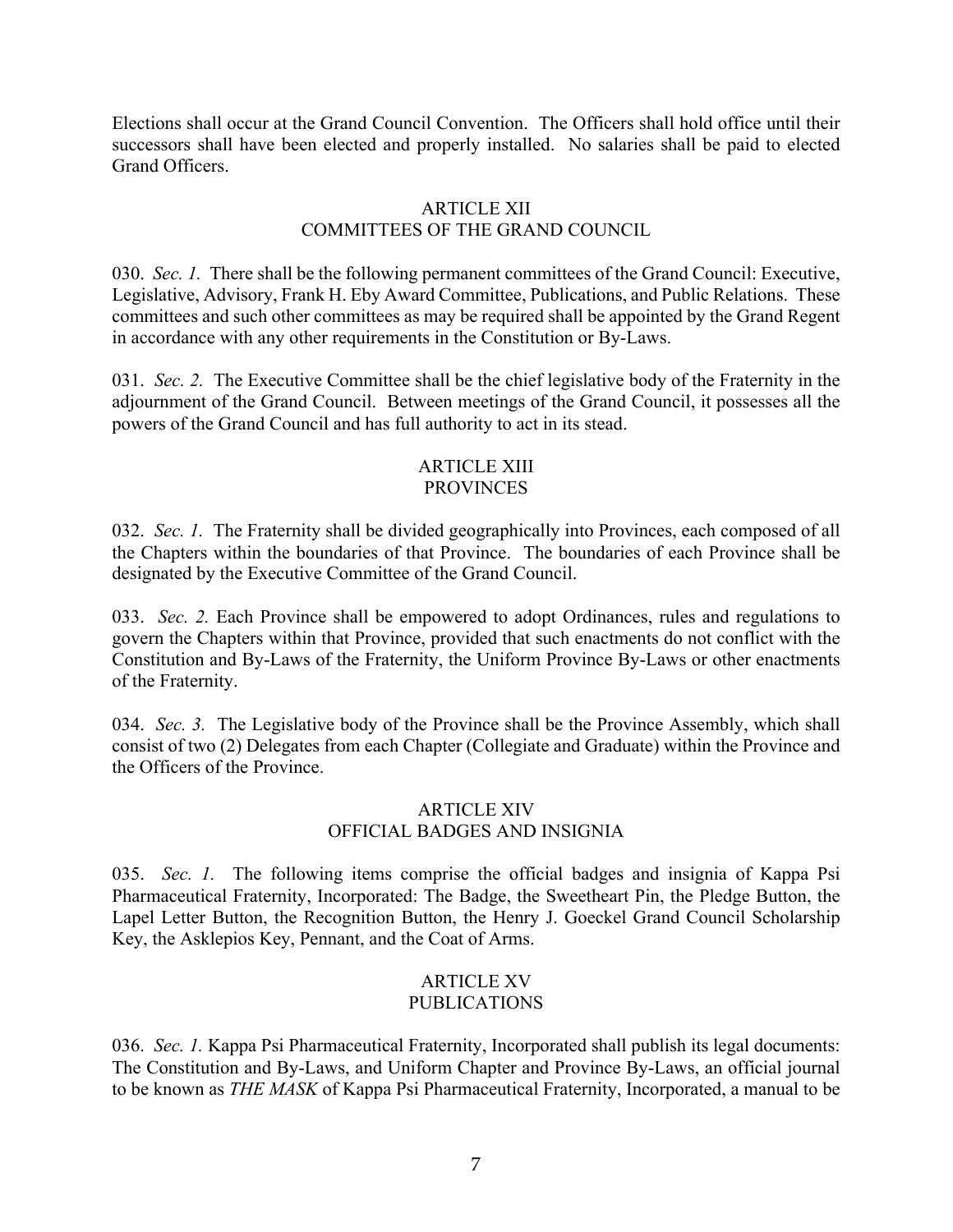Elections shall occur at the Grand Council Convention. The Officers shall hold office until their successors shall have been elected and properly installed. No salaries shall be paid to elected Grand Officers.

## ARTICLE XII
## COMMITTEES OF THE GRAND COUNCIL

030. *Sec. 1.* There shall be the following permanent committees of the Grand Council: Executive, Legislative, Advisory, Frank H. Eby Award Committee, Publications, and Public Relations. These committees and such other committees as may be required shall be appointed by the Grand Regent in accordance with any other requirements in the Constitution or By-Laws.

031. *Sec. 2.* The Executive Committee shall be the chief legislative body of the Fraternity in the adjournment of the Grand Council. Between meetings of the Grand Council, it possesses all the powers of the Grand Council and has full authority to act in its stead.

## ARTICLE XIII
## PROVINCES

032. *Sec. 1.* The Fraternity shall be divided geographically into Provinces, each composed of all the Chapters within the boundaries of that Province. The boundaries of each Province shall be designated by the Executive Committee of the Grand Council.

033. *Sec. 2.* Each Province shall be empowered to adopt Ordinances, rules and regulations to govern the Chapters within that Province, provided that such enactments do not conflict with the Constitution and By-Laws of the Fraternity, the Uniform Province By-Laws or other enactments of the Fraternity.

034. *Sec. 3.* The Legislative body of the Province shall be the Province Assembly, which shall consist of two (2) Delegates from each Chapter (Collegiate and Graduate) within the Province and the Officers of the Province.

## ARTICLE XIV
## OFFICIAL BADGES AND INSIGNIA

035. *Sec. 1.* The following items comprise the official badges and insignia of Kappa Psi Pharmaceutical Fraternity, Incorporated: The Badge, the Sweetheart Pin, the Pledge Button, the Lapel Letter Button, the Recognition Button, the Henry J. Goeckel Grand Council Scholarship Key, the Asklepios Key, Pennant, and the Coat of Arms.

## ARTICLE XV
## PUBLICATIONS

036. *Sec. 1.* Kappa Psi Pharmaceutical Fraternity, Incorporated shall publish its legal documents: The Constitution and By-Laws, and Uniform Chapter and Province By-Laws, an official journal to be known as *THE MASK* of Kappa Psi Pharmaceutical Fraternity, Incorporated, a manual to be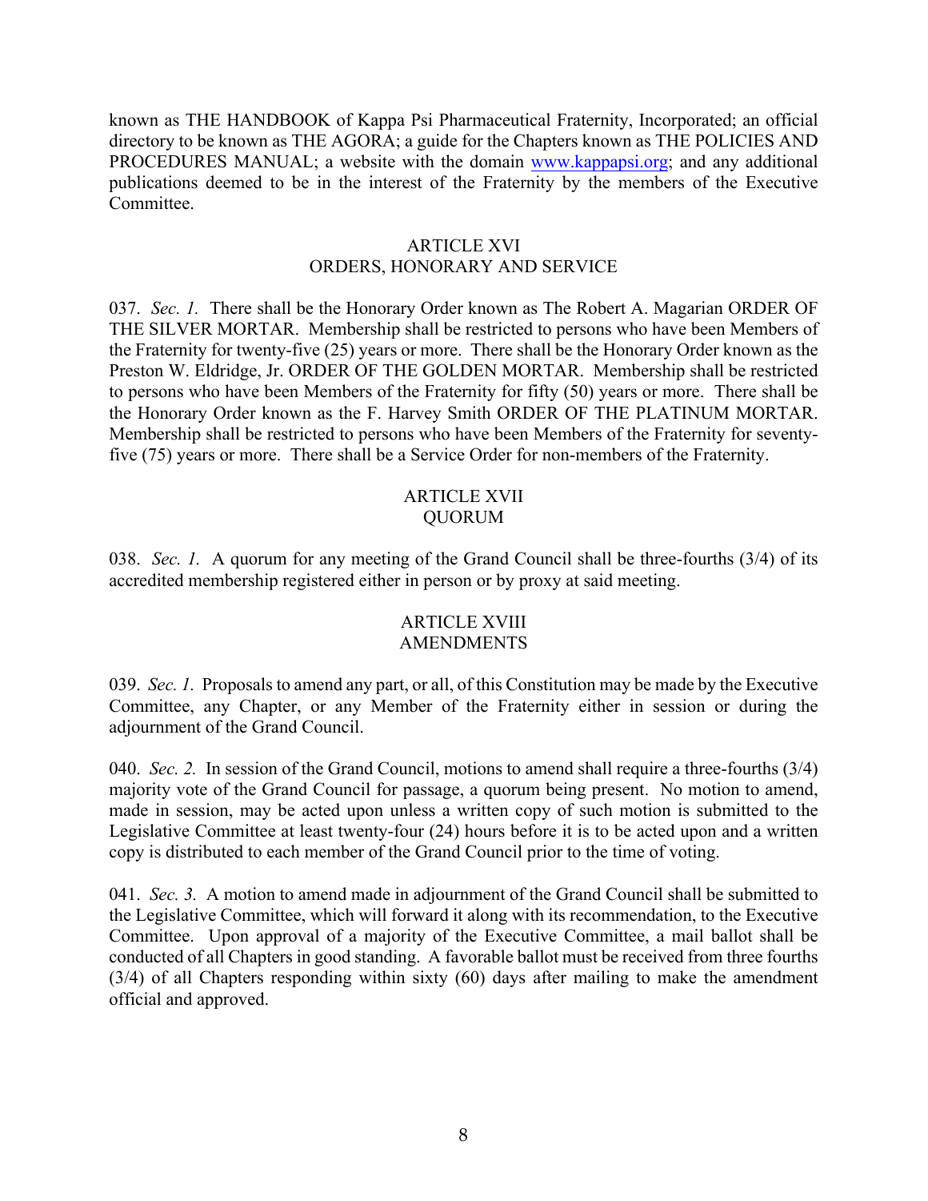known as THE HANDBOOK of Kappa Psi Pharmaceutical Fraternity, Incorporated; an official directory to be known as THE AGORA; a guide for the Chapters known as THE POLICIES AND PROCEDURES MANUAL; a website with the domain www.kappapsi.org; and any additional publications deemed to be in the interest of the Fraternity by the members of the Executive Committee.

## ARTICLE XVI
## ORDERS, HONORARY AND SERVICE

037. *Sec. 1.* There shall be the Honorary Order known as The Robert A. Magarian ORDER OF THE SILVER MORTAR. Membership shall be restricted to persons who have been Members of the Fraternity for twenty-five (25) years or more. There shall be the Honorary Order known as the Preston W. Eldridge, Jr. ORDER OF THE GOLDEN MORTAR. Membership shall be restricted to persons who have been Members of the Fraternity for fifty (50) years or more. There shall be the Honorary Order known as the F. Harvey Smith ORDER OF THE PLATINUM MORTAR. Membership shall be restricted to persons who have been Members of the Fraternity for seventy-five (75) years or more. There shall be a Service Order for non-members of the Fraternity.

## ARTICLE XVII
## QUORUM

038. *Sec. 1.* A quorum for any meeting of the Grand Council shall be three-fourths (3/4) of its accredited membership registered either in person or by proxy at said meeting.

## ARTICLE XVIII
## AMENDMENTS

039. *Sec. 1.* Proposals to amend any part, or all, of this Constitution may be made by the Executive Committee, any Chapter, or any Member of the Fraternity either in session or during the adjournment of the Grand Council.

040. *Sec. 2.* In session of the Grand Council, motions to amend shall require a three-fourths (3/4) majority vote of the Grand Council for passage, a quorum being present. No motion to amend, made in session, may be acted upon unless a written copy of such motion is submitted to the Legislative Committee at least twenty-four (24) hours before it is to be acted upon and a written copy is distributed to each member of the Grand Council prior to the time of voting.

041. *Sec. 3.* A motion to amend made in adjournment of the Grand Council shall be submitted to the Legislative Committee, which will forward it along with its recommendation, to the Executive Committee. Upon approval of a majority of the Executive Committee, a mail ballot shall be conducted of all Chapters in good standing. A favorable ballot must be received from three fourths (3/4) of all Chapters responding within sixty (60) days after mailing to make the amendment official and approved.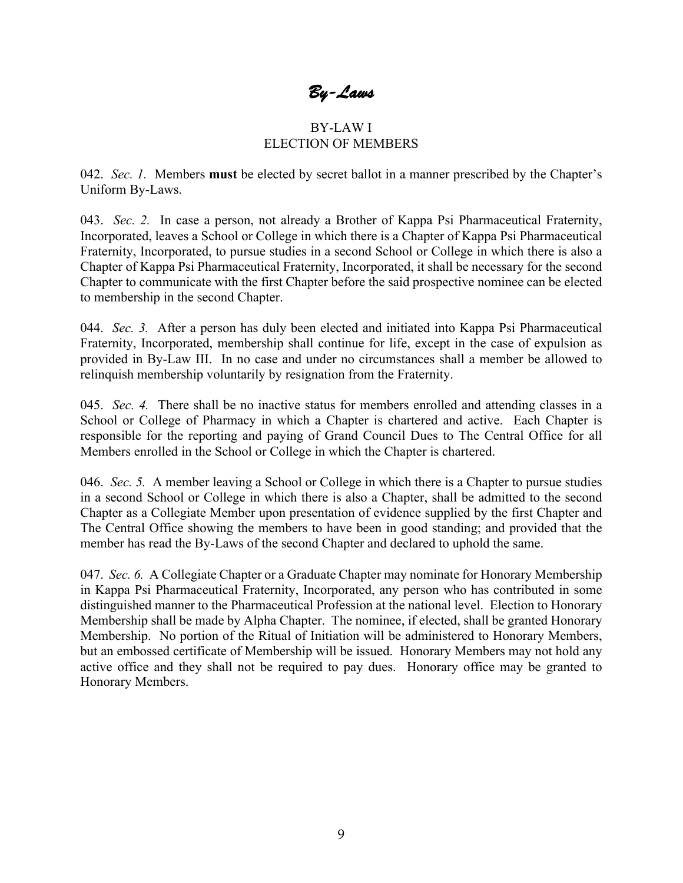# *By-Laws*

## BY-LAW I
## ELECTION OF MEMBERS

042. *Sec. 1.* Members **must** be elected by secret ballot in a manner prescribed by the Chapter's Uniform By-Laws.

043. *Sec. 2.* In case a person, not already a Brother of Kappa Psi Pharmaceutical Fraternity, Incorporated, leaves a School or College in which there is a Chapter of Kappa Psi Pharmaceutical Fraternity, Incorporated, to pursue studies in a second School or College in which there is also a Chapter of Kappa Psi Pharmaceutical Fraternity, Incorporated, it shall be necessary for the second Chapter to communicate with the first Chapter before the said prospective nominee can be elected to membership in the second Chapter.

044. *Sec. 3.* After a person has duly been elected and initiated into Kappa Psi Pharmaceutical Fraternity, Incorporated, membership shall continue for life, except in the case of expulsion as provided in By-Law III. In no case and under no circumstances shall a member be allowed to relinquish membership voluntarily by resignation from the Fraternity.

045. *Sec. 4.* There shall be no inactive status for members enrolled and attending classes in a School or College of Pharmacy in which a Chapter is chartered and active. Each Chapter is responsible for the reporting and paying of Grand Council Dues to The Central Office for all Members enrolled in the School or College in which the Chapter is chartered.

046. *Sec. 5.* A member leaving a School or College in which there is a Chapter to pursue studies in a second School or College in which there is also a Chapter, shall be admitted to the second Chapter as a Collegiate Member upon presentation of evidence supplied by the first Chapter and The Central Office showing the members to have been in good standing; and provided that the member has read the By-Laws of the second Chapter and declared to uphold the same.

047. *Sec. 6.* A Collegiate Chapter or a Graduate Chapter may nominate for Honorary Membership in Kappa Psi Pharmaceutical Fraternity, Incorporated, any person who has contributed in some distinguished manner to the Pharmaceutical Profession at the national level. Election to Honorary Membership shall be made by Alpha Chapter. The nominee, if elected, shall be granted Honorary Membership. No portion of the Ritual of Initiation will be administered to Honorary Members, but an embossed certificate of Membership will be issued. Honorary Members may not hold any active office and they shall not be required to pay dues. Honorary office may be granted to Honorary Members.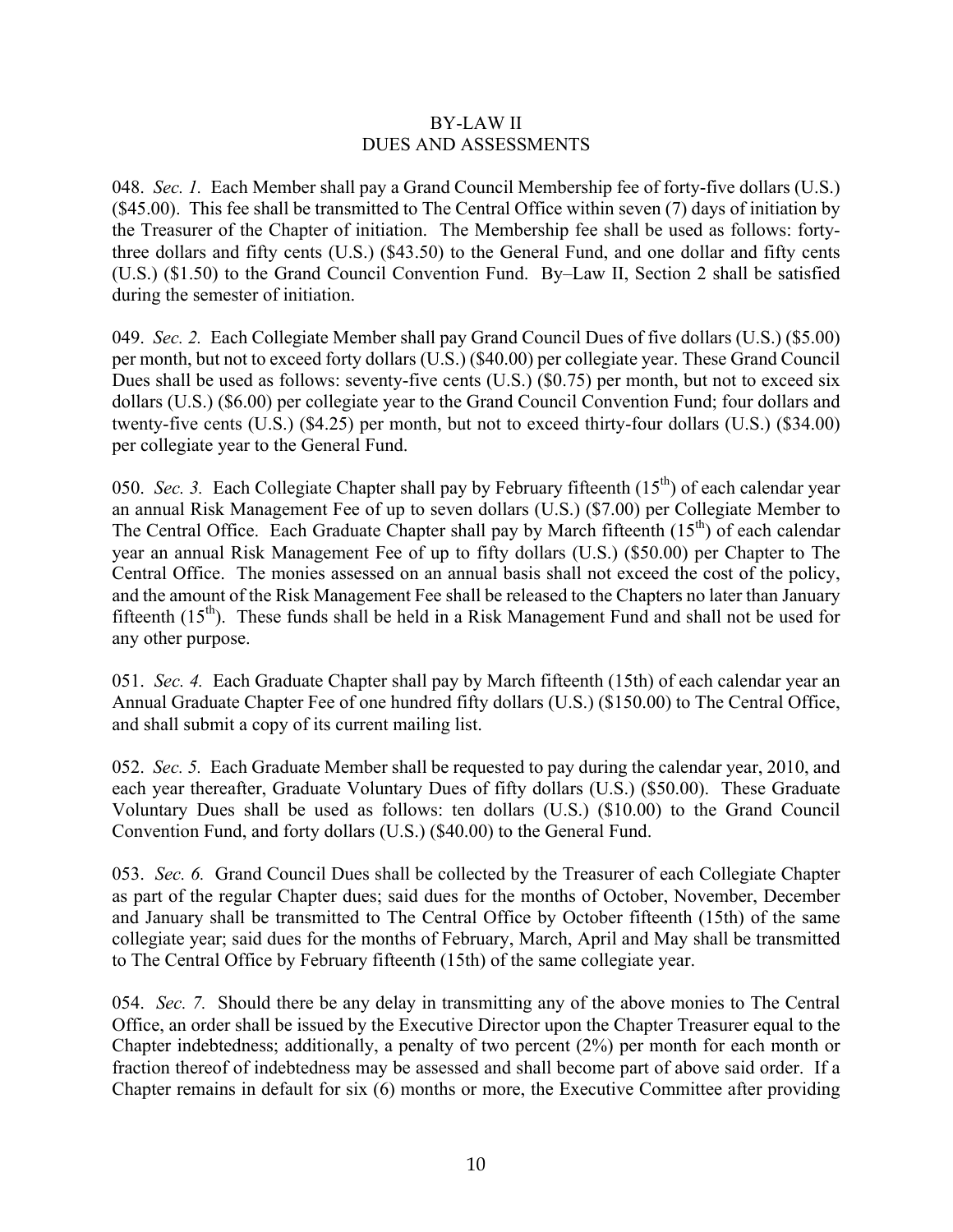## BY-LAW II
## DUES AND ASSESSMENTS

048. *Sec. 1.* Each Member shall pay a Grand Council Membership fee of forty-five dollars (U.S.) ($45.00). This fee shall be transmitted to The Central Office within seven (7) days of initiation by the Treasurer of the Chapter of initiation. The Membership fee shall be used as follows: forty-three dollars and fifty cents (U.S.) ($43.50) to the General Fund, and one dollar and fifty cents (U.S.) ($1.50) to the Grand Council Convention Fund. By–Law II, Section 2 shall be satisfied during the semester of initiation.

049. *Sec. 2.* Each Collegiate Member shall pay Grand Council Dues of five dollars (U.S.) ($5.00) per month, but not to exceed forty dollars (U.S.) ($40.00) per collegiate year. These Grand Council Dues shall be used as follows: seventy-five cents (U.S.) ($0.75) per month, but not to exceed six dollars (U.S.) ($6.00) per collegiate year to the Grand Council Convention Fund; four dollars and twenty-five cents (U.S.) ($4.25) per month, but not to exceed thirty-four dollars (U.S.) ($34.00) per collegiate year to the General Fund.

050. *Sec. 3.* Each Collegiate Chapter shall pay by February fifteenth (15th) of each calendar year an annual Risk Management Fee of up to seven dollars (U.S.) ($7.00) per Collegiate Member to The Central Office. Each Graduate Chapter shall pay by March fifteenth (15th) of each calendar year an annual Risk Management Fee of up to fifty dollars (U.S.) ($50.00) per Chapter to The Central Office. The monies assessed on an annual basis shall not exceed the cost of the policy, and the amount of the Risk Management Fee shall be released to the Chapters no later than January fifteenth (15th). These funds shall be held in a Risk Management Fund and shall not be used for any other purpose.

051. *Sec. 4.* Each Graduate Chapter shall pay by March fifteenth (15th) of each calendar year an Annual Graduate Chapter Fee of one hundred fifty dollars (U.S.) ($150.00) to The Central Office, and shall submit a copy of its current mailing list.

052. *Sec. 5.* Each Graduate Member shall be requested to pay during the calendar year, 2010, and each year thereafter, Graduate Voluntary Dues of fifty dollars (U.S.) ($50.00). These Graduate Voluntary Dues shall be used as follows: ten dollars (U.S.) ($10.00) to the Grand Council Convention Fund, and forty dollars (U.S.) ($40.00) to the General Fund.

053. *Sec. 6.* Grand Council Dues shall be collected by the Treasurer of each Collegiate Chapter as part of the regular Chapter dues; said dues for the months of October, November, December and January shall be transmitted to The Central Office by October fifteenth (15th) of the same collegiate year; said dues for the months of February, March, April and May shall be transmitted to The Central Office by February fifteenth (15th) of the same collegiate year.

054. *Sec. 7.* Should there be any delay in transmitting any of the above monies to The Central Office, an order shall be issued by the Executive Director upon the Chapter Treasurer equal to the Chapter indebtedness; additionally, a penalty of two percent (2%) per month for each month or fraction thereof of indebtedness may be assessed and shall become part of above said order. If a Chapter remains in default for six (6) months or more, the Executive Committee after providing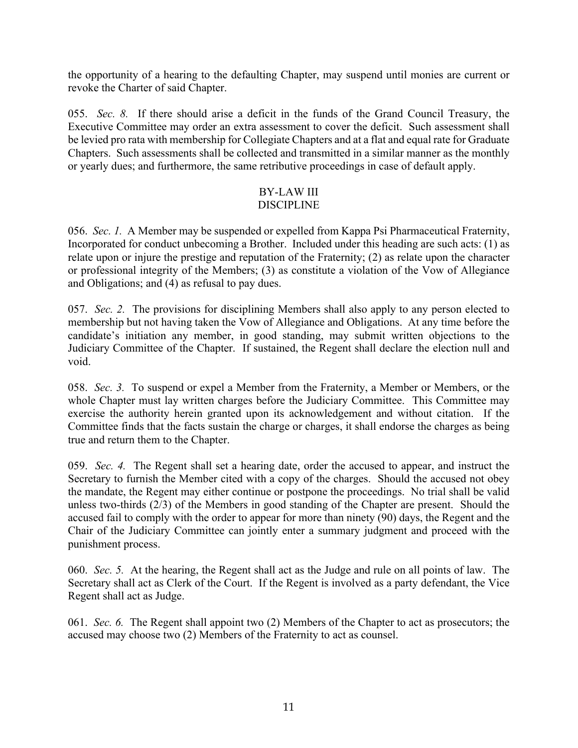the opportunity of a hearing to the defaulting Chapter, may suspend until monies are current or revoke the Charter of said Chapter.

055. *Sec. 8.* If there should arise a deficit in the funds of the Grand Council Treasury, the Executive Committee may order an extra assessment to cover the deficit. Such assessment shall be levied pro rata with membership for Collegiate Chapters and at a flat and equal rate for Graduate Chapters. Such assessments shall be collected and transmitted in a similar manner as the monthly or yearly dues; and furthermore, the same retributive proceedings in case of default apply.

## BY-LAW III
## DISCIPLINE

056. *Sec. 1.* A Member may be suspended or expelled from Kappa Psi Pharmaceutical Fraternity, Incorporated for conduct unbecoming a Brother. Included under this heading are such acts: (1) as relate upon or injure the prestige and reputation of the Fraternity; (2) as relate upon the character or professional integrity of the Members; (3) as constitute a violation of the Vow of Allegiance and Obligations; and (4) as refusal to pay dues.

057. *Sec. 2.* The provisions for disciplining Members shall also apply to any person elected to membership but not having taken the Vow of Allegiance and Obligations. At any time before the candidate's initiation any member, in good standing, may submit written objections to the Judiciary Committee of the Chapter. If sustained, the Regent shall declare the election null and void.

058. *Sec. 3.* To suspend or expel a Member from the Fraternity, a Member or Members, or the whole Chapter must lay written charges before the Judiciary Committee. This Committee may exercise the authority herein granted upon its acknowledgement and without citation. If the Committee finds that the facts sustain the charge or charges, it shall endorse the charges as being true and return them to the Chapter.

059. *Sec. 4.* The Regent shall set a hearing date, order the accused to appear, and instruct the Secretary to furnish the Member cited with a copy of the charges. Should the accused not obey the mandate, the Regent may either continue or postpone the proceedings. No trial shall be valid unless two-thirds (2/3) of the Members in good standing of the Chapter are present. Should the accused fail to comply with the order to appear for more than ninety (90) days, the Regent and the Chair of the Judiciary Committee can jointly enter a summary judgment and proceed with the punishment process.

060. *Sec. 5.* At the hearing, the Regent shall act as the Judge and rule on all points of law. The Secretary shall act as Clerk of the Court. If the Regent is involved as a party defendant, the Vice Regent shall act as Judge.

061. *Sec. 6.* The Regent shall appoint two (2) Members of the Chapter to act as prosecutors; the accused may choose two (2) Members of the Fraternity to act as counsel.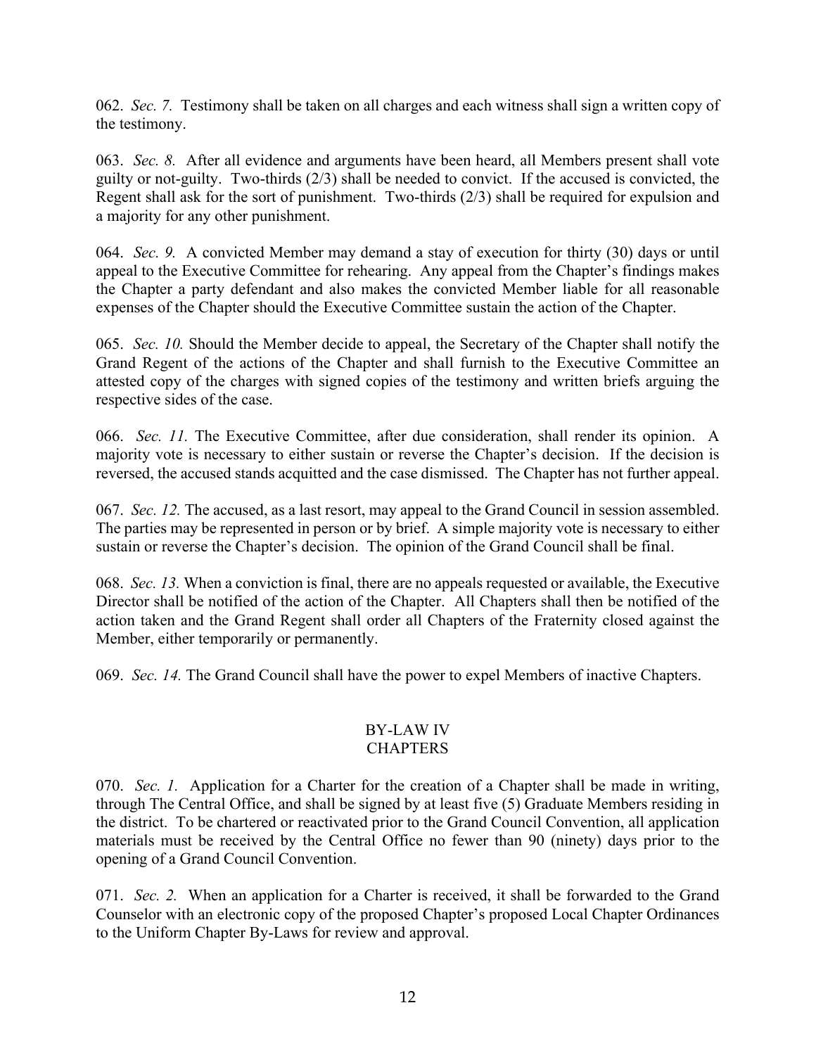062. *Sec. 7.* Testimony shall be taken on all charges and each witness shall sign a written copy of the testimony.

063. *Sec. 8.* After all evidence and arguments have been heard, all Members present shall vote guilty or not-guilty. Two-thirds (2/3) shall be needed to convict. If the accused is convicted, the Regent shall ask for the sort of punishment. Two-thirds (2/3) shall be required for expulsion and a majority for any other punishment.

064. *Sec. 9.* A convicted Member may demand a stay of execution for thirty (30) days or until appeal to the Executive Committee for rehearing. Any appeal from the Chapter's findings makes the Chapter a party defendant and also makes the convicted Member liable for all reasonable expenses of the Chapter should the Executive Committee sustain the action of the Chapter.

065. *Sec. 10.* Should the Member decide to appeal, the Secretary of the Chapter shall notify the Grand Regent of the actions of the Chapter and shall furnish to the Executive Committee an attested copy of the charges with signed copies of the testimony and written briefs arguing the respective sides of the case.

066. *Sec. 11.* The Executive Committee, after due consideration, shall render its opinion. A majority vote is necessary to either sustain or reverse the Chapter's decision. If the decision is reversed, the accused stands acquitted and the case dismissed. The Chapter has not further appeal.

067. *Sec. 12.* The accused, as a last resort, may appeal to the Grand Council in session assembled. The parties may be represented in person or by brief. A simple majority vote is necessary to either sustain or reverse the Chapter's decision. The opinion of the Grand Council shall be final.

068. *Sec. 13.* When a conviction is final, there are no appeals requested or available, the Executive Director shall be notified of the action of the Chapter. All Chapters shall then be notified of the action taken and the Grand Regent shall order all Chapters of the Fraternity closed against the Member, either temporarily or permanently.

069. *Sec. 14.* The Grand Council shall have the power to expel Members of inactive Chapters.

## BY-LAW IV
## CHAPTERS

070. *Sec. 1.* Application for a Charter for the creation of a Chapter shall be made in writing, through The Central Office, and shall be signed by at least five (5) Graduate Members residing in the district. To be chartered or reactivated prior to the Grand Council Convention, all application materials must be received by the Central Office no fewer than 90 (ninety) days prior to the opening of a Grand Council Convention.

071. *Sec. 2.* When an application for a Charter is received, it shall be forwarded to the Grand Counselor with an electronic copy of the proposed Chapter's proposed Local Chapter Ordinances to the Uniform Chapter By-Laws for review and approval.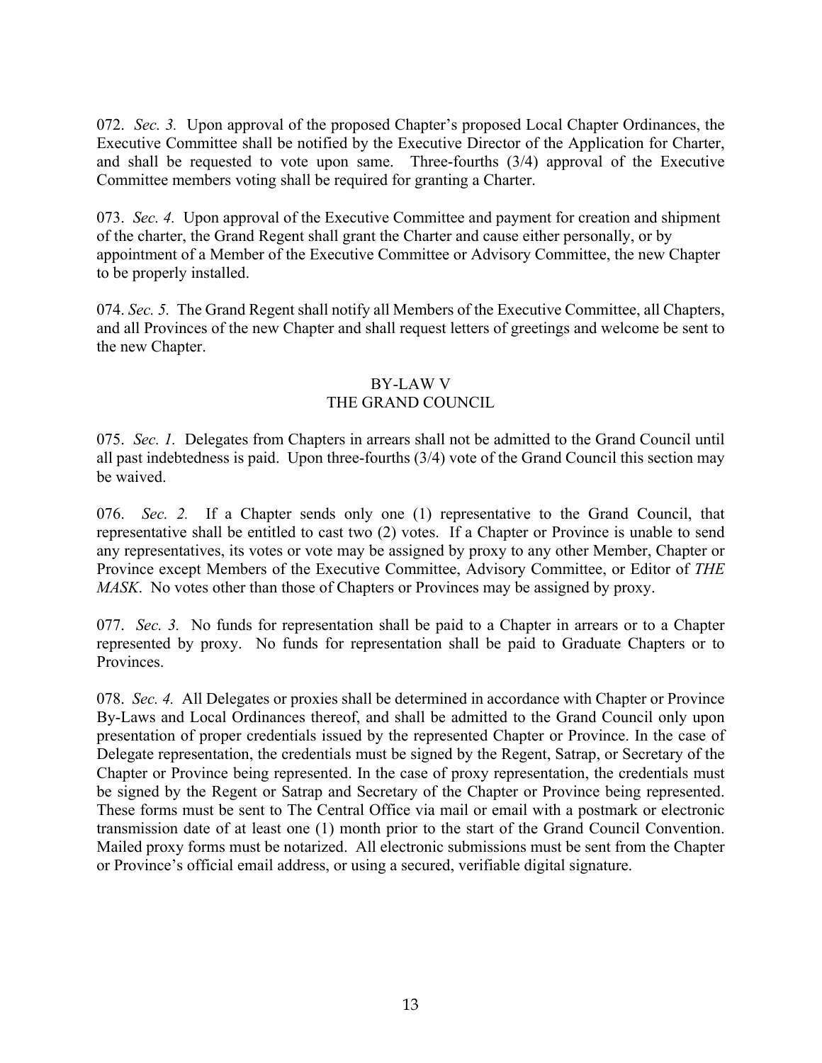072. *Sec. 3.* Upon approval of the proposed Chapter's proposed Local Chapter Ordinances, the Executive Committee shall be notified by the Executive Director of the Application for Charter, and shall be requested to vote upon same. Three-fourths (3/4) approval of the Executive Committee members voting shall be required for granting a Charter.

073. *Sec. 4.* Upon approval of the Executive Committee and payment for creation and shipment of the charter, the Grand Regent shall grant the Charter and cause either personally, or by appointment of a Member of the Executive Committee or Advisory Committee, the new Chapter to be properly installed.

074. *Sec. 5.* The Grand Regent shall notify all Members of the Executive Committee, all Chapters, and all Provinces of the new Chapter and shall request letters of greetings and welcome be sent to the new Chapter.

## BY-LAW V
## THE GRAND COUNCIL

075. *Sec. 1.* Delegates from Chapters in arrears shall not be admitted to the Grand Council until all past indebtedness is paid. Upon three-fourths (3/4) vote of the Grand Council this section may be waived.

076. *Sec. 2.* If a Chapter sends only one (1) representative to the Grand Council, that representative shall be entitled to cast two (2) votes. If a Chapter or Province is unable to send any representatives, its votes or vote may be assigned by proxy to any other Member, Chapter or Province except Members of the Executive Committee, Advisory Committee, or Editor of *THE MASK*. No votes other than those of Chapters or Provinces may be assigned by proxy.

077. *Sec. 3.* No funds for representation shall be paid to a Chapter in arrears or to a Chapter represented by proxy. No funds for representation shall be paid to Graduate Chapters or to Provinces.

078. *Sec. 4.* All Delegates or proxies shall be determined in accordance with Chapter or Province By-Laws and Local Ordinances thereof, and shall be admitted to the Grand Council only upon presentation of proper credentials issued by the represented Chapter or Province. In the case of Delegate representation, the credentials must be signed by the Regent, Satrap, or Secretary of the Chapter or Province being represented. In the case of proxy representation, the credentials must be signed by the Regent or Satrap and Secretary of the Chapter or Province being represented. These forms must be sent to The Central Office via mail or email with a postmark or electronic transmission date of at least one (1) month prior to the start of the Grand Council Convention. Mailed proxy forms must be notarized. All electronic submissions must be sent from the Chapter or Province's official email address, or using a secured, verifiable digital signature.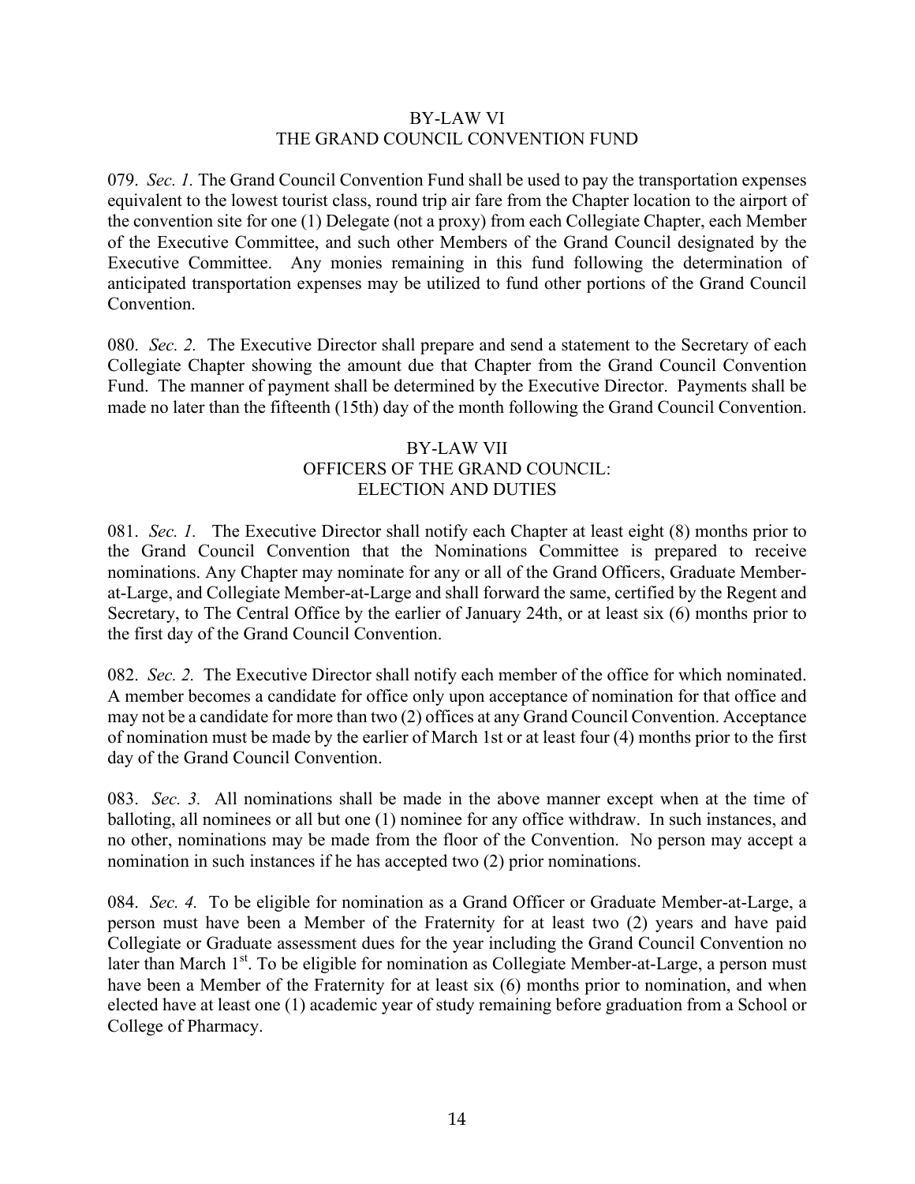## BY-LAW VI
## THE GRAND COUNCIL CONVENTION FUND

079. *Sec. 1.* The Grand Council Convention Fund shall be used to pay the transportation expenses equivalent to the lowest tourist class, round trip air fare from the Chapter location to the airport of the convention site for one (1) Delegate (not a proxy) from each Collegiate Chapter, each Member of the Executive Committee, and such other Members of the Grand Council designated by the Executive Committee. Any monies remaining in this fund following the determination of anticipated transportation expenses may be utilized to fund other portions of the Grand Council Convention.

080. *Sec. 2.* The Executive Director shall prepare and send a statement to the Secretary of each Collegiate Chapter showing the amount due that Chapter from the Grand Council Convention Fund. The manner of payment shall be determined by the Executive Director. Payments shall be made no later than the fifteenth (15th) day of the month following the Grand Council Convention.

## BY-LAW VII
## OFFICERS OF THE GRAND COUNCIL: ELECTION AND DUTIES

081. *Sec. 1.* The Executive Director shall notify each Chapter at least eight (8) months prior to the Grand Council Convention that the Nominations Committee is prepared to receive nominations. Any Chapter may nominate for any or all of the Grand Officers, Graduate Member-at-Large, and Collegiate Member-at-Large and shall forward the same, certified by the Regent and Secretary, to The Central Office by the earlier of January 24th, or at least six (6) months prior to the first day of the Grand Council Convention.

082. *Sec. 2.* The Executive Director shall notify each member of the office for which nominated. A member becomes a candidate for office only upon acceptance of nomination for that office and may not be a candidate for more than two (2) offices at any Grand Council Convention. Acceptance of nomination must be made by the earlier of March 1st or at least four (4) months prior to the first day of the Grand Council Convention.

083. *Sec. 3.* All nominations shall be made in the above manner except when at the time of balloting, all nominees or all but one (1) nominee for any office withdraw. In such instances, and no other, nominations may be made from the floor of the Convention. No person may accept a nomination in such instances if he has accepted two (2) prior nominations.

084. *Sec. 4.* To be eligible for nomination as a Grand Officer or Graduate Member-at-Large, a person must have been a Member of the Fraternity for at least two (2) years and have paid Collegiate or Graduate assessment dues for the year including the Grand Council Convention no later than March 1st. To be eligible for nomination as Collegiate Member-at-Large, a person must have been a Member of the Fraternity for at least six (6) months prior to nomination, and when elected have at least one (1) academic year of study remaining before graduation from a School or College of Pharmacy.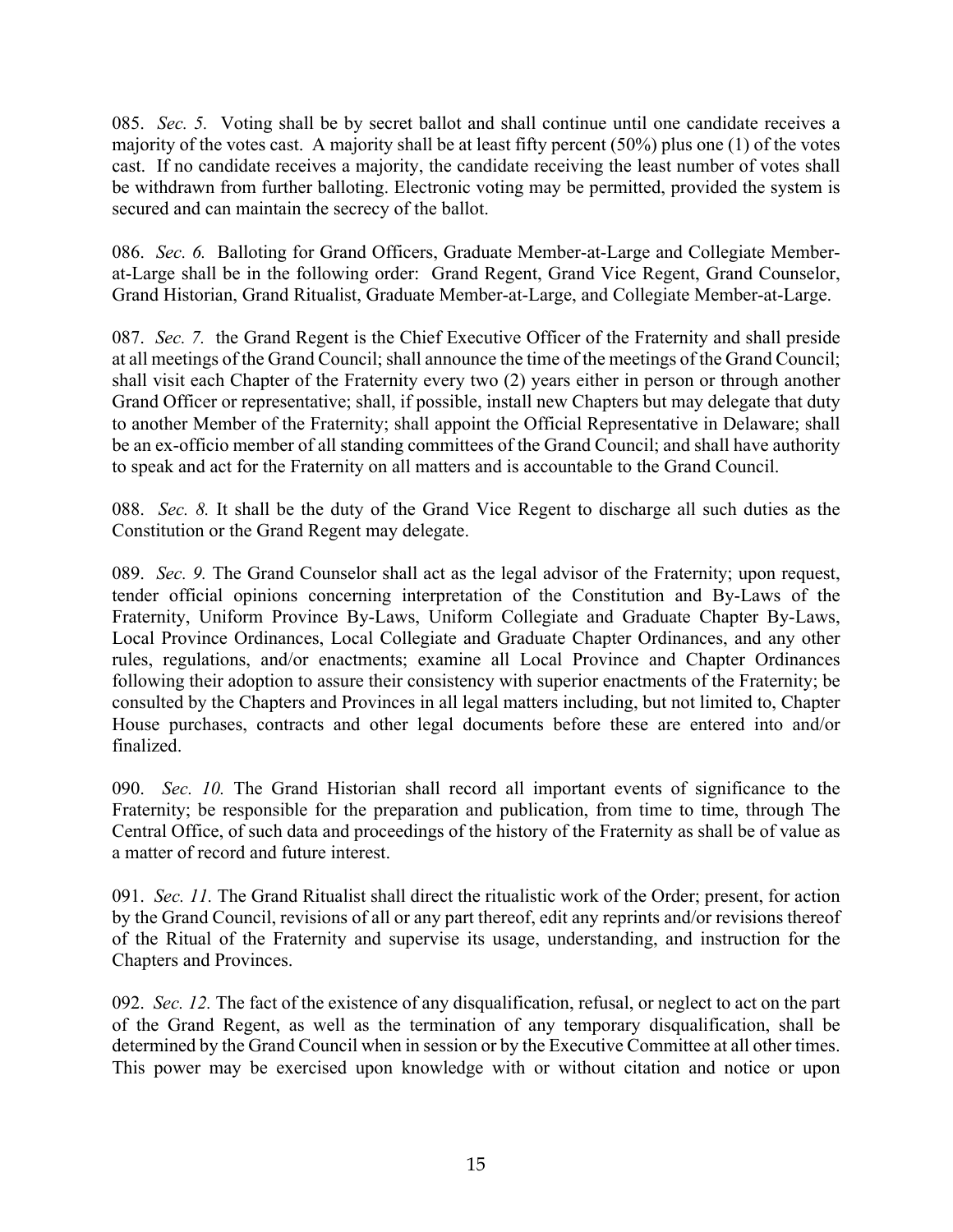085. *Sec. 5.* Voting shall be by secret ballot and shall continue until one candidate receives a majority of the votes cast. A majority shall be at least fifty percent (50%) plus one (1) of the votes cast. If no candidate receives a majority, the candidate receiving the least number of votes shall be withdrawn from further balloting. Electronic voting may be permitted, provided the system is secured and can maintain the secrecy of the ballot.

086. *Sec. 6.* Balloting for Grand Officers, Graduate Member-at-Large and Collegiate Member-at-Large shall be in the following order: Grand Regent, Grand Vice Regent, Grand Counselor, Grand Historian, Grand Ritualist, Graduate Member-at-Large, and Collegiate Member-at-Large.

087. *Sec. 7.* the Grand Regent is the Chief Executive Officer of the Fraternity and shall preside at all meetings of the Grand Council; shall announce the time of the meetings of the Grand Council; shall visit each Chapter of the Fraternity every two (2) years either in person or through another Grand Officer or representative; shall, if possible, install new Chapters but may delegate that duty to another Member of the Fraternity; shall appoint the Official Representative in Delaware; shall be an ex-officio member of all standing committees of the Grand Council; and shall have authority to speak and act for the Fraternity on all matters and is accountable to the Grand Council.

088. *Sec. 8.* It shall be the duty of the Grand Vice Regent to discharge all such duties as the Constitution or the Grand Regent may delegate.

089. *Sec. 9.* The Grand Counselor shall act as the legal advisor of the Fraternity; upon request, tender official opinions concerning interpretation of the Constitution and By-Laws of the Fraternity, Uniform Province By-Laws, Uniform Collegiate and Graduate Chapter By-Laws, Local Province Ordinances, Local Collegiate and Graduate Chapter Ordinances, and any other rules, regulations, and/or enactments; examine all Local Province and Chapter Ordinances following their adoption to assure their consistency with superior enactments of the Fraternity; be consulted by the Chapters and Provinces in all legal matters including, but not limited to, Chapter House purchases, contracts and other legal documents before these are entered into and/or finalized.

090. *Sec. 10.* The Grand Historian shall record all important events of significance to the Fraternity; be responsible for the preparation and publication, from time to time, through The Central Office, of such data and proceedings of the history of the Fraternity as shall be of value as a matter of record and future interest.

091. *Sec. 11.* The Grand Ritualist shall direct the ritualistic work of the Order; present, for action by the Grand Council, revisions of all or any part thereof, edit any reprints and/or revisions thereof of the Ritual of the Fraternity and supervise its usage, understanding, and instruction for the Chapters and Provinces.

092. *Sec. 12.* The fact of the existence of any disqualification, refusal, or neglect to act on the part of the Grand Regent, as well as the termination of any temporary disqualification, shall be determined by the Grand Council when in session or by the Executive Committee at all other times. This power may be exercised upon knowledge with or without citation and notice or upon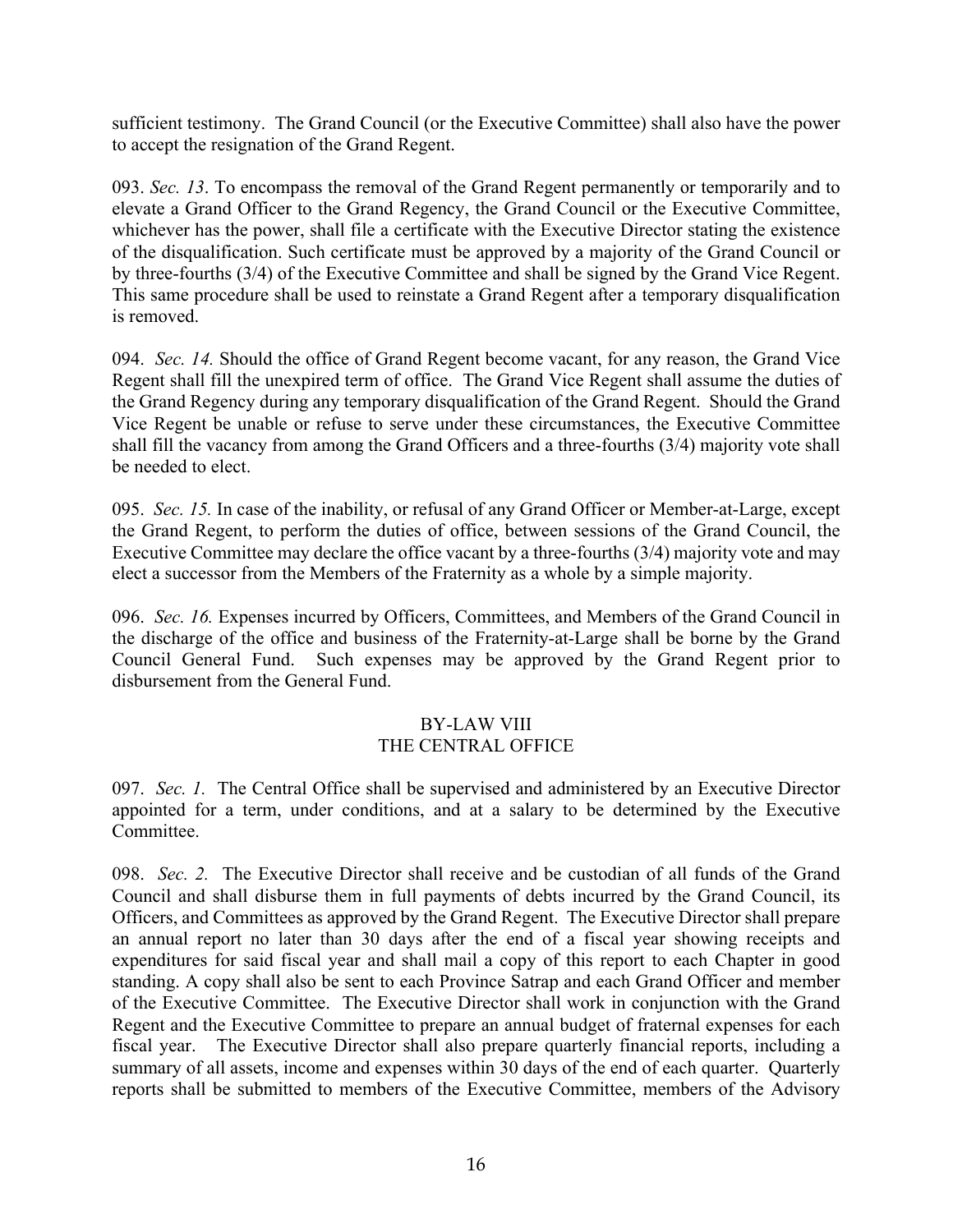sufficient testimony. The Grand Council (or the Executive Committee) shall also have the power to accept the resignation of the Grand Regent.

093. *Sec. 13*. To encompass the removal of the Grand Regent permanently or temporarily and to elevate a Grand Officer to the Grand Regency, the Grand Council or the Executive Committee, whichever has the power, shall file a certificate with the Executive Director stating the existence of the disqualification. Such certificate must be approved by a majority of the Grand Council or by three-fourths (3/4) of the Executive Committee and shall be signed by the Grand Vice Regent. This same procedure shall be used to reinstate a Grand Regent after a temporary disqualification is removed.

094. *Sec. 14.* Should the office of Grand Regent become vacant, for any reason, the Grand Vice Regent shall fill the unexpired term of office. The Grand Vice Regent shall assume the duties of the Grand Regency during any temporary disqualification of the Grand Regent. Should the Grand Vice Regent be unable or refuse to serve under these circumstances, the Executive Committee shall fill the vacancy from among the Grand Officers and a three-fourths (3/4) majority vote shall be needed to elect.

095. *Sec. 15.* In case of the inability, or refusal of any Grand Officer or Member-at-Large, except the Grand Regent, to perform the duties of office, between sessions of the Grand Council, the Executive Committee may declare the office vacant by a three-fourths (3/4) majority vote and may elect a successor from the Members of the Fraternity as a whole by a simple majority.

096. *Sec. 16.* Expenses incurred by Officers, Committees, and Members of the Grand Council in the discharge of the office and business of the Fraternity-at-Large shall be borne by the Grand Council General Fund. Such expenses may be approved by the Grand Regent prior to disbursement from the General Fund.

## BY-LAW VIII
## THE CENTRAL OFFICE

097. *Sec. 1.* The Central Office shall be supervised and administered by an Executive Director appointed for a term, under conditions, and at a salary to be determined by the Executive Committee.

098. *Sec. 2.* The Executive Director shall receive and be custodian of all funds of the Grand Council and shall disburse them in full payments of debts incurred by the Grand Council, its Officers, and Committees as approved by the Grand Regent. The Executive Director shall prepare an annual report no later than 30 days after the end of a fiscal year showing receipts and expenditures for said fiscal year and shall mail a copy of this report to each Chapter in good standing. A copy shall also be sent to each Province Satrap and each Grand Officer and member of the Executive Committee. The Executive Director shall work in conjunction with the Grand Regent and the Executive Committee to prepare an annual budget of fraternal expenses for each fiscal year. The Executive Director shall also prepare quarterly financial reports, including a summary of all assets, income and expenses within 30 days of the end of each quarter. Quarterly reports shall be submitted to members of the Executive Committee, members of the Advisory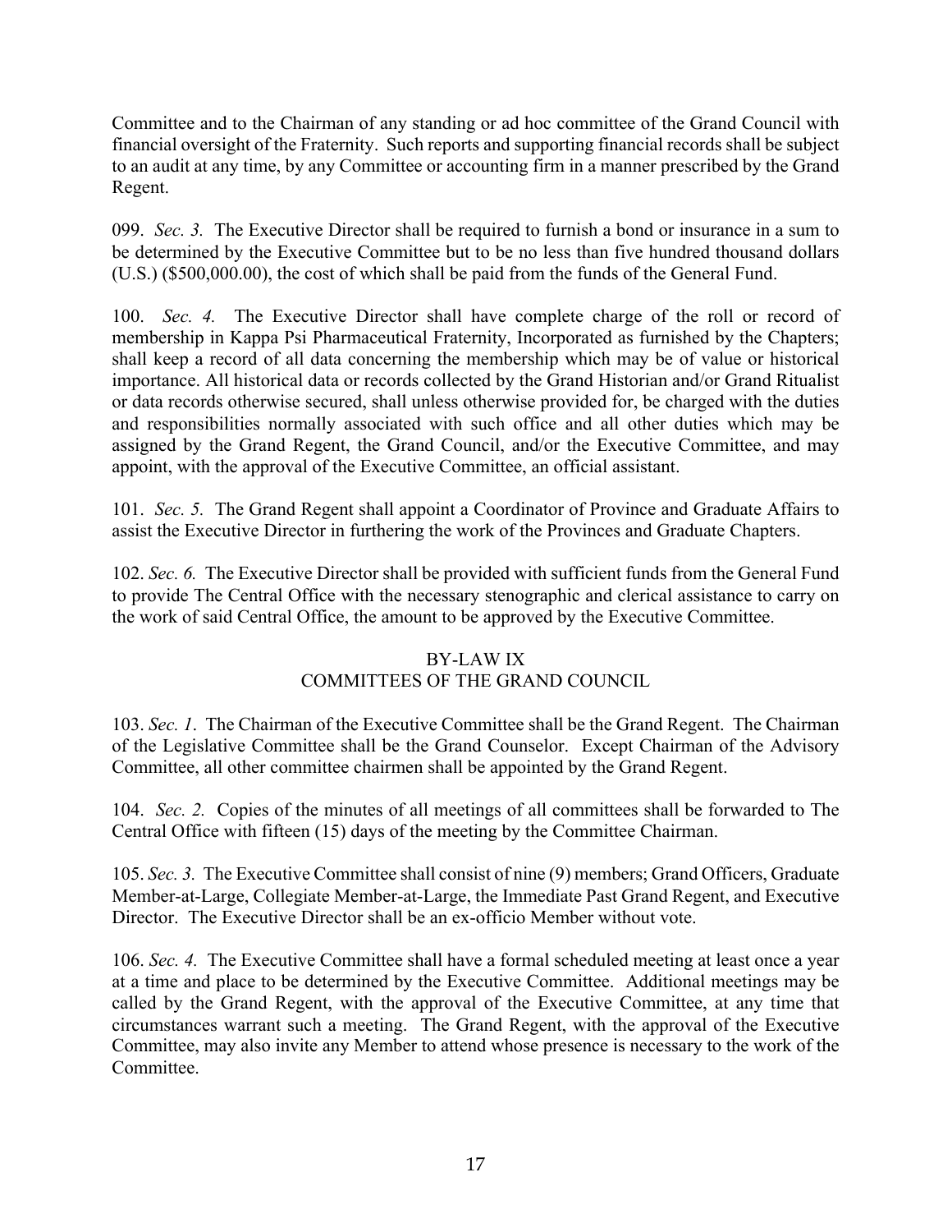Committee and to the Chairman of any standing or ad hoc committee of the Grand Council with financial oversight of the Fraternity. Such reports and supporting financial records shall be subject to an audit at any time, by any Committee or accounting firm in a manner prescribed by the Grand Regent.

099. *Sec. 3.* The Executive Director shall be required to furnish a bond or insurance in a sum to be determined by the Executive Committee but to be no less than five hundred thousand dollars (U.S.) ($500,000.00), the cost of which shall be paid from the funds of the General Fund.

100. *Sec. 4.* The Executive Director shall have complete charge of the roll or record of membership in Kappa Psi Pharmaceutical Fraternity, Incorporated as furnished by the Chapters; shall keep a record of all data concerning the membership which may be of value or historical importance. All historical data or records collected by the Grand Historian and/or Grand Ritualist or data records otherwise secured, shall unless otherwise provided for, be charged with the duties and responsibilities normally associated with such office and all other duties which may be assigned by the Grand Regent, the Grand Council, and/or the Executive Committee, and may appoint, with the approval of the Executive Committee, an official assistant.

101. *Sec. 5.* The Grand Regent shall appoint a Coordinator of Province and Graduate Affairs to assist the Executive Director in furthering the work of the Provinces and Graduate Chapters.

102. *Sec. 6.* The Executive Director shall be provided with sufficient funds from the General Fund to provide The Central Office with the necessary stenographic and clerical assistance to carry on the work of said Central Office, the amount to be approved by the Executive Committee.

## BY-LAW IX
## COMMITTEES OF THE GRAND COUNCIL

103. *Sec. 1*. The Chairman of the Executive Committee shall be the Grand Regent. The Chairman of the Legislative Committee shall be the Grand Counselor. Except Chairman of the Advisory Committee, all other committee chairmen shall be appointed by the Grand Regent.

104. *Sec. 2.* Copies of the minutes of all meetings of all committees shall be forwarded to The Central Office with fifteen (15) days of the meeting by the Committee Chairman.

105. *Sec. 3.* The Executive Committee shall consist of nine (9) members; Grand Officers, Graduate Member-at-Large, Collegiate Member-at-Large, the Immediate Past Grand Regent, and Executive Director. The Executive Director shall be an ex-officio Member without vote.

106. *Sec. 4.* The Executive Committee shall have a formal scheduled meeting at least once a year at a time and place to be determined by the Executive Committee. Additional meetings may be called by the Grand Regent, with the approval of the Executive Committee, at any time that circumstances warrant such a meeting. The Grand Regent, with the approval of the Executive Committee, may also invite any Member to attend whose presence is necessary to the work of the Committee.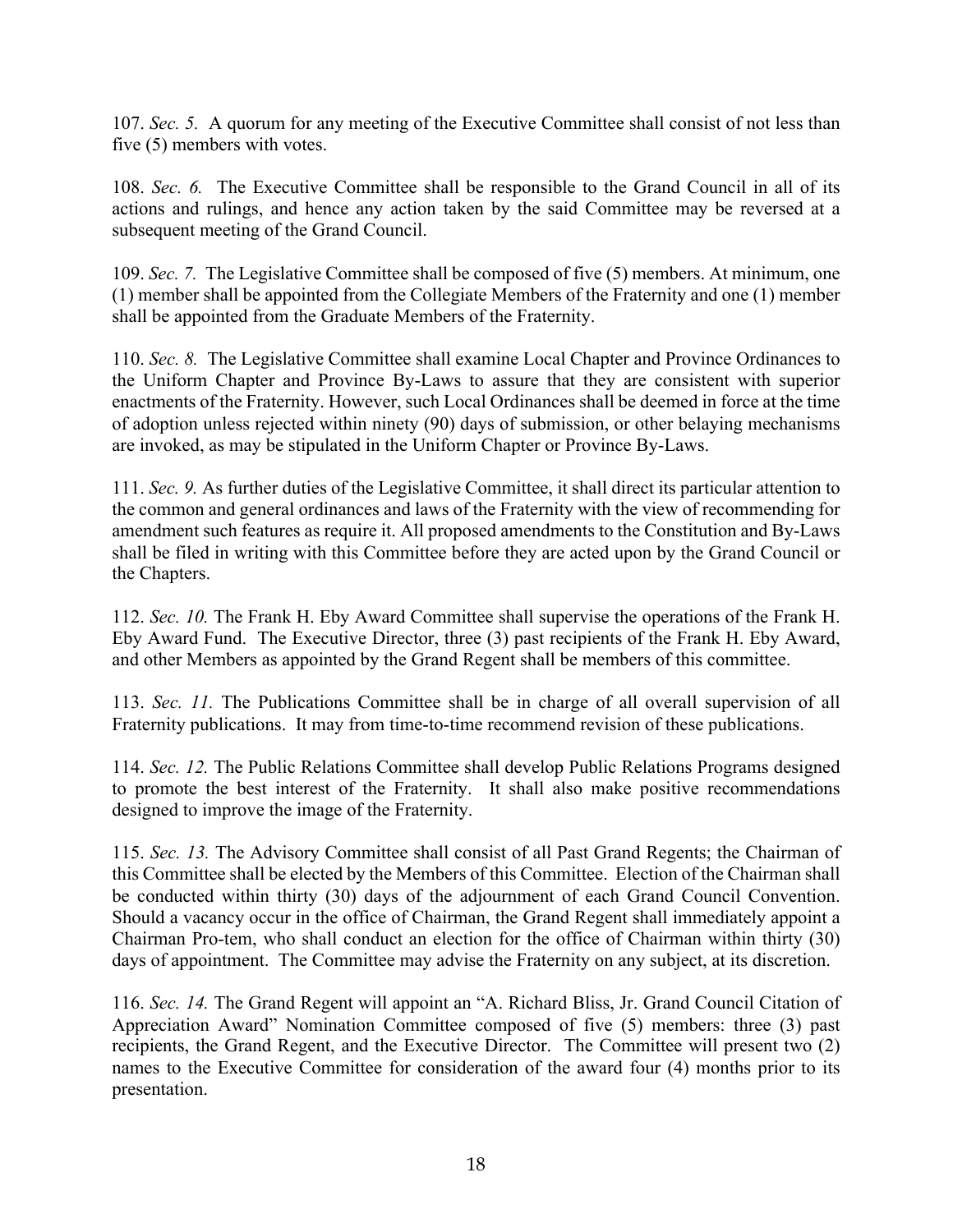107. *Sec. 5.* A quorum for any meeting of the Executive Committee shall consist of not less than five (5) members with votes.

108. *Sec. 6.* The Executive Committee shall be responsible to the Grand Council in all of its actions and rulings, and hence any action taken by the said Committee may be reversed at a subsequent meeting of the Grand Council.

109. *Sec. 7.* The Legislative Committee shall be composed of five (5) members. At minimum, one (1) member shall be appointed from the Collegiate Members of the Fraternity and one (1) member shall be appointed from the Graduate Members of the Fraternity.

110. *Sec. 8.* The Legislative Committee shall examine Local Chapter and Province Ordinances to the Uniform Chapter and Province By-Laws to assure that they are consistent with superior enactments of the Fraternity. However, such Local Ordinances shall be deemed in force at the time of adoption unless rejected within ninety (90) days of submission, or other belaying mechanisms are invoked, as may be stipulated in the Uniform Chapter or Province By-Laws.

111. *Sec. 9.* As further duties of the Legislative Committee, it shall direct its particular attention to the common and general ordinances and laws of the Fraternity with the view of recommending for amendment such features as require it. All proposed amendments to the Constitution and By-Laws shall be filed in writing with this Committee before they are acted upon by the Grand Council or the Chapters.

112. *Sec. 10.* The Frank H. Eby Award Committee shall supervise the operations of the Frank H. Eby Award Fund. The Executive Director, three (3) past recipients of the Frank H. Eby Award, and other Members as appointed by the Grand Regent shall be members of this committee.

113. *Sec. 11.* The Publications Committee shall be in charge of all overall supervision of all Fraternity publications. It may from time-to-time recommend revision of these publications.

114. *Sec. 12.* The Public Relations Committee shall develop Public Relations Programs designed to promote the best interest of the Fraternity. It shall also make positive recommendations designed to improve the image of the Fraternity.

115. *Sec. 13.* The Advisory Committee shall consist of all Past Grand Regents; the Chairman of this Committee shall be elected by the Members of this Committee. Election of the Chairman shall be conducted within thirty (30) days of the adjournment of each Grand Council Convention. Should a vacancy occur in the office of Chairman, the Grand Regent shall immediately appoint a Chairman Pro-tem, who shall conduct an election for the office of Chairman within thirty (30) days of appointment. The Committee may advise the Fraternity on any subject, at its discretion.

116. *Sec. 14.* The Grand Regent will appoint an "A. Richard Bliss, Jr. Grand Council Citation of Appreciation Award" Nomination Committee composed of five (5) members: three (3) past recipients, the Grand Regent, and the Executive Director. The Committee will present two (2) names to the Executive Committee for consideration of the award four (4) months prior to its presentation.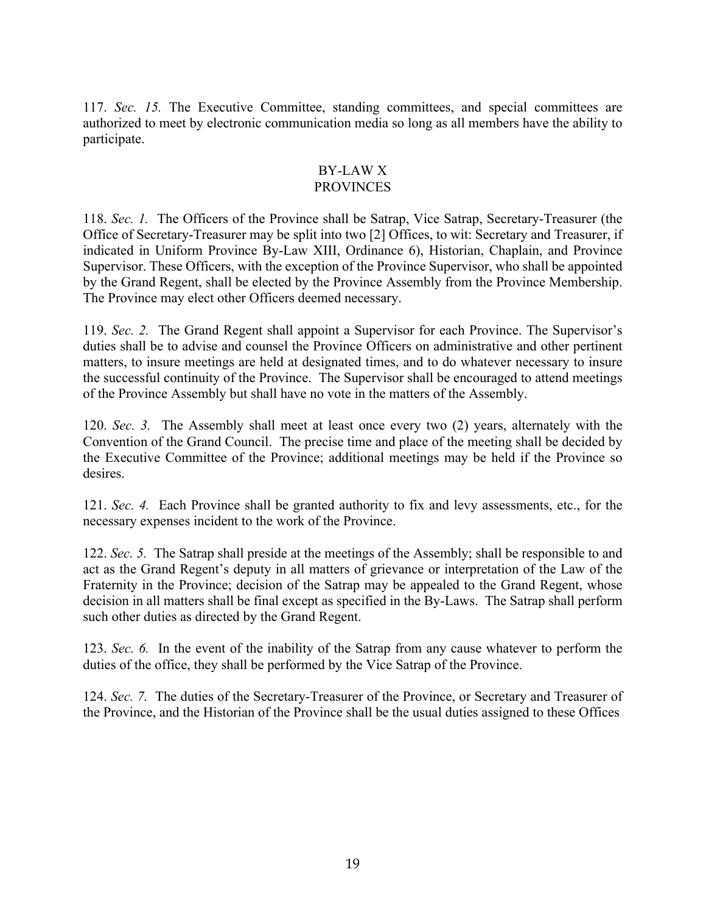117. *Sec. 15.* The Executive Committee, standing committees, and special committees are authorized to meet by electronic communication media so long as all members have the ability to participate.

## BY-LAW X
## PROVINCES

118. *Sec. 1.* The Officers of the Province shall be Satrap, Vice Satrap, Secretary-Treasurer (the Office of Secretary-Treasurer may be split into two [2] Offices, to wit: Secretary and Treasurer, if indicated in Uniform Province By-Law XIII, Ordinance 6), Historian, Chaplain, and Province Supervisor. These Officers, with the exception of the Province Supervisor, who shall be appointed by the Grand Regent, shall be elected by the Province Assembly from the Province Membership. The Province may elect other Officers deemed necessary.

119. *Sec. 2.* The Grand Regent shall appoint a Supervisor for each Province. The Supervisor's duties shall be to advise and counsel the Province Officers on administrative and other pertinent matters, to insure meetings are held at designated times, and to do whatever necessary to insure the successful continuity of the Province. The Supervisor shall be encouraged to attend meetings of the Province Assembly but shall have no vote in the matters of the Assembly.

120. *Sec. 3.* The Assembly shall meet at least once every two (2) years, alternately with the Convention of the Grand Council. The precise time and place of the meeting shall be decided by the Executive Committee of the Province; additional meetings may be held if the Province so desires.

121. *Sec. 4.* Each Province shall be granted authority to fix and levy assessments, etc., for the necessary expenses incident to the work of the Province.

122. *Sec. 5.* The Satrap shall preside at the meetings of the Assembly; shall be responsible to and act as the Grand Regent's deputy in all matters of grievance or interpretation of the Law of the Fraternity in the Province; decision of the Satrap may be appealed to the Grand Regent, whose decision in all matters shall be final except as specified in the By-Laws. The Satrap shall perform such other duties as directed by the Grand Regent.

123. *Sec. 6.* In the event of the inability of the Satrap from any cause whatever to perform the duties of the office, they shall be performed by the Vice Satrap of the Province.

124. *Sec. 7.* The duties of the Secretary-Treasurer of the Province, or Secretary and Treasurer of the Province, and the Historian of the Province shall be the usual duties assigned to these Offices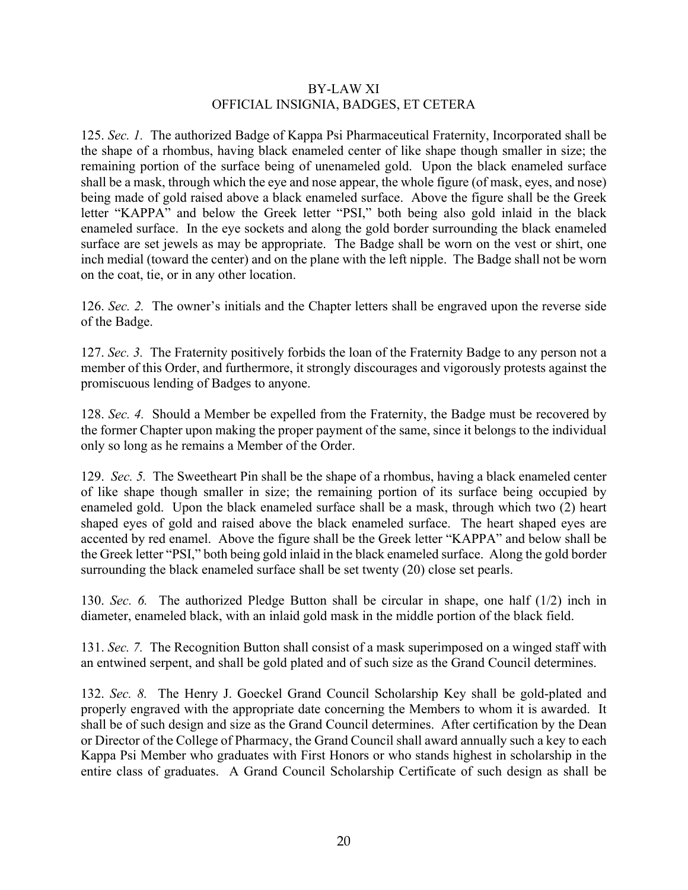## BY-LAW XI
## OFFICIAL INSIGNIA, BADGES, ET CETERA

125. *Sec. 1.* The authorized Badge of Kappa Psi Pharmaceutical Fraternity, Incorporated shall be the shape of a rhombus, having black enameled center of like shape though smaller in size; the remaining portion of the surface being of unenameled gold. Upon the black enameled surface shall be a mask, through which the eye and nose appear, the whole figure (of mask, eyes, and nose) being made of gold raised above a black enameled surface. Above the figure shall be the Greek letter "KAPPA" and below the Greek letter "PSI," both being also gold inlaid in the black enameled surface. In the eye sockets and along the gold border surrounding the black enameled surface are set jewels as may be appropriate. The Badge shall be worn on the vest or shirt, one inch medial (toward the center) and on the plane with the left nipple. The Badge shall not be worn on the coat, tie, or in any other location.

126. *Sec. 2.* The owner's initials and the Chapter letters shall be engraved upon the reverse side of the Badge.

127. *Sec. 3.* The Fraternity positively forbids the loan of the Fraternity Badge to any person not a member of this Order, and furthermore, it strongly discourages and vigorously protests against the promiscuous lending of Badges to anyone.

128. *Sec. 4.* Should a Member be expelled from the Fraternity, the Badge must be recovered by the former Chapter upon making the proper payment of the same, since it belongs to the individual only so long as he remains a Member of the Order.

129. *Sec. 5.* The Sweetheart Pin shall be the shape of a rhombus, having a black enameled center of like shape though smaller in size; the remaining portion of its surface being occupied by enameled gold. Upon the black enameled surface shall be a mask, through which two (2) heart shaped eyes of gold and raised above the black enameled surface. The heart shaped eyes are accented by red enamel. Above the figure shall be the Greek letter "KAPPA" and below shall be the Greek letter "PSI," both being gold inlaid in the black enameled surface. Along the gold border surrounding the black enameled surface shall be set twenty (20) close set pearls.

130. *Sec. 6.* The authorized Pledge Button shall be circular in shape, one half (1/2) inch in diameter, enameled black, with an inlaid gold mask in the middle portion of the black field.

131. *Sec. 7.* The Recognition Button shall consist of a mask superimposed on a winged staff with an entwined serpent, and shall be gold plated and of such size as the Grand Council determines.

132. *Sec. 8.* The Henry J. Goeckel Grand Council Scholarship Key shall be gold-plated and properly engraved with the appropriate date concerning the Members to whom it is awarded. It shall be of such design and size as the Grand Council determines. After certification by the Dean or Director of the College of Pharmacy, the Grand Council shall award annually such a key to each Kappa Psi Member who graduates with First Honors or who stands highest in scholarship in the entire class of graduates. A Grand Council Scholarship Certificate of such design as shall be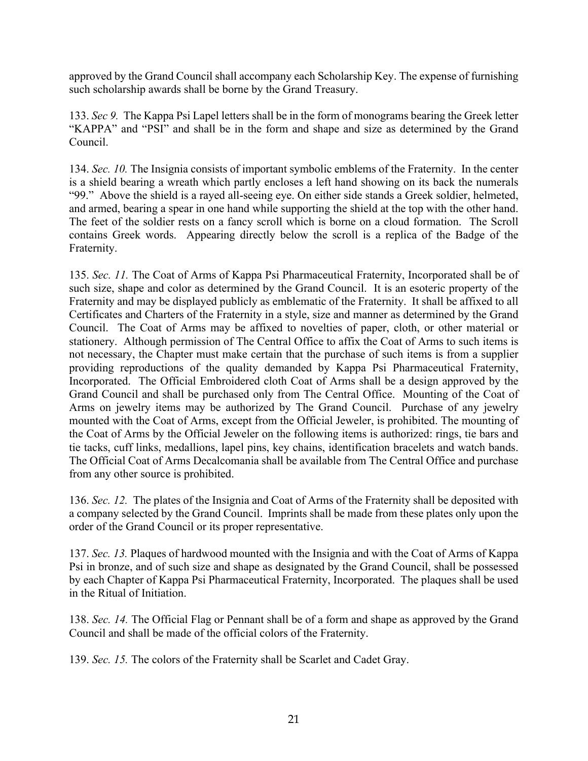approved by the Grand Council shall accompany each Scholarship Key. The expense of furnishing such scholarship awards shall be borne by the Grand Treasury.

133. *Sec 9.* The Kappa Psi Lapel letters shall be in the form of monograms bearing the Greek letter "KAPPA" and "PSI" and shall be in the form and shape and size as determined by the Grand Council.

134. *Sec. 10.* The Insignia consists of important symbolic emblems of the Fraternity. In the center is a shield bearing a wreath which partly encloses a left hand showing on its back the numerals "99." Above the shield is a rayed all-seeing eye. On either side stands a Greek soldier, helmeted, and armed, bearing a spear in one hand while supporting the shield at the top with the other hand. The feet of the soldier rests on a fancy scroll which is borne on a cloud formation. The Scroll contains Greek words. Appearing directly below the scroll is a replica of the Badge of the Fraternity.

135. *Sec. 11.* The Coat of Arms of Kappa Psi Pharmaceutical Fraternity, Incorporated shall be of such size, shape and color as determined by the Grand Council. It is an esoteric property of the Fraternity and may be displayed publicly as emblematic of the Fraternity. It shall be affixed to all Certificates and Charters of the Fraternity in a style, size and manner as determined by the Grand Council. The Coat of Arms may be affixed to novelties of paper, cloth, or other material or stationery. Although permission of The Central Office to affix the Coat of Arms to such items is not necessary, the Chapter must make certain that the purchase of such items is from a supplier providing reproductions of the quality demanded by Kappa Psi Pharmaceutical Fraternity, Incorporated. The Official Embroidered cloth Coat of Arms shall be a design approved by the Grand Council and shall be purchased only from The Central Office. Mounting of the Coat of Arms on jewelry items may be authorized by The Grand Council. Purchase of any jewelry mounted with the Coat of Arms, except from the Official Jeweler, is prohibited. The mounting of the Coat of Arms by the Official Jeweler on the following items is authorized: rings, tie bars and tie tacks, cuff links, medallions, lapel pins, key chains, identification bracelets and watch bands. The Official Coat of Arms Decalcomania shall be available from The Central Office and purchase from any other source is prohibited.

136. *Sec. 12.* The plates of the Insignia and Coat of Arms of the Fraternity shall be deposited with a company selected by the Grand Council. Imprints shall be made from these plates only upon the order of the Grand Council or its proper representative.

137. *Sec. 13.* Plaques of hardwood mounted with the Insignia and with the Coat of Arms of Kappa Psi in bronze, and of such size and shape as designated by the Grand Council, shall be possessed by each Chapter of Kappa Psi Pharmaceutical Fraternity, Incorporated. The plaques shall be used in the Ritual of Initiation.

138. *Sec. 14.* The Official Flag or Pennant shall be of a form and shape as approved by the Grand Council and shall be made of the official colors of the Fraternity.

139. *Sec. 15.* The colors of the Fraternity shall be Scarlet and Cadet Gray.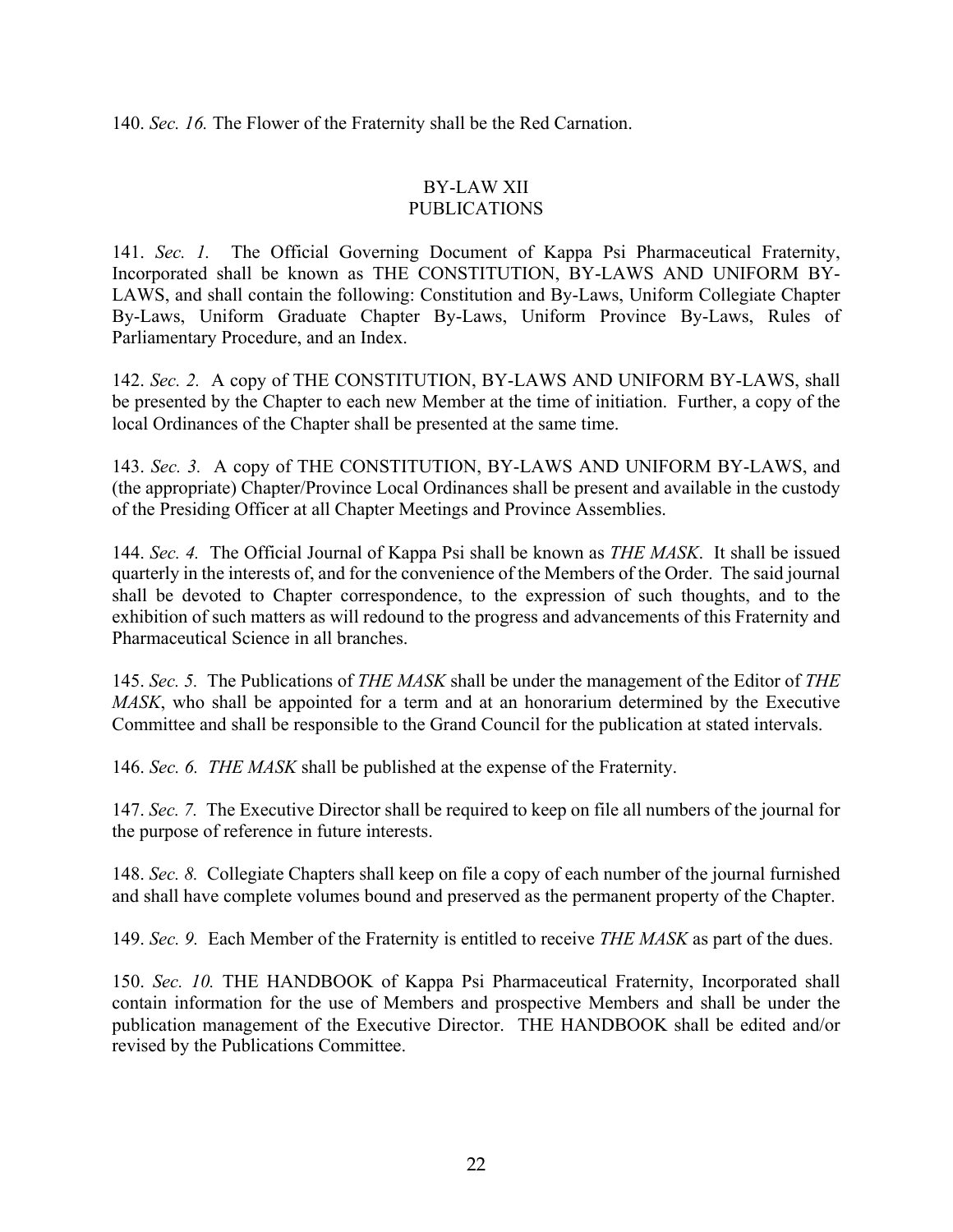140. *Sec. 16.* The Flower of the Fraternity shall be the Red Carnation.

## BY-LAW XII
## PUBLICATIONS

141. *Sec. 1.* The Official Governing Document of Kappa Psi Pharmaceutical Fraternity, Incorporated shall be known as THE CONSTITUTION, BY-LAWS AND UNIFORM BY-LAWS, and shall contain the following: Constitution and By-Laws, Uniform Collegiate Chapter By-Laws, Uniform Graduate Chapter By-Laws, Uniform Province By-Laws, Rules of Parliamentary Procedure, and an Index.

142. *Sec. 2.* A copy of THE CONSTITUTION, BY-LAWS AND UNIFORM BY-LAWS, shall be presented by the Chapter to each new Member at the time of initiation. Further, a copy of the local Ordinances of the Chapter shall be presented at the same time.

143. *Sec. 3.* A copy of THE CONSTITUTION, BY-LAWS AND UNIFORM BY-LAWS, and (the appropriate) Chapter/Province Local Ordinances shall be present and available in the custody of the Presiding Officer at all Chapter Meetings and Province Assemblies.

144. *Sec. 4.* The Official Journal of Kappa Psi shall be known as *THE MASK*. It shall be issued quarterly in the interests of, and for the convenience of the Members of the Order. The said journal shall be devoted to Chapter correspondence, to the expression of such thoughts, and to the exhibition of such matters as will redound to the progress and advancements of this Fraternity and Pharmaceutical Science in all branches.

145. *Sec. 5.* The Publications of *THE MASK* shall be under the management of the Editor of *THE MASK*, who shall be appointed for a term and at an honorarium determined by the Executive Committee and shall be responsible to the Grand Council for the publication at stated intervals.

146. *Sec. 6.* *THE MASK* shall be published at the expense of the Fraternity.

147. *Sec. 7.* The Executive Director shall be required to keep on file all numbers of the journal for the purpose of reference in future interests.

148. *Sec. 8.* Collegiate Chapters shall keep on file a copy of each number of the journal furnished and shall have complete volumes bound and preserved as the permanent property of the Chapter.

149. *Sec. 9.* Each Member of the Fraternity is entitled to receive *THE MASK* as part of the dues.

150. *Sec. 10.* THE HANDBOOK of Kappa Psi Pharmaceutical Fraternity, Incorporated shall contain information for the use of Members and prospective Members and shall be under the publication management of the Executive Director. THE HANDBOOK shall be edited and/or revised by the Publications Committee.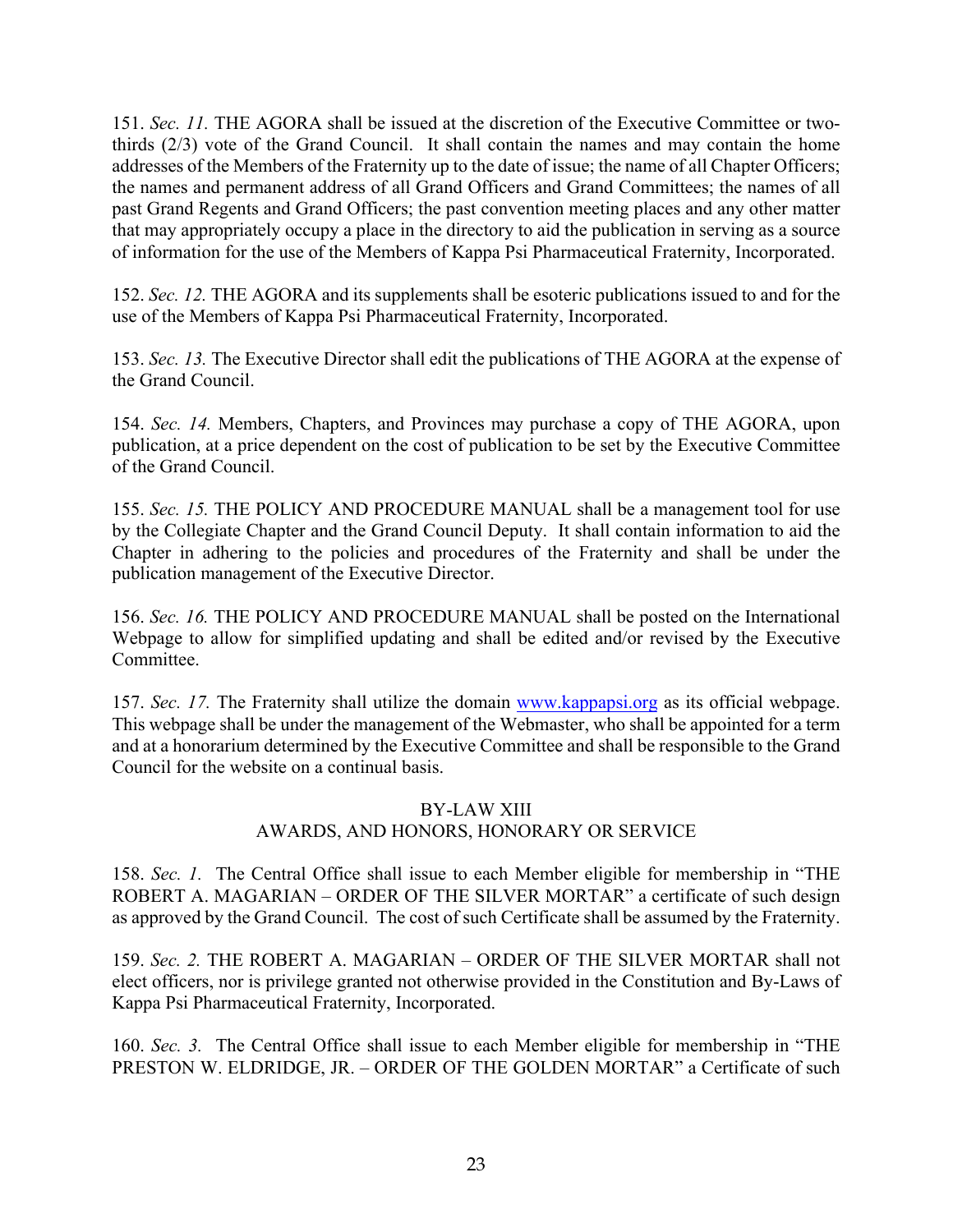151. *Sec. 11.* THE AGORA shall be issued at the discretion of the Executive Committee or two-thirds (2/3) vote of the Grand Council. It shall contain the names and may contain the home addresses of the Members of the Fraternity up to the date of issue; the name of all Chapter Officers; the names and permanent address of all Grand Officers and Grand Committees; the names of all past Grand Regents and Grand Officers; the past convention meeting places and any other matter that may appropriately occupy a place in the directory to aid the publication in serving as a source of information for the use of the Members of Kappa Psi Pharmaceutical Fraternity, Incorporated.

152. *Sec. 12.* THE AGORA and its supplements shall be esoteric publications issued to and for the use of the Members of Kappa Psi Pharmaceutical Fraternity, Incorporated.

153. *Sec. 13.* The Executive Director shall edit the publications of THE AGORA at the expense of the Grand Council.

154. *Sec. 14.* Members, Chapters, and Provinces may purchase a copy of THE AGORA, upon publication, at a price dependent on the cost of publication to be set by the Executive Committee of the Grand Council.

155. *Sec. 15.* THE POLICY AND PROCEDURE MANUAL shall be a management tool for use by the Collegiate Chapter and the Grand Council Deputy. It shall contain information to aid the Chapter in adhering to the policies and procedures of the Fraternity and shall be under the publication management of the Executive Director.

156. *Sec. 16.* THE POLICY AND PROCEDURE MANUAL shall be posted on the International Webpage to allow for simplified updating and shall be edited and/or revised by the Executive Committee.

157. *Sec. 17.* The Fraternity shall utilize the domain [www.kappapsi.org](www.kappapsi.org) as its official webpage. This webpage shall be under the management of the Webmaster, who shall be appointed for a term and at a honorarium determined by the Executive Committee and shall be responsible to the Grand Council for the website on a continual basis.

## BY-LAW XIII
## AWARDS, AND HONORS, HONORARY OR SERVICE

158. *Sec. 1.* The Central Office shall issue to each Member eligible for membership in "THE ROBERT A. MAGARIAN – ORDER OF THE SILVER MORTAR" a certificate of such design as approved by the Grand Council. The cost of such Certificate shall be assumed by the Fraternity.

159. *Sec. 2.* THE ROBERT A. MAGARIAN – ORDER OF THE SILVER MORTAR shall not elect officers, nor is privilege granted not otherwise provided in the Constitution and By-Laws of Kappa Psi Pharmaceutical Fraternity, Incorporated.

160. *Sec. 3.* The Central Office shall issue to each Member eligible for membership in "THE PRESTON W. ELDRIDGE, JR. – ORDER OF THE GOLDEN MORTAR" a Certificate of such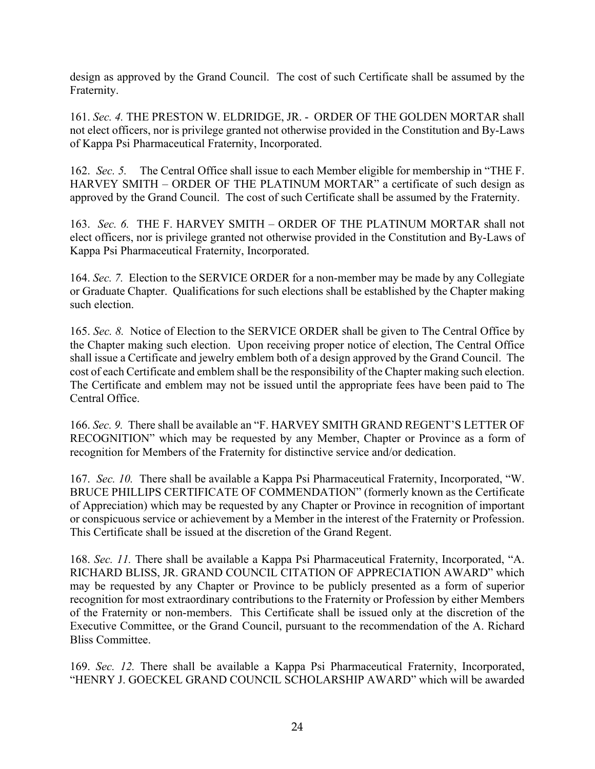design as approved by the Grand Council. The cost of such Certificate shall be assumed by the Fraternity.

161. *Sec. 4.* THE PRESTON W. ELDRIDGE, JR. - ORDER OF THE GOLDEN MORTAR shall not elect officers, nor is privilege granted not otherwise provided in the Constitution and By-Laws of Kappa Psi Pharmaceutical Fraternity, Incorporated.

162. *Sec. 5.* The Central Office shall issue to each Member eligible for membership in "THE F. HARVEY SMITH – ORDER OF THE PLATINUM MORTAR" a certificate of such design as approved by the Grand Council. The cost of such Certificate shall be assumed by the Fraternity.

163. *Sec. 6.* THE F. HARVEY SMITH – ORDER OF THE PLATINUM MORTAR shall not elect officers, nor is privilege granted not otherwise provided in the Constitution and By-Laws of Kappa Psi Pharmaceutical Fraternity, Incorporated.

164. *Sec. 7.* Election to the SERVICE ORDER for a non-member may be made by any Collegiate or Graduate Chapter. Qualifications for such elections shall be established by the Chapter making such election.

165. *Sec. 8.* Notice of Election to the SERVICE ORDER shall be given to The Central Office by the Chapter making such election. Upon receiving proper notice of election, The Central Office shall issue a Certificate and jewelry emblem both of a design approved by the Grand Council. The cost of each Certificate and emblem shall be the responsibility of the Chapter making such election. The Certificate and emblem may not be issued until the appropriate fees have been paid to The Central Office.

166. *Sec. 9.* There shall be available an "F. HARVEY SMITH GRAND REGENT'S LETTER OF RECOGNITION" which may be requested by any Member, Chapter or Province as a form of recognition for Members of the Fraternity for distinctive service and/or dedication.

167. *Sec. 10.* There shall be available a Kappa Psi Pharmaceutical Fraternity, Incorporated, "W. BRUCE PHILLIPS CERTIFICATE OF COMMENDATION" (formerly known as the Certificate of Appreciation) which may be requested by any Chapter or Province in recognition of important or conspicuous service or achievement by a Member in the interest of the Fraternity or Profession. This Certificate shall be issued at the discretion of the Grand Regent.

168. *Sec. 11.* There shall be available a Kappa Psi Pharmaceutical Fraternity, Incorporated, "A. RICHARD BLISS, JR. GRAND COUNCIL CITATION OF APPRECIATION AWARD" which may be requested by any Chapter or Province to be publicly presented as a form of superior recognition for most extraordinary contributions to the Fraternity or Profession by either Members of the Fraternity or non-members. This Certificate shall be issued only at the discretion of the Executive Committee, or the Grand Council, pursuant to the recommendation of the A. Richard Bliss Committee.

169. *Sec. 12.* There shall be available a Kappa Psi Pharmaceutical Fraternity, Incorporated, "HENRY J. GOECKEL GRAND COUNCIL SCHOLARSHIP AWARD" which will be awarded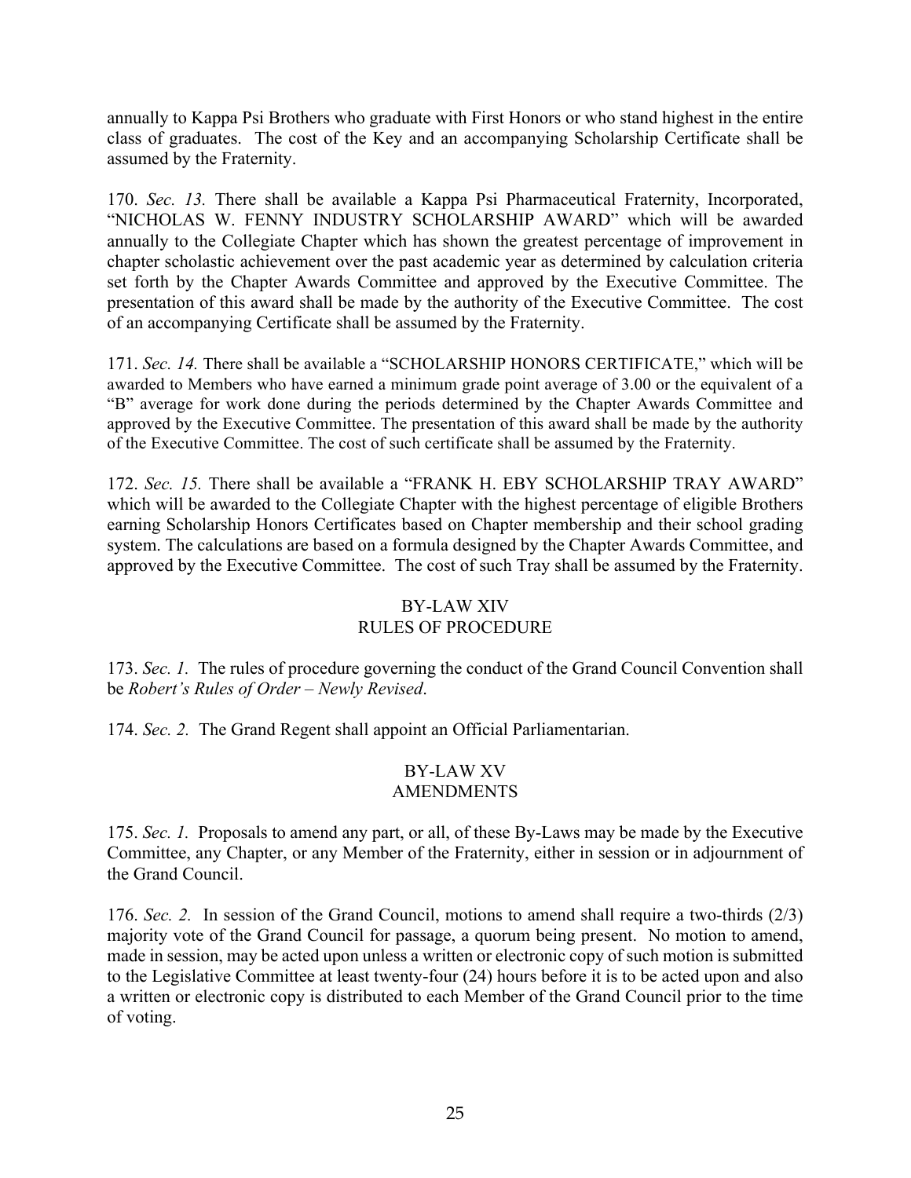annually to Kappa Psi Brothers who graduate with First Honors or who stand highest in the entire class of graduates. The cost of the Key and an accompanying Scholarship Certificate shall be assumed by the Fraternity.

170. *Sec. 13.* There shall be available a Kappa Psi Pharmaceutical Fraternity, Incorporated, "NICHOLAS W. FENNY INDUSTRY SCHOLARSHIP AWARD" which will be awarded annually to the Collegiate Chapter which has shown the greatest percentage of improvement in chapter scholastic achievement over the past academic year as determined by calculation criteria set forth by the Chapter Awards Committee and approved by the Executive Committee. The presentation of this award shall be made by the authority of the Executive Committee. The cost of an accompanying Certificate shall be assumed by the Fraternity.

171. *Sec. 14.* There shall be available a "SCHOLARSHIP HONORS CERTIFICATE," which will be awarded to Members who have earned a minimum grade point average of 3.00 or the equivalent of a "B" average for work done during the periods determined by the Chapter Awards Committee and approved by the Executive Committee. The presentation of this award shall be made by the authority of the Executive Committee. The cost of such certificate shall be assumed by the Fraternity.

172. *Sec. 15.* There shall be available a "FRANK H. EBY SCHOLARSHIP TRAY AWARD" which will be awarded to the Collegiate Chapter with the highest percentage of eligible Brothers earning Scholarship Honors Certificates based on Chapter membership and their school grading system. The calculations are based on a formula designed by the Chapter Awards Committee, and approved by the Executive Committee. The cost of such Tray shall be assumed by the Fraternity.

## BY-LAW XIV
## RULES OF PROCEDURE

173. *Sec. 1.* The rules of procedure governing the conduct of the Grand Council Convention shall be *Robert's Rules of Order – Newly Revised*.

174. *Sec. 2.* The Grand Regent shall appoint an Official Parliamentarian.

## BY-LAW XV
## AMENDMENTS

175. *Sec. 1.* Proposals to amend any part, or all, of these By-Laws may be made by the Executive Committee, any Chapter, or any Member of the Fraternity, either in session or in adjournment of the Grand Council.

176. *Sec. 2.* In session of the Grand Council, motions to amend shall require a two-thirds (2/3) majority vote of the Grand Council for passage, a quorum being present. No motion to amend, made in session, may be acted upon unless a written or electronic copy of such motion is submitted to the Legislative Committee at least twenty-four (24) hours before it is to be acted upon and also a written or electronic copy is distributed to each Member of the Grand Council prior to the time of voting.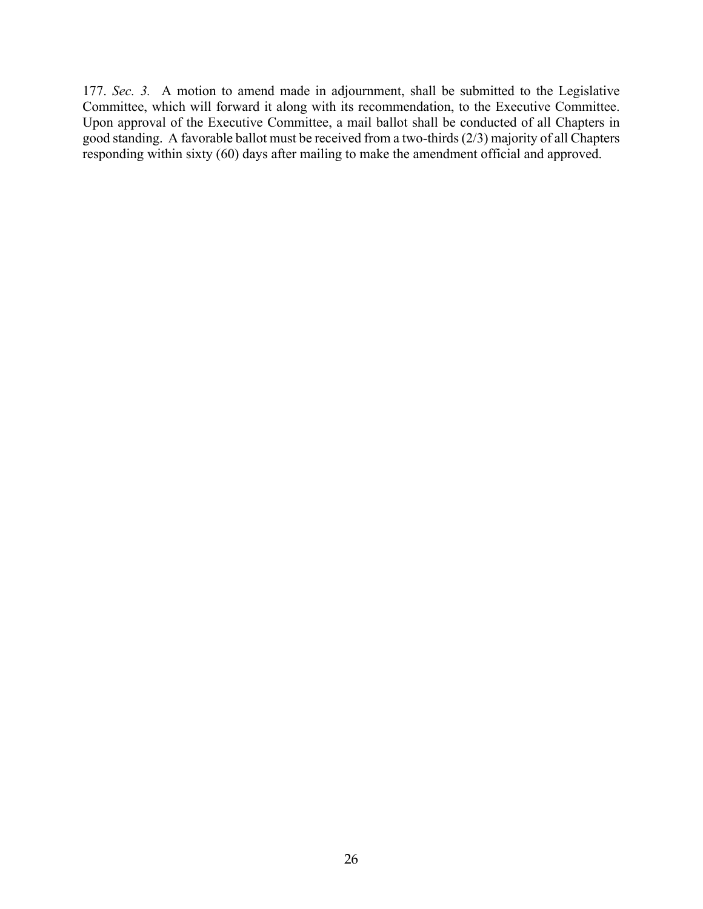177. *Sec. 3.* A motion to amend made in adjournment, shall be submitted to the Legislative Committee, which will forward it along with its recommendation, to the Executive Committee. Upon approval of the Executive Committee, a mail ballot shall be conducted of all Chapters in good standing. A favorable ballot must be received from a two-thirds (2/3) majority of all Chapters responding within sixty (60) days after mailing to make the amendment official and approved.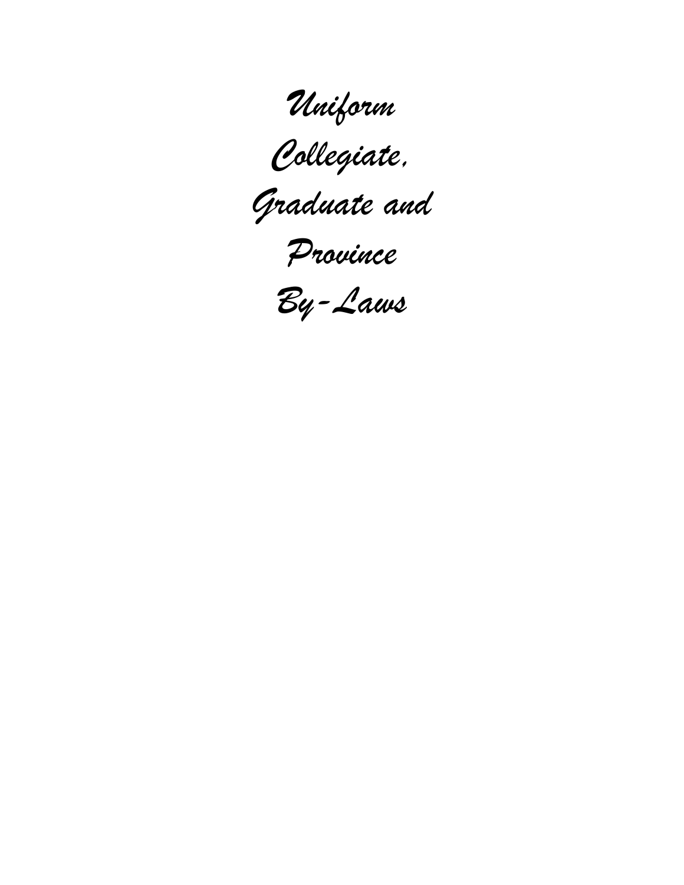# *Uniform Collegiate, Graduate and Province By-Laws*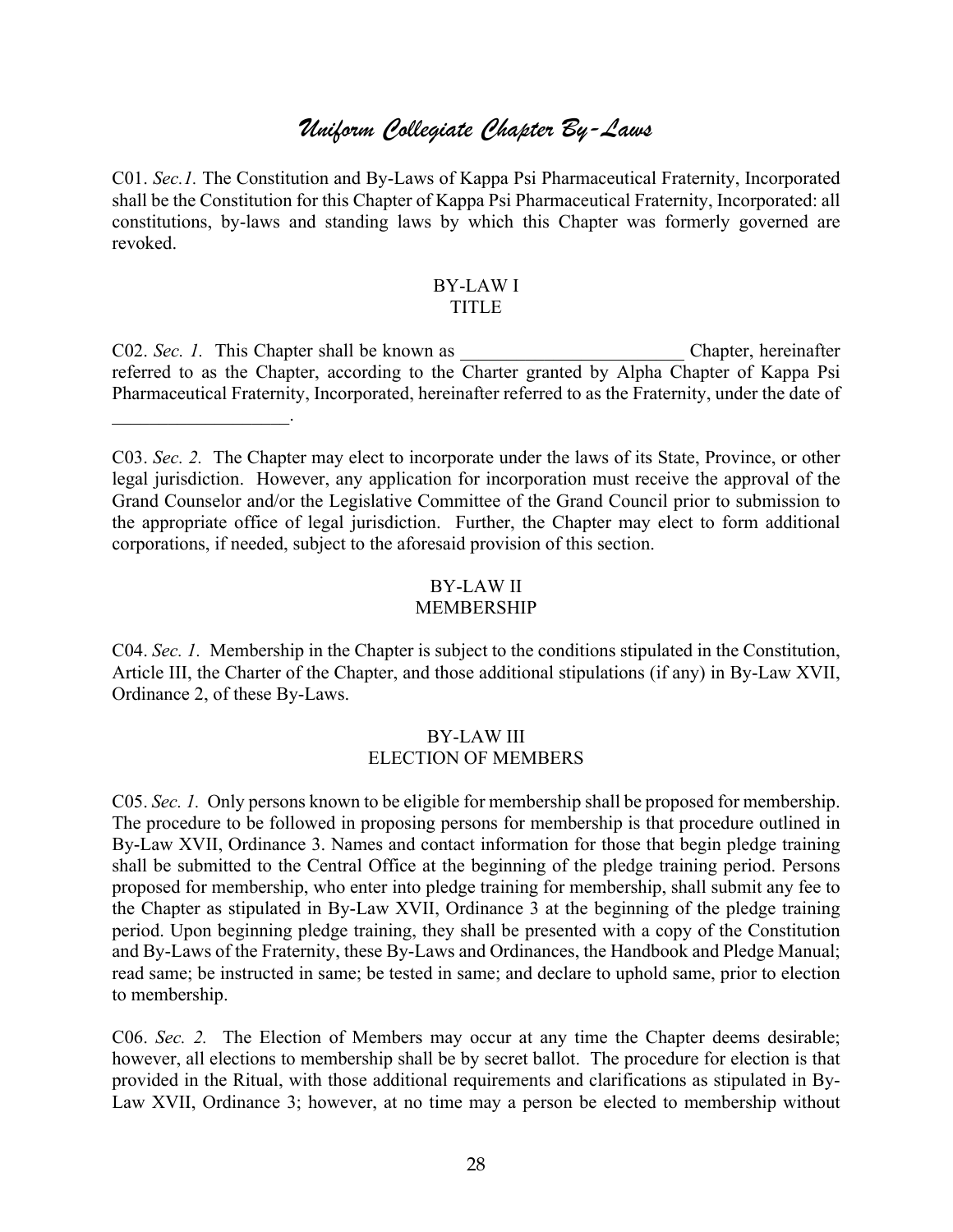# *Uniform Collegiate Chapter By-Laws*

C01. *Sec.1.* The Constitution and By-Laws of Kappa Psi Pharmaceutical Fraternity, Incorporated shall be the Constitution for this Chapter of Kappa Psi Pharmaceutical Fraternity, Incorporated: all constitutions, by-laws and standing laws by which this Chapter was formerly governed are revoked.

## BY-LAW I
## TITLE

C02. *Sec. 1.* This Chapter shall be known as ________________________ Chapter, hereinafter referred to as the Chapter, according to the Charter granted by Alpha Chapter of Kappa Psi Pharmaceutical Fraternity, Incorporated, hereinafter referred to as the Fraternity, under the date of ___________________.

C03. *Sec. 2.* The Chapter may elect to incorporate under the laws of its State, Province, or other legal jurisdiction. However, any application for incorporation must receive the approval of the Grand Counselor and/or the Legislative Committee of the Grand Council prior to submission to the appropriate office of legal jurisdiction. Further, the Chapter may elect to form additional corporations, if needed, subject to the aforesaid provision of this section.

## BY-LAW II
## MEMBERSHIP

C04. *Sec. 1.* Membership in the Chapter is subject to the conditions stipulated in the Constitution, Article III, the Charter of the Chapter, and those additional stipulations (if any) in By-Law XVII, Ordinance 2, of these By-Laws.

## BY-LAW III
## ELECTION OF MEMBERS

C05. *Sec. 1.* Only persons known to be eligible for membership shall be proposed for membership. The procedure to be followed in proposing persons for membership is that procedure outlined in By-Law XVII, Ordinance 3. Names and contact information for those that begin pledge training shall be submitted to the Central Office at the beginning of the pledge training period. Persons proposed for membership, who enter into pledge training for membership, shall submit any fee to the Chapter as stipulated in By-Law XVII, Ordinance 3 at the beginning of the pledge training period. Upon beginning pledge training, they shall be presented with a copy of the Constitution and By-Laws of the Fraternity, these By-Laws and Ordinances, the Handbook and Pledge Manual; read same; be instructed in same; be tested in same; and declare to uphold same, prior to election to membership.

C06. *Sec. 2.* The Election of Members may occur at any time the Chapter deems desirable; however, all elections to membership shall be by secret ballot. The procedure for election is that provided in the Ritual, with those additional requirements and clarifications as stipulated in By-Law XVII, Ordinance 3; however, at no time may a person be elected to membership without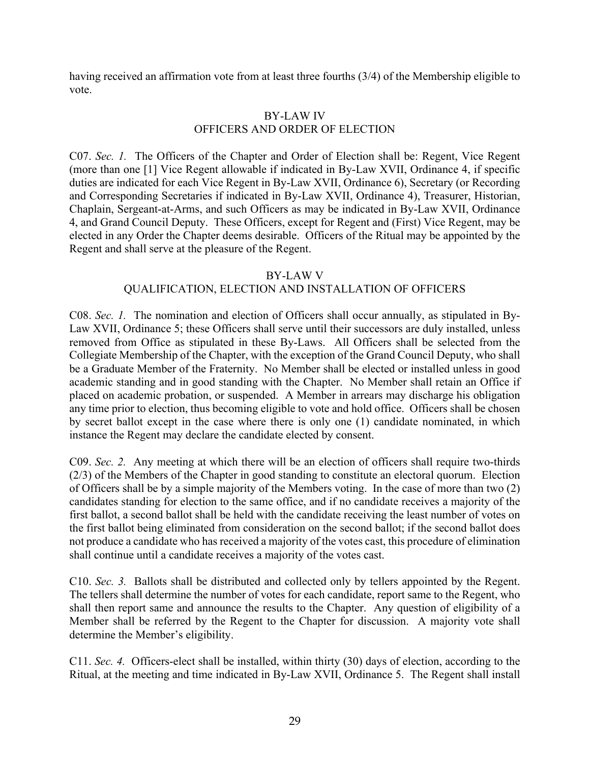having received an affirmation vote from at least three fourths (3/4) of the Membership eligible to vote.

## BY-LAW IV
## OFFICERS AND ORDER OF ELECTION

C07. *Sec. 1.* The Officers of the Chapter and Order of Election shall be: Regent, Vice Regent (more than one [1] Vice Regent allowable if indicated in By-Law XVII, Ordinance 4, if specific duties are indicated for each Vice Regent in By-Law XVII, Ordinance 6), Secretary (or Recording and Corresponding Secretaries if indicated in By-Law XVII, Ordinance 4), Treasurer, Historian, Chaplain, Sergeant-at-Arms, and such Officers as may be indicated in By-Law XVII, Ordinance 4, and Grand Council Deputy. These Officers, except for Regent and (First) Vice Regent, may be elected in any Order the Chapter deems desirable. Officers of the Ritual may be appointed by the Regent and shall serve at the pleasure of the Regent.

## BY-LAW V
## QUALIFICATION, ELECTION AND INSTALLATION OF OFFICERS

C08. *Sec. 1.* The nomination and election of Officers shall occur annually, as stipulated in By-Law XVII, Ordinance 5; these Officers shall serve until their successors are duly installed, unless removed from Office as stipulated in these By-Laws. All Officers shall be selected from the Collegiate Membership of the Chapter, with the exception of the Grand Council Deputy, who shall be a Graduate Member of the Fraternity. No Member shall be elected or installed unless in good academic standing and in good standing with the Chapter. No Member shall retain an Office if placed on academic probation, or suspended. A Member in arrears may discharge his obligation any time prior to election, thus becoming eligible to vote and hold office. Officers shall be chosen by secret ballot except in the case where there is only one (1) candidate nominated, in which instance the Regent may declare the candidate elected by consent.

C09. *Sec. 2.* Any meeting at which there will be an election of officers shall require two-thirds (2/3) of the Members of the Chapter in good standing to constitute an electoral quorum. Election of Officers shall be by a simple majority of the Members voting. In the case of more than two (2) candidates standing for election to the same office, and if no candidate receives a majority of the first ballot, a second ballot shall be held with the candidate receiving the least number of votes on the first ballot being eliminated from consideration on the second ballot; if the second ballot does not produce a candidate who has received a majority of the votes cast, this procedure of elimination shall continue until a candidate receives a majority of the votes cast.

C10. *Sec. 3.* Ballots shall be distributed and collected only by tellers appointed by the Regent. The tellers shall determine the number of votes for each candidate, report same to the Regent, who shall then report same and announce the results to the Chapter. Any question of eligibility of a Member shall be referred by the Regent to the Chapter for discussion. A majority vote shall determine the Member's eligibility.

C11. *Sec. 4.* Officers-elect shall be installed, within thirty (30) days of election, according to the Ritual, at the meeting and time indicated in By-Law XVII, Ordinance 5. The Regent shall install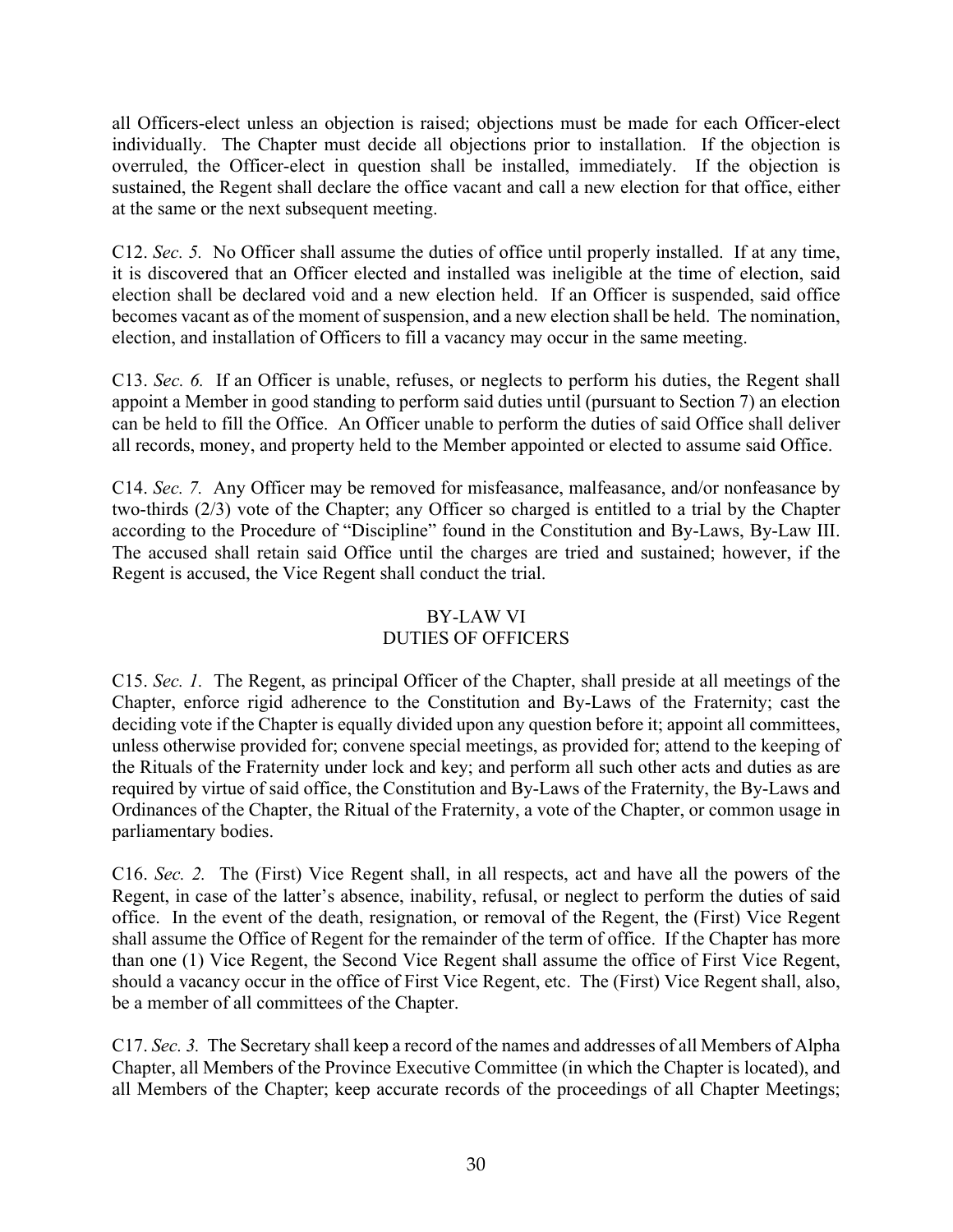all Officers-elect unless an objection is raised; objections must be made for each Officer-elect individually. The Chapter must decide all objections prior to installation. If the objection is overruled, the Officer-elect in question shall be installed, immediately. If the objection is sustained, the Regent shall declare the office vacant and call a new election for that office, either at the same or the next subsequent meeting.

C12. *Sec. 5.* No Officer shall assume the duties of office until properly installed. If at any time, it is discovered that an Officer elected and installed was ineligible at the time of election, said election shall be declared void and a new election held. If an Officer is suspended, said office becomes vacant as of the moment of suspension, and a new election shall be held. The nomination, election, and installation of Officers to fill a vacancy may occur in the same meeting.

C13. *Sec. 6.* If an Officer is unable, refuses, or neglects to perform his duties, the Regent shall appoint a Member in good standing to perform said duties until (pursuant to Section 7) an election can be held to fill the Office. An Officer unable to perform the duties of said Office shall deliver all records, money, and property held to the Member appointed or elected to assume said Office.

C14. *Sec. 7.* Any Officer may be removed for misfeasance, malfeasance, and/or nonfeasance by two-thirds (2/3) vote of the Chapter; any Officer so charged is entitled to a trial by the Chapter according to the Procedure of "Discipline" found in the Constitution and By-Laws, By-Law III. The accused shall retain said Office until the charges are tried and sustained; however, if the Regent is accused, the Vice Regent shall conduct the trial.

## BY-LAW VI
## DUTIES OF OFFICERS

C15. *Sec. 1.* The Regent, as principal Officer of the Chapter, shall preside at all meetings of the Chapter, enforce rigid adherence to the Constitution and By-Laws of the Fraternity; cast the deciding vote if the Chapter is equally divided upon any question before it; appoint all committees, unless otherwise provided for; convene special meetings, as provided for; attend to the keeping of the Rituals of the Fraternity under lock and key; and perform all such other acts and duties as are required by virtue of said office, the Constitution and By-Laws of the Fraternity, the By-Laws and Ordinances of the Chapter, the Ritual of the Fraternity, a vote of the Chapter, or common usage in parliamentary bodies.

C16. *Sec. 2.* The (First) Vice Regent shall, in all respects, act and have all the powers of the Regent, in case of the latter's absence, inability, refusal, or neglect to perform the duties of said office. In the event of the death, resignation, or removal of the Regent, the (First) Vice Regent shall assume the Office of Regent for the remainder of the term of office. If the Chapter has more than one (1) Vice Regent, the Second Vice Regent shall assume the office of First Vice Regent, should a vacancy occur in the office of First Vice Regent, etc. The (First) Vice Regent shall, also, be a member of all committees of the Chapter.

C17. *Sec. 3.* The Secretary shall keep a record of the names and addresses of all Members of Alpha Chapter, all Members of the Province Executive Committee (in which the Chapter is located), and all Members of the Chapter; keep accurate records of the proceedings of all Chapter Meetings;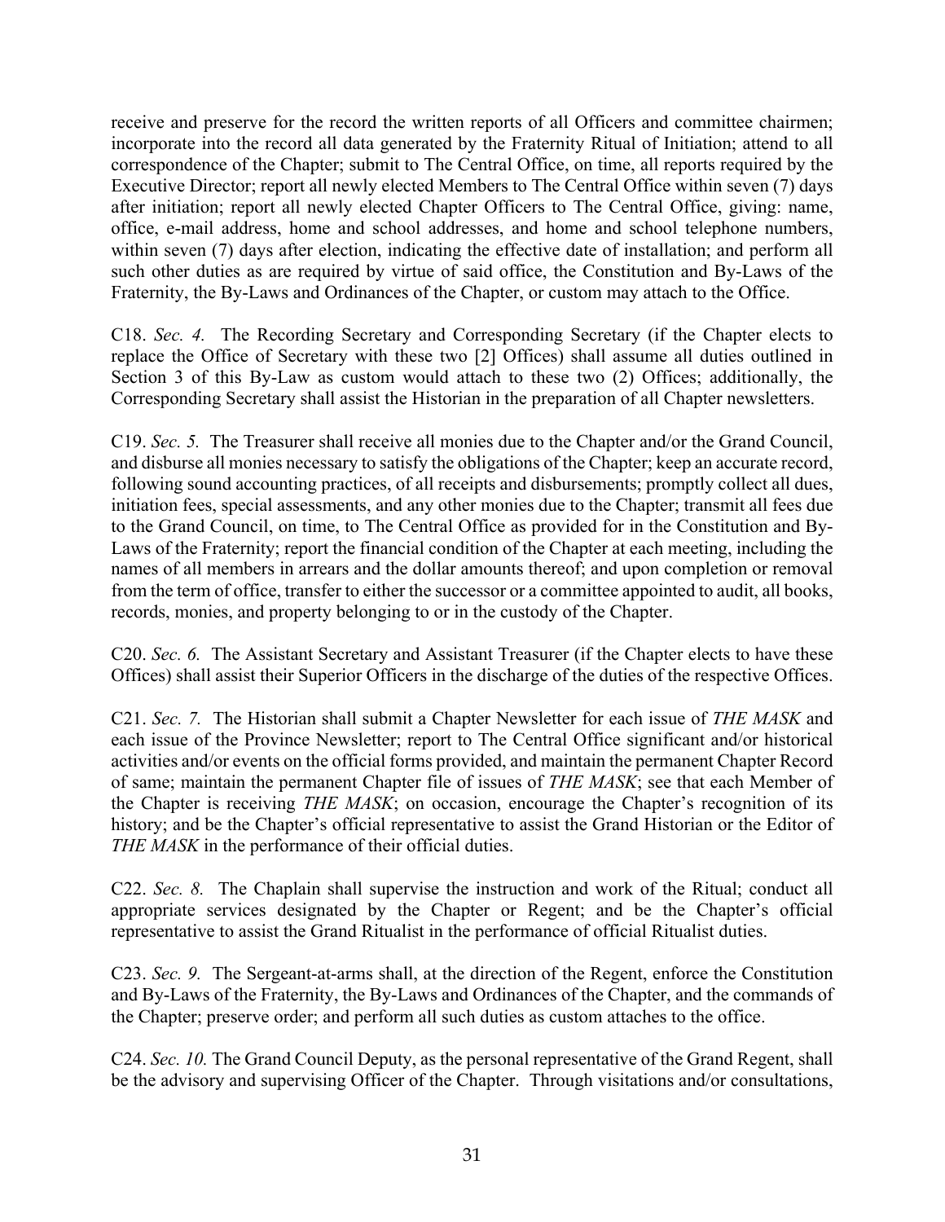receive and preserve for the record the written reports of all Officers and committee chairmen; incorporate into the record all data generated by the Fraternity Ritual of Initiation; attend to all correspondence of the Chapter; submit to The Central Office, on time, all reports required by the Executive Director; report all newly elected Members to The Central Office within seven (7) days after initiation; report all newly elected Chapter Officers to The Central Office, giving: name, office, e-mail address, home and school addresses, and home and school telephone numbers, within seven (7) days after election, indicating the effective date of installation; and perform all such other duties as are required by virtue of said office, the Constitution and By-Laws of the Fraternity, the By-Laws and Ordinances of the Chapter, or custom may attach to the Office.

C18. *Sec. 4.* The Recording Secretary and Corresponding Secretary (if the Chapter elects to replace the Office of Secretary with these two [2] Offices) shall assume all duties outlined in Section 3 of this By-Law as custom would attach to these two (2) Offices; additionally, the Corresponding Secretary shall assist the Historian in the preparation of all Chapter newsletters.

C19. *Sec. 5.* The Treasurer shall receive all monies due to the Chapter and/or the Grand Council, and disburse all monies necessary to satisfy the obligations of the Chapter; keep an accurate record, following sound accounting practices, of all receipts and disbursements; promptly collect all dues, initiation fees, special assessments, and any other monies due to the Chapter; transmit all fees due to the Grand Council, on time, to The Central Office as provided for in the Constitution and By-Laws of the Fraternity; report the financial condition of the Chapter at each meeting, including the names of all members in arrears and the dollar amounts thereof; and upon completion or removal from the term of office, transfer to either the successor or a committee appointed to audit, all books, records, monies, and property belonging to or in the custody of the Chapter.

C20. *Sec. 6.* The Assistant Secretary and Assistant Treasurer (if the Chapter elects to have these Offices) shall assist their Superior Officers in the discharge of the duties of the respective Offices.

C21. *Sec. 7.* The Historian shall submit a Chapter Newsletter for each issue of *THE MASK* and each issue of the Province Newsletter; report to The Central Office significant and/or historical activities and/or events on the official forms provided, and maintain the permanent Chapter Record of same; maintain the permanent Chapter file of issues of *THE MASK*; see that each Member of the Chapter is receiving *THE MASK*; on occasion, encourage the Chapter's recognition of its history; and be the Chapter's official representative to assist the Grand Historian or the Editor of *THE MASK* in the performance of their official duties.

C22. *Sec. 8.* The Chaplain shall supervise the instruction and work of the Ritual; conduct all appropriate services designated by the Chapter or Regent; and be the Chapter's official representative to assist the Grand Ritualist in the performance of official Ritualist duties.

C23. *Sec. 9.* The Sergeant-at-arms shall, at the direction of the Regent, enforce the Constitution and By-Laws of the Fraternity, the By-Laws and Ordinances of the Chapter, and the commands of the Chapter; preserve order; and perform all such duties as custom attaches to the office.

C24. *Sec. 10.* The Grand Council Deputy, as the personal representative of the Grand Regent, shall be the advisory and supervising Officer of the Chapter. Through visitations and/or consultations,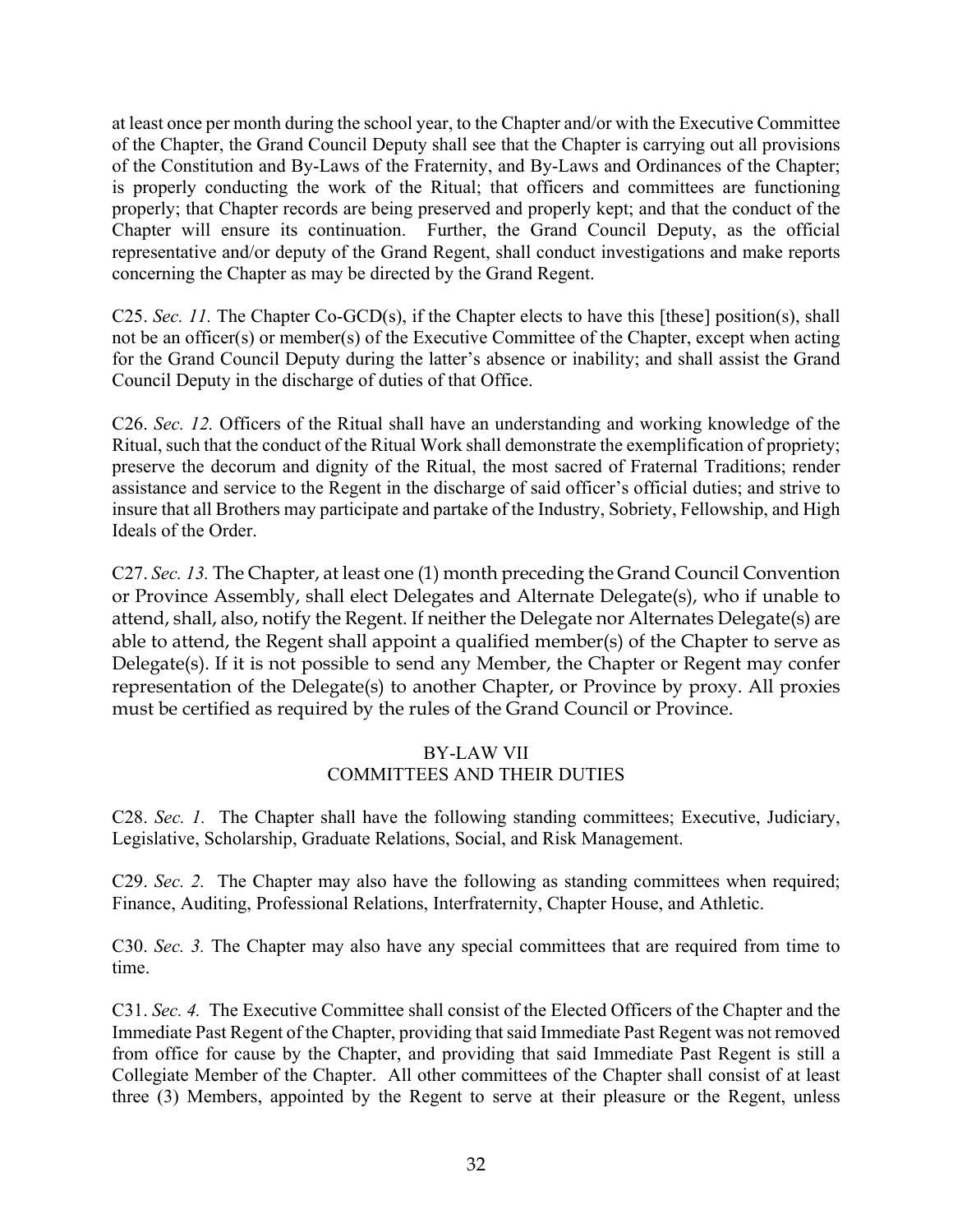at least once per month during the school year, to the Chapter and/or with the Executive Committee of the Chapter, the Grand Council Deputy shall see that the Chapter is carrying out all provisions of the Constitution and By-Laws of the Fraternity, and By-Laws and Ordinances of the Chapter; is properly conducting the work of the Ritual; that officers and committees are functioning properly; that Chapter records are being preserved and properly kept; and that the conduct of the Chapter will ensure its continuation. Further, the Grand Council Deputy, as the official representative and/or deputy of the Grand Regent, shall conduct investigations and make reports concerning the Chapter as may be directed by the Grand Regent.

C25. *Sec. 11.* The Chapter Co-GCD(s), if the Chapter elects to have this [these] position(s), shall not be an officer(s) or member(s) of the Executive Committee of the Chapter, except when acting for the Grand Council Deputy during the latter's absence or inability; and shall assist the Grand Council Deputy in the discharge of duties of that Office.

C26. *Sec. 12.* Officers of the Ritual shall have an understanding and working knowledge of the Ritual, such that the conduct of the Ritual Work shall demonstrate the exemplification of propriety; preserve the decorum and dignity of the Ritual, the most sacred of Fraternal Traditions; render assistance and service to the Regent in the discharge of said officer's official duties; and strive to insure that all Brothers may participate and partake of the Industry, Sobriety, Fellowship, and High Ideals of the Order.

C27. *Sec. 13.* The Chapter, at least one (1) month preceding the Grand Council Convention or Province Assembly, shall elect Delegates and Alternate Delegate(s), who if unable to attend, shall, also, notify the Regent. If neither the Delegate nor Alternates Delegate(s) are able to attend, the Regent shall appoint a qualified member(s) of the Chapter to serve as Delegate(s). If it is not possible to send any Member, the Chapter or Regent may confer representation of the Delegate(s) to another Chapter, or Province by proxy. All proxies must be certified as required by the rules of the Grand Council or Province.

## BY-LAW VII
## COMMITTEES AND THEIR DUTIES

C28. *Sec. 1.* The Chapter shall have the following standing committees; Executive, Judiciary, Legislative, Scholarship, Graduate Relations, Social, and Risk Management.

C29. *Sec. 2.* The Chapter may also have the following as standing committees when required; Finance, Auditing, Professional Relations, Interfraternity, Chapter House, and Athletic.

C30. *Sec. 3.* The Chapter may also have any special committees that are required from time to time.

C31. *Sec. 4.* The Executive Committee shall consist of the Elected Officers of the Chapter and the Immediate Past Regent of the Chapter, providing that said Immediate Past Regent was not removed from office for cause by the Chapter, and providing that said Immediate Past Regent is still a Collegiate Member of the Chapter. All other committees of the Chapter shall consist of at least three (3) Members, appointed by the Regent to serve at their pleasure or the Regent, unless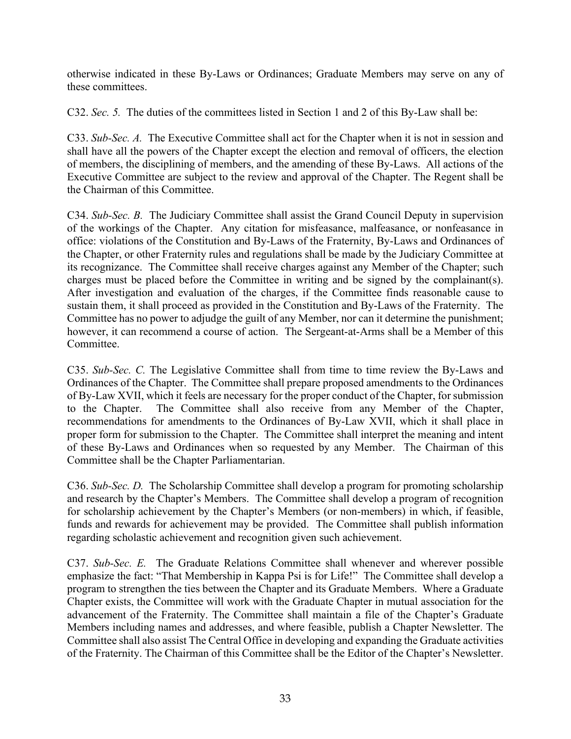otherwise indicated in these By-Laws or Ordinances; Graduate Members may serve on any of these committees.

C32. *Sec. 5.* The duties of the committees listed in Section 1 and 2 of this By-Law shall be:

C33. *Sub-Sec. A.* The Executive Committee shall act for the Chapter when it is not in session and shall have all the powers of the Chapter except the election and removal of officers, the election of members, the disciplining of members, and the amending of these By-Laws. All actions of the Executive Committee are subject to the review and approval of the Chapter. The Regent shall be the Chairman of this Committee.

C34. *Sub-Sec. B.* The Judiciary Committee shall assist the Grand Council Deputy in supervision of the workings of the Chapter. Any citation for misfeasance, malfeasance, or nonfeasance in office: violations of the Constitution and By-Laws of the Fraternity, By-Laws and Ordinances of the Chapter, or other Fraternity rules and regulations shall be made by the Judiciary Committee at its recognizance. The Committee shall receive charges against any Member of the Chapter; such charges must be placed before the Committee in writing and be signed by the complainant(s). After investigation and evaluation of the charges, if the Committee finds reasonable cause to sustain them, it shall proceed as provided in the Constitution and By-Laws of the Fraternity. The Committee has no power to adjudge the guilt of any Member, nor can it determine the punishment; however, it can recommend a course of action. The Sergeant-at-Arms shall be a Member of this Committee.

C35. *Sub-Sec. C.* The Legislative Committee shall from time to time review the By-Laws and Ordinances of the Chapter. The Committee shall prepare proposed amendments to the Ordinances of By-Law XVII, which it feels are necessary for the proper conduct of the Chapter, for submission to the Chapter. The Committee shall also receive from any Member of the Chapter, recommendations for amendments to the Ordinances of By-Law XVII, which it shall place in proper form for submission to the Chapter. The Committee shall interpret the meaning and intent of these By-Laws and Ordinances when so requested by any Member. The Chairman of this Committee shall be the Chapter Parliamentarian.

C36. *Sub-Sec. D.* The Scholarship Committee shall develop a program for promoting scholarship and research by the Chapter's Members. The Committee shall develop a program of recognition for scholarship achievement by the Chapter's Members (or non-members) in which, if feasible, funds and rewards for achievement may be provided. The Committee shall publish information regarding scholastic achievement and recognition given such achievement.

C37. *Sub-Sec. E.* The Graduate Relations Committee shall whenever and wherever possible emphasize the fact: "That Membership in Kappa Psi is for Life!" The Committee shall develop a program to strengthen the ties between the Chapter and its Graduate Members. Where a Graduate Chapter exists, the Committee will work with the Graduate Chapter in mutual association for the advancement of the Fraternity. The Committee shall maintain a file of the Chapter's Graduate Members including names and addresses, and where feasible, publish a Chapter Newsletter. The Committee shall also assist The Central Office in developing and expanding the Graduate activities of the Fraternity. The Chairman of this Committee shall be the Editor of the Chapter's Newsletter.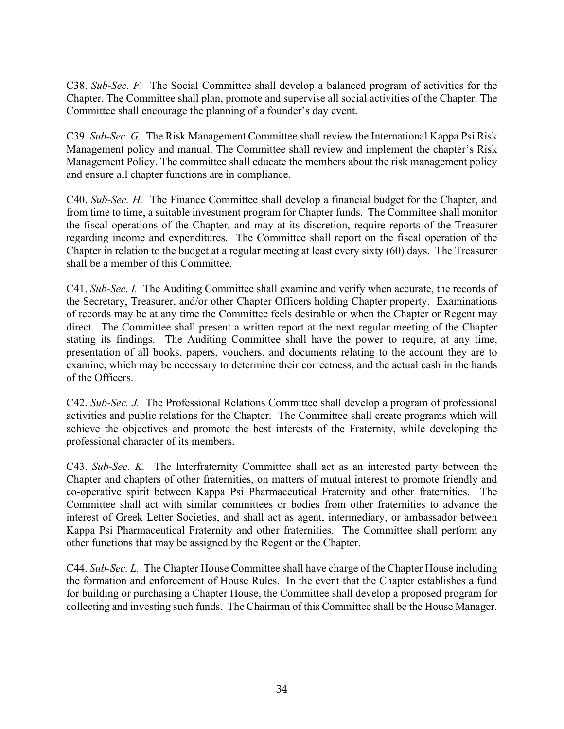C38. *Sub-Sec. F.* The Social Committee shall develop a balanced program of activities for the Chapter. The Committee shall plan, promote and supervise all social activities of the Chapter. The Committee shall encourage the planning of a founder's day event.

C39. *Sub-Sec. G.* The Risk Management Committee shall review the International Kappa Psi Risk Management policy and manual. The Committee shall review and implement the chapter's Risk Management Policy. The committee shall educate the members about the risk management policy and ensure all chapter functions are in compliance.

C40. *Sub-Sec. H.* The Finance Committee shall develop a financial budget for the Chapter, and from time to time, a suitable investment program for Chapter funds. The Committee shall monitor the fiscal operations of the Chapter, and may at its discretion, require reports of the Treasurer regarding income and expenditures. The Committee shall report on the fiscal operation of the Chapter in relation to the budget at a regular meeting at least every sixty (60) days. The Treasurer shall be a member of this Committee.

C41. *Sub-Sec. I.* The Auditing Committee shall examine and verify when accurate, the records of the Secretary, Treasurer, and/or other Chapter Officers holding Chapter property. Examinations of records may be at any time the Committee feels desirable or when the Chapter or Regent may direct. The Committee shall present a written report at the next regular meeting of the Chapter stating its findings. The Auditing Committee shall have the power to require, at any time, presentation of all books, papers, vouchers, and documents relating to the account they are to examine, which may be necessary to determine their correctness, and the actual cash in the hands of the Officers.

C42. *Sub-Sec. J.* The Professional Relations Committee shall develop a program of professional activities and public relations for the Chapter. The Committee shall create programs which will achieve the objectives and promote the best interests of the Fraternity, while developing the professional character of its members.

C43. *Sub-Sec. K.* The Interfraternity Committee shall act as an interested party between the Chapter and chapters of other fraternities, on matters of mutual interest to promote friendly and co-operative spirit between Kappa Psi Pharmaceutical Fraternity and other fraternities. The Committee shall act with similar committees or bodies from other fraternities to advance the interest of Greek Letter Societies, and shall act as agent, intermediary, or ambassador between Kappa Psi Pharmaceutical Fraternity and other fraternities. The Committee shall perform any other functions that may be assigned by the Regent or the Chapter.

C44. *Sub-Sec. L.* The Chapter House Committee shall have charge of the Chapter House including the formation and enforcement of House Rules. In the event that the Chapter establishes a fund for building or purchasing a Chapter House, the Committee shall develop a proposed program for collecting and investing such funds. The Chairman of this Committee shall be the House Manager.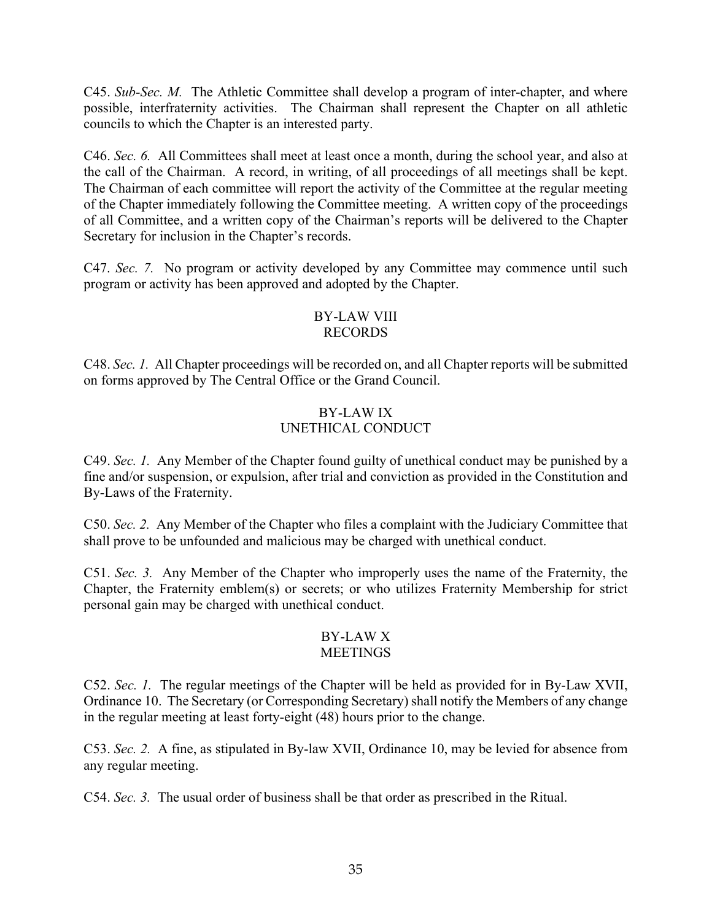C45. *Sub-Sec. M.* The Athletic Committee shall develop a program of inter-chapter, and where possible, interfraternity activities. The Chairman shall represent the Chapter on all athletic councils to which the Chapter is an interested party.

C46. *Sec. 6.* All Committees shall meet at least once a month, during the school year, and also at the call of the Chairman. A record, in writing, of all proceedings of all meetings shall be kept. The Chairman of each committee will report the activity of the Committee at the regular meeting of the Chapter immediately following the Committee meeting. A written copy of the proceedings of all Committee, and a written copy of the Chairman's reports will be delivered to the Chapter Secretary for inclusion in the Chapter's records.

C47. *Sec. 7.* No program or activity developed by any Committee may commence until such program or activity has been approved and adopted by the Chapter.

## BY-LAW VIII
## RECORDS

C48. *Sec. 1.* All Chapter proceedings will be recorded on, and all Chapter reports will be submitted on forms approved by The Central Office or the Grand Council.

## BY-LAW IX
## UNETHICAL CONDUCT

C49. *Sec. 1.* Any Member of the Chapter found guilty of unethical conduct may be punished by a fine and/or suspension, or expulsion, after trial and conviction as provided in the Constitution and By-Laws of the Fraternity.

C50. *Sec. 2.* Any Member of the Chapter who files a complaint with the Judiciary Committee that shall prove to be unfounded and malicious may be charged with unethical conduct.

C51. *Sec. 3.* Any Member of the Chapter who improperly uses the name of the Fraternity, the Chapter, the Fraternity emblem(s) or secrets; or who utilizes Fraternity Membership for strict personal gain may be charged with unethical conduct.

## BY-LAW X
## MEETINGS

C52. *Sec. 1.* The regular meetings of the Chapter will be held as provided for in By-Law XVII, Ordinance 10. The Secretary (or Corresponding Secretary) shall notify the Members of any change in the regular meeting at least forty-eight (48) hours prior to the change.

C53. *Sec. 2.* A fine, as stipulated in By-law XVII, Ordinance 10, may be levied for absence from any regular meeting.

C54. *Sec. 3.* The usual order of business shall be that order as prescribed in the Ritual.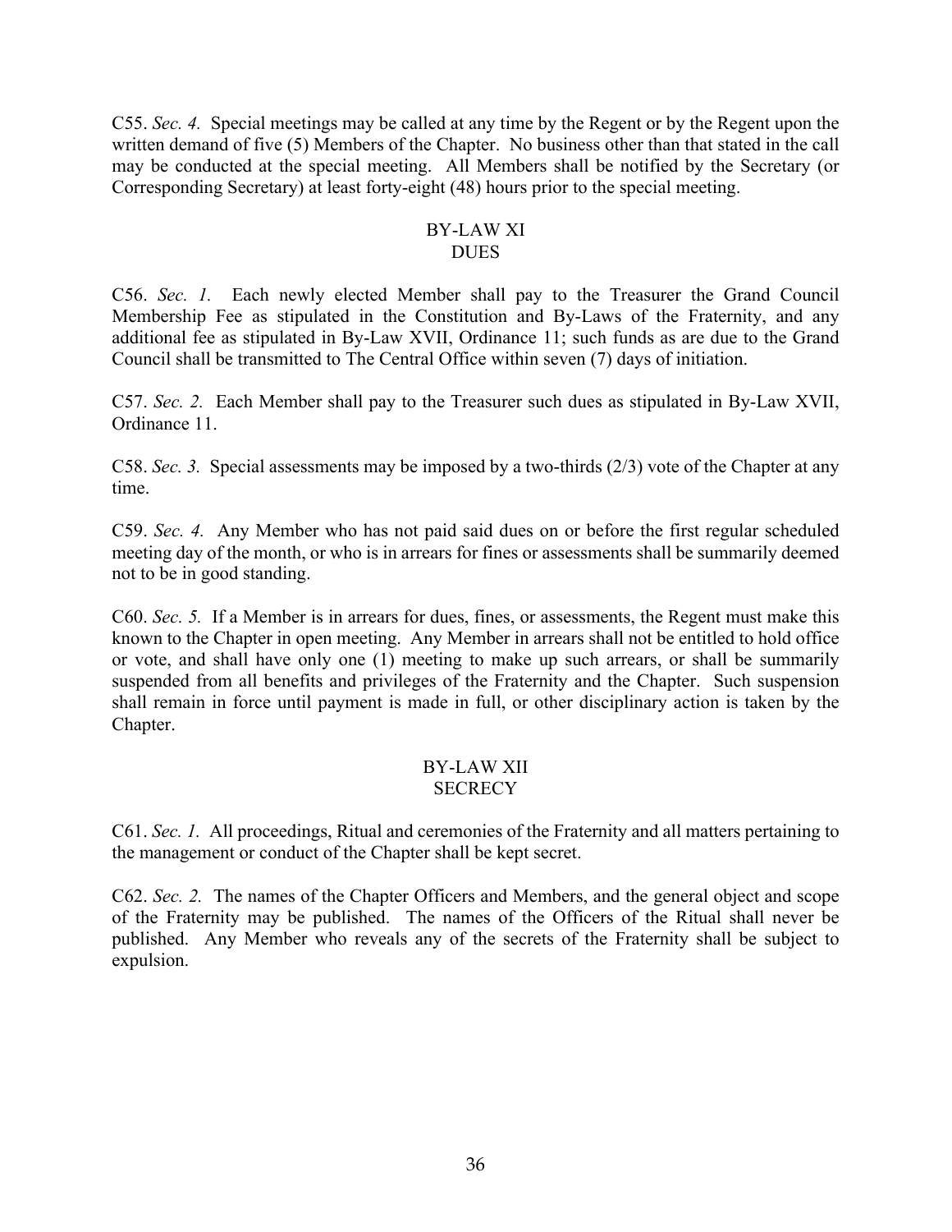C55. *Sec. 4.* Special meetings may be called at any time by the Regent or by the Regent upon the written demand of five (5) Members of the Chapter. No business other than that stated in the call may be conducted at the special meeting. All Members shall be notified by the Secretary (or Corresponding Secretary) at least forty-eight (48) hours prior to the special meeting.

## BY-LAW XI
## DUES

C56. *Sec. 1.* Each newly elected Member shall pay to the Treasurer the Grand Council Membership Fee as stipulated in the Constitution and By-Laws of the Fraternity, and any additional fee as stipulated in By-Law XVII, Ordinance 11; such funds as are due to the Grand Council shall be transmitted to The Central Office within seven (7) days of initiation.

C57. *Sec. 2.* Each Member shall pay to the Treasurer such dues as stipulated in By-Law XVII, Ordinance 11.

C58. *Sec. 3.* Special assessments may be imposed by a two-thirds (2/3) vote of the Chapter at any time.

C59. *Sec. 4.* Any Member who has not paid said dues on or before the first regular scheduled meeting day of the month, or who is in arrears for fines or assessments shall be summarily deemed not to be in good standing.

C60. *Sec. 5.* If a Member is in arrears for dues, fines, or assessments, the Regent must make this known to the Chapter in open meeting. Any Member in arrears shall not be entitled to hold office or vote, and shall have only one (1) meeting to make up such arrears, or shall be summarily suspended from all benefits and privileges of the Fraternity and the Chapter. Such suspension shall remain in force until payment is made in full, or other disciplinary action is taken by the Chapter.

## BY-LAW XII
## SECRECY

C61. *Sec. 1.* All proceedings, Ritual and ceremonies of the Fraternity and all matters pertaining to the management or conduct of the Chapter shall be kept secret.

C62. *Sec. 2.* The names of the Chapter Officers and Members, and the general object and scope of the Fraternity may be published. The names of the Officers of the Ritual shall never be published. Any Member who reveals any of the secrets of the Fraternity shall be subject to expulsion.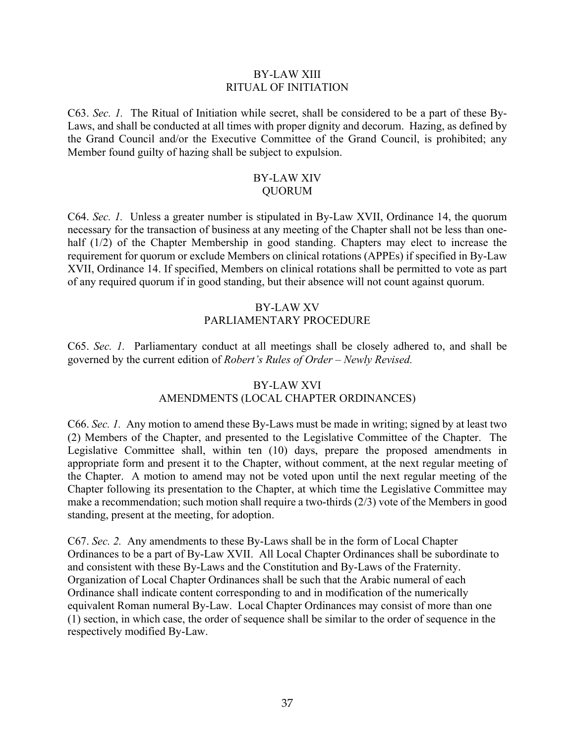## BY-LAW XIII
## RITUAL OF INITIATION

C63. *Sec. 1.* The Ritual of Initiation while secret, shall be considered to be a part of these By-Laws, and shall be conducted at all times with proper dignity and decorum. Hazing, as defined by the Grand Council and/or the Executive Committee of the Grand Council, is prohibited; any Member found guilty of hazing shall be subject to expulsion.

## BY-LAW XIV
## QUORUM

C64. *Sec. 1.* Unless a greater number is stipulated in By-Law XVII, Ordinance 14, the quorum necessary for the transaction of business at any meeting of the Chapter shall not be less than one-half (1/2) of the Chapter Membership in good standing. Chapters may elect to increase the requirement for quorum or exclude Members on clinical rotations (APPEs) if specified in By-Law XVII, Ordinance 14. If specified, Members on clinical rotations shall be permitted to vote as part of any required quorum if in good standing, but their absence will not count against quorum.

## BY-LAW XV
## PARLIAMENTARY PROCEDURE

C65. *Sec. 1.* Parliamentary conduct at all meetings shall be closely adhered to, and shall be governed by the current edition of *Robert's Rules of Order – Newly Revised.*

## BY-LAW XVI
## AMENDMENTS (LOCAL CHAPTER ORDINANCES)

C66. *Sec. 1.* Any motion to amend these By-Laws must be made in writing; signed by at least two (2) Members of the Chapter, and presented to the Legislative Committee of the Chapter. The Legislative Committee shall, within ten (10) days, prepare the proposed amendments in appropriate form and present it to the Chapter, without comment, at the next regular meeting of the Chapter. A motion to amend may not be voted upon until the next regular meeting of the Chapter following its presentation to the Chapter, at which time the Legislative Committee may make a recommendation; such motion shall require a two-thirds (2/3) vote of the Members in good standing, present at the meeting, for adoption.

C67. *Sec. 2.* Any amendments to these By-Laws shall be in the form of Local Chapter Ordinances to be a part of By-Law XVII. All Local Chapter Ordinances shall be subordinate to and consistent with these By-Laws and the Constitution and By-Laws of the Fraternity. Organization of Local Chapter Ordinances shall be such that the Arabic numeral of each Ordinance shall indicate content corresponding to and in modification of the numerically equivalent Roman numeral By-Law. Local Chapter Ordinances may consist of more than one (1) section, in which case, the order of sequence shall be similar to the order of sequence in the respectively modified By-Law.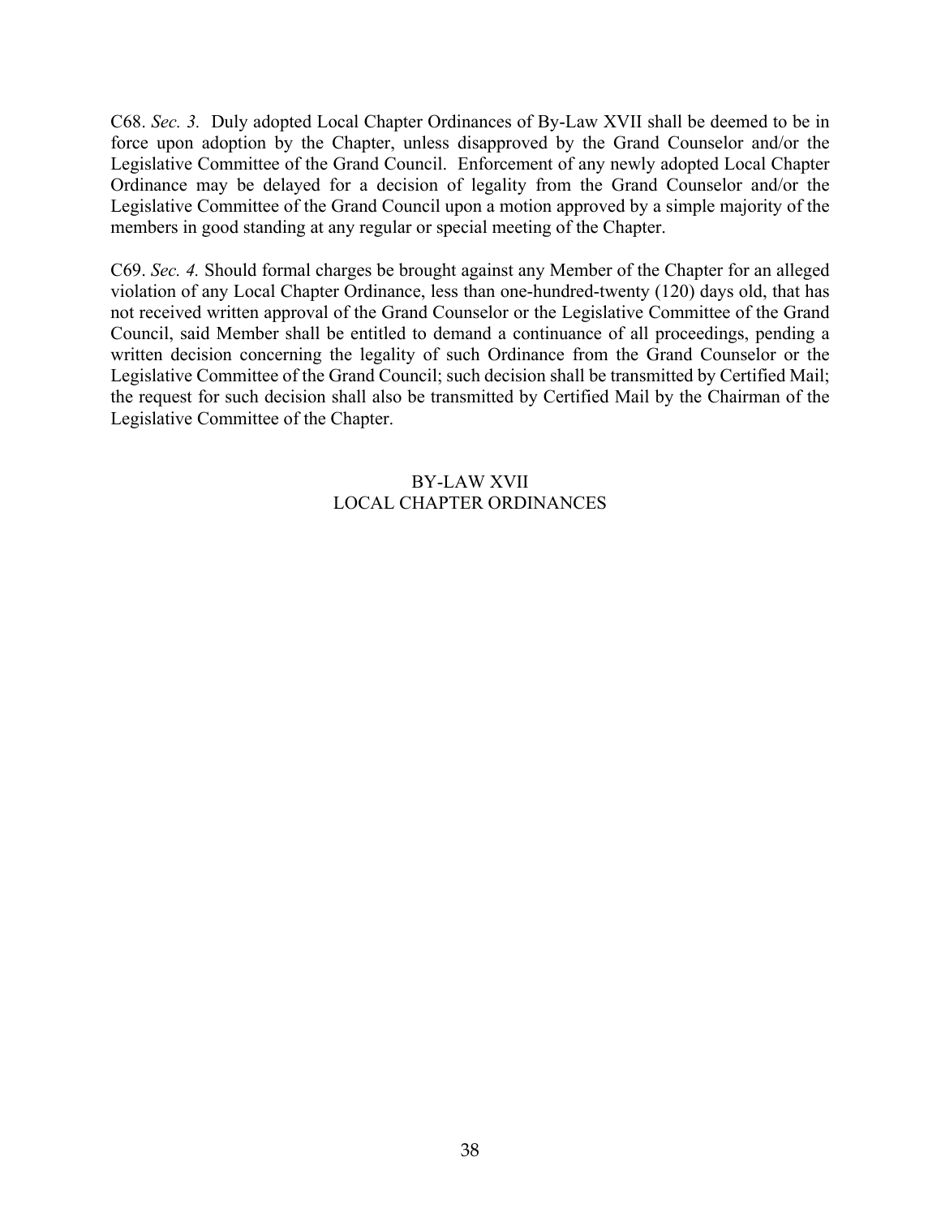C68. *Sec. 3.* Duly adopted Local Chapter Ordinances of By-Law XVII shall be deemed to be in force upon adoption by the Chapter, unless disapproved by the Grand Counselor and/or the Legislative Committee of the Grand Council. Enforcement of any newly adopted Local Chapter Ordinance may be delayed for a decision of legality from the Grand Counselor and/or the Legislative Committee of the Grand Council upon a motion approved by a simple majority of the members in good standing at any regular or special meeting of the Chapter.

C69. *Sec. 4.* Should formal charges be brought against any Member of the Chapter for an alleged violation of any Local Chapter Ordinance, less than one-hundred-twenty (120) days old, that has not received written approval of the Grand Counselor or the Legislative Committee of the Grand Council, said Member shall be entitled to demand a continuance of all proceedings, pending a written decision concerning the legality of such Ordinance from the Grand Counselor or the Legislative Committee of the Grand Council; such decision shall be transmitted by Certified Mail; the request for such decision shall also be transmitted by Certified Mail by the Chairman of the Legislative Committee of the Chapter.

## BY-LAW XVII
## LOCAL CHAPTER ORDINANCES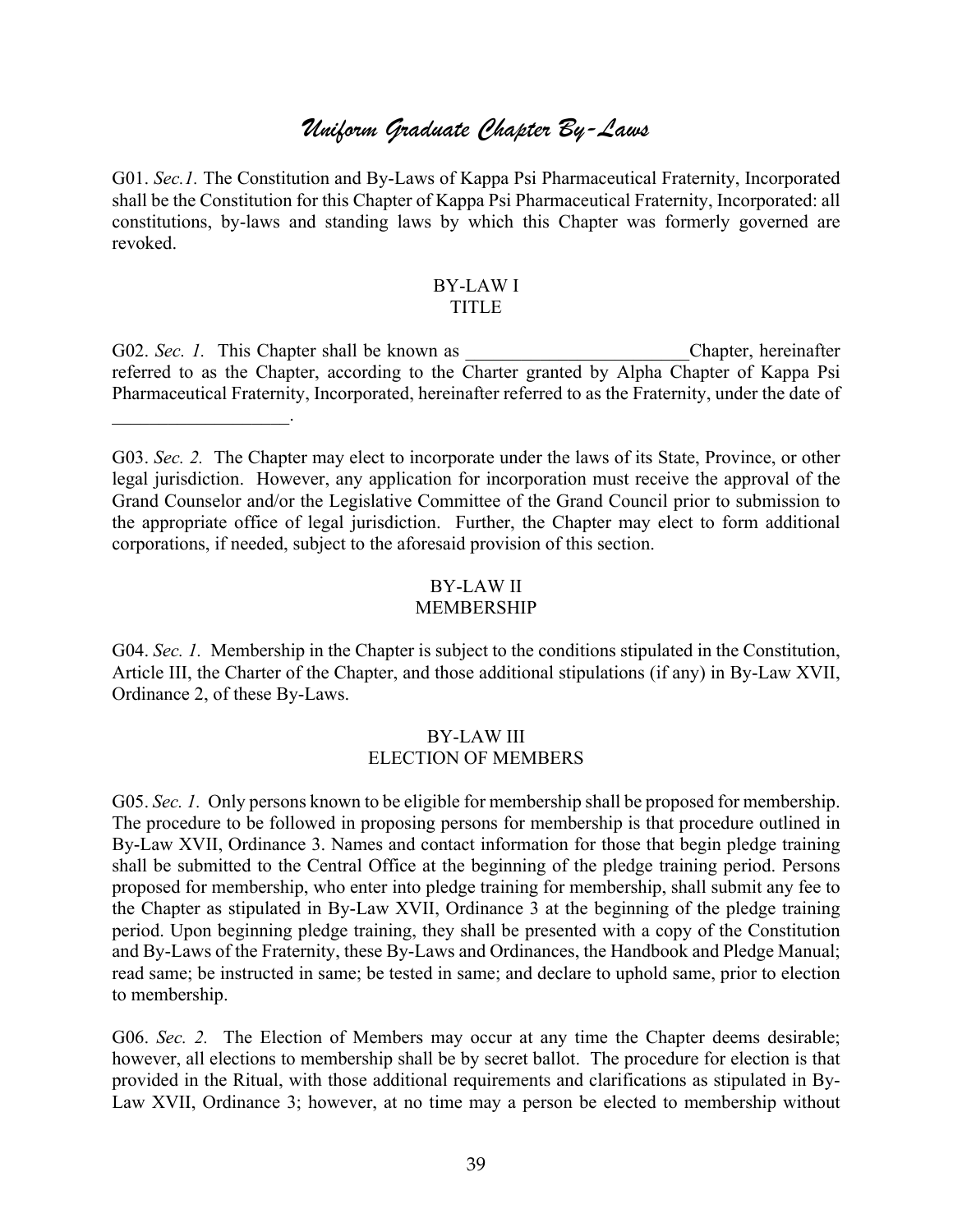# *Uniform Graduate Chapter By-Laws*

G01. *Sec.1.* The Constitution and By-Laws of Kappa Psi Pharmaceutical Fraternity, Incorporated shall be the Constitution for this Chapter of Kappa Psi Pharmaceutical Fraternity, Incorporated: all constitutions, by-laws and standing laws by which this Chapter was formerly governed are revoked.

## BY-LAW I
## TITLE

G02. *Sec. 1.* This Chapter shall be known as ________________________Chapter, hereinafter referred to as the Chapter, according to the Charter granted by Alpha Chapter of Kappa Psi Pharmaceutical Fraternity, Incorporated, hereinafter referred to as the Fraternity, under the date of ___________________.

G03. *Sec. 2.* The Chapter may elect to incorporate under the laws of its State, Province, or other legal jurisdiction. However, any application for incorporation must receive the approval of the Grand Counselor and/or the Legislative Committee of the Grand Council prior to submission to the appropriate office of legal jurisdiction. Further, the Chapter may elect to form additional corporations, if needed, subject to the aforesaid provision of this section.

## BY-LAW II
## MEMBERSHIP

G04. *Sec. 1.* Membership in the Chapter is subject to the conditions stipulated in the Constitution, Article III, the Charter of the Chapter, and those additional stipulations (if any) in By-Law XVII, Ordinance 2, of these By-Laws.

## BY-LAW III
## ELECTION OF MEMBERS

G05. *Sec. 1.* Only persons known to be eligible for membership shall be proposed for membership. The procedure to be followed in proposing persons for membership is that procedure outlined in By-Law XVII, Ordinance 3. Names and contact information for those that begin pledge training shall be submitted to the Central Office at the beginning of the pledge training period. Persons proposed for membership, who enter into pledge training for membership, shall submit any fee to the Chapter as stipulated in By-Law XVII, Ordinance 3 at the beginning of the pledge training period. Upon beginning pledge training, they shall be presented with a copy of the Constitution and By-Laws of the Fraternity, these By-Laws and Ordinances, the Handbook and Pledge Manual; read same; be instructed in same; be tested in same; and declare to uphold same, prior to election to membership.

G06. *Sec. 2.* The Election of Members may occur at any time the Chapter deems desirable; however, all elections to membership shall be by secret ballot. The procedure for election is that provided in the Ritual, with those additional requirements and clarifications as stipulated in By-Law XVII, Ordinance 3; however, at no time may a person be elected to membership without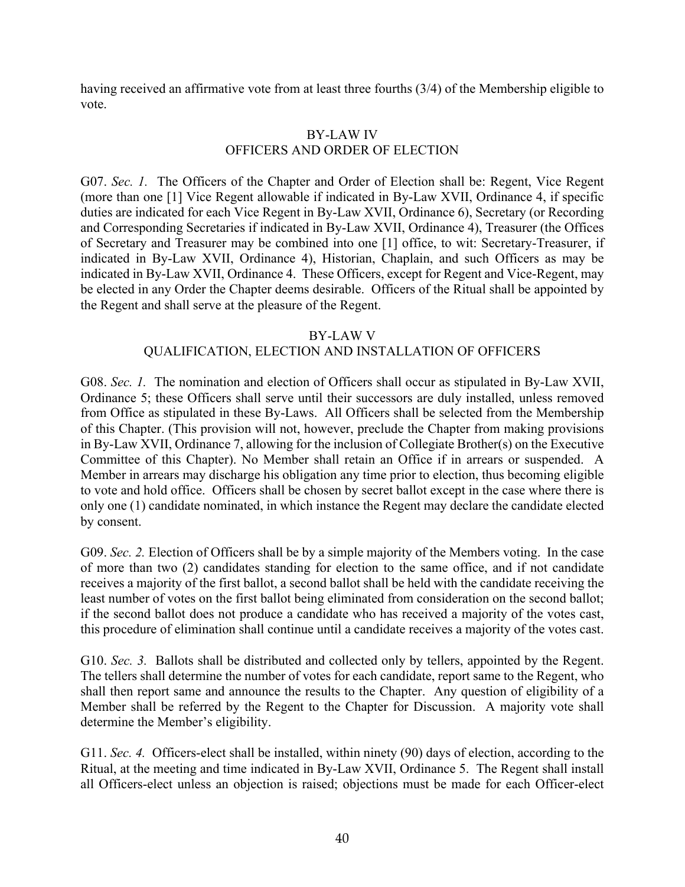having received an affirmative vote from at least three fourths (3/4) of the Membership eligible to vote.

## BY-LAW IV
## OFFICERS AND ORDER OF ELECTION

G07. *Sec. 1.* The Officers of the Chapter and Order of Election shall be: Regent, Vice Regent (more than one [1] Vice Regent allowable if indicated in By-Law XVII, Ordinance 4, if specific duties are indicated for each Vice Regent in By-Law XVII, Ordinance 6), Secretary (or Recording and Corresponding Secretaries if indicated in By-Law XVII, Ordinance 4), Treasurer (the Offices of Secretary and Treasurer may be combined into one [1] office, to wit: Secretary-Treasurer, if indicated in By-Law XVII, Ordinance 4), Historian, Chaplain, and such Officers as may be indicated in By-Law XVII, Ordinance 4. These Officers, except for Regent and Vice-Regent, may be elected in any Order the Chapter deems desirable. Officers of the Ritual shall be appointed by the Regent and shall serve at the pleasure of the Regent.

## BY-LAW V
## QUALIFICATION, ELECTION AND INSTALLATION OF OFFICERS

G08. *Sec. 1.* The nomination and election of Officers shall occur as stipulated in By-Law XVII, Ordinance 5; these Officers shall serve until their successors are duly installed, unless removed from Office as stipulated in these By-Laws. All Officers shall be selected from the Membership of this Chapter. (This provision will not, however, preclude the Chapter from making provisions in By-Law XVII, Ordinance 7, allowing for the inclusion of Collegiate Brother(s) on the Executive Committee of this Chapter). No Member shall retain an Office if in arrears or suspended. A Member in arrears may discharge his obligation any time prior to election, thus becoming eligible to vote and hold office. Officers shall be chosen by secret ballot except in the case where there is only one (1) candidate nominated, in which instance the Regent may declare the candidate elected by consent.

G09. *Sec. 2.* Election of Officers shall be by a simple majority of the Members voting. In the case of more than two (2) candidates standing for election to the same office, and if not candidate receives a majority of the first ballot, a second ballot shall be held with the candidate receiving the least number of votes on the first ballot being eliminated from consideration on the second ballot; if the second ballot does not produce a candidate who has received a majority of the votes cast, this procedure of elimination shall continue until a candidate receives a majority of the votes cast.

G10. *Sec. 3.* Ballots shall be distributed and collected only by tellers, appointed by the Regent. The tellers shall determine the number of votes for each candidate, report same to the Regent, who shall then report same and announce the results to the Chapter. Any question of eligibility of a Member shall be referred by the Regent to the Chapter for Discussion. A majority vote shall determine the Member's eligibility.

G11. *Sec. 4.* Officers-elect shall be installed, within ninety (90) days of election, according to the Ritual, at the meeting and time indicated in By-Law XVII, Ordinance 5. The Regent shall install all Officers-elect unless an objection is raised; objections must be made for each Officer-elect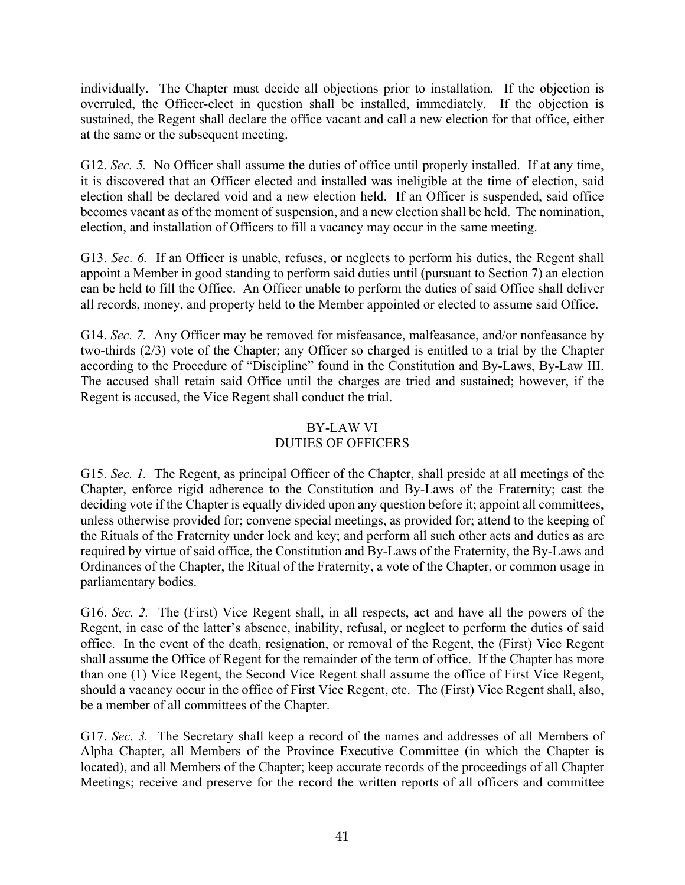individually. The Chapter must decide all objections prior to installation. If the objection is overruled, the Officer-elect in question shall be installed, immediately. If the objection is sustained, the Regent shall declare the office vacant and call a new election for that office, either at the same or the subsequent meeting.

G12. *Sec. 5.* No Officer shall assume the duties of office until properly installed. If at any time, it is discovered that an Officer elected and installed was ineligible at the time of election, said election shall be declared void and a new election held. If an Officer is suspended, said office becomes vacant as of the moment of suspension, and a new election shall be held. The nomination, election, and installation of Officers to fill a vacancy may occur in the same meeting.

G13. *Sec. 6.* If an Officer is unable, refuses, or neglects to perform his duties, the Regent shall appoint a Member in good standing to perform said duties until (pursuant to Section 7) an election can be held to fill the Office. An Officer unable to perform the duties of said Office shall deliver all records, money, and property held to the Member appointed or elected to assume said Office.

G14. *Sec. 7.* Any Officer may be removed for misfeasance, malfeasance, and/or nonfeasance by two-thirds (2/3) vote of the Chapter; any Officer so charged is entitled to a trial by the Chapter according to the Procedure of "Discipline" found in the Constitution and By-Laws, By-Law III. The accused shall retain said Office until the charges are tried and sustained; however, if the Regent is accused, the Vice Regent shall conduct the trial.

## BY-LAW VI
## DUTIES OF OFFICERS

G15. *Sec. 1.* The Regent, as principal Officer of the Chapter, shall preside at all meetings of the Chapter, enforce rigid adherence to the Constitution and By-Laws of the Fraternity; cast the deciding vote if the Chapter is equally divided upon any question before it; appoint all committees, unless otherwise provided for; convene special meetings, as provided for; attend to the keeping of the Rituals of the Fraternity under lock and key; and perform all such other acts and duties as are required by virtue of said office, the Constitution and By-Laws of the Fraternity, the By-Laws and Ordinances of the Chapter, the Ritual of the Fraternity, a vote of the Chapter, or common usage in parliamentary bodies.

G16. *Sec. 2.* The (First) Vice Regent shall, in all respects, act and have all the powers of the Regent, in case of the latter's absence, inability, refusal, or neglect to perform the duties of said office. In the event of the death, resignation, or removal of the Regent, the (First) Vice Regent shall assume the Office of Regent for the remainder of the term of office. If the Chapter has more than one (1) Vice Regent, the Second Vice Regent shall assume the office of First Vice Regent, should a vacancy occur in the office of First Vice Regent, etc. The (First) Vice Regent shall, also, be a member of all committees of the Chapter.

G17. *Sec. 3.* The Secretary shall keep a record of the names and addresses of all Members of Alpha Chapter, all Members of the Province Executive Committee (in which the Chapter is located), and all Members of the Chapter; keep accurate records of the proceedings of all Chapter Meetings; receive and preserve for the record the written reports of all officers and committee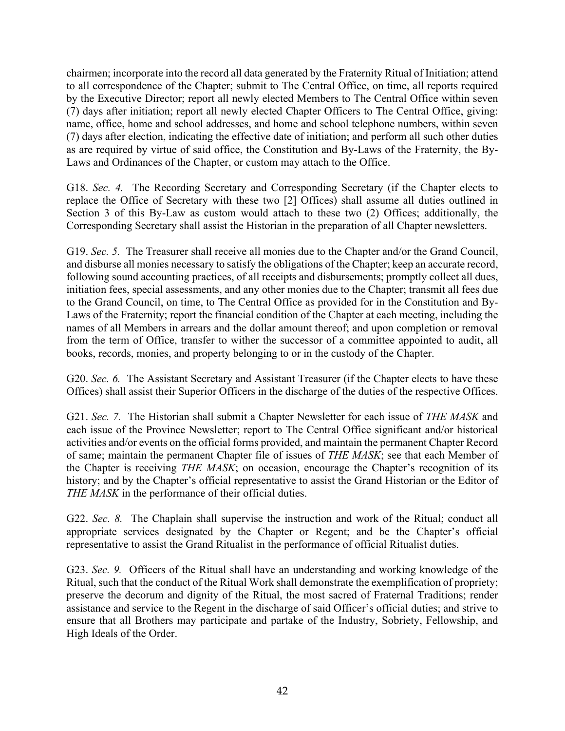chairmen; incorporate into the record all data generated by the Fraternity Ritual of Initiation; attend to all correspondence of the Chapter; submit to The Central Office, on time, all reports required by the Executive Director; report all newly elected Members to The Central Office within seven (7) days after initiation; report all newly elected Chapter Officers to The Central Office, giving: name, office, home and school addresses, and home and school telephone numbers, within seven (7) days after election, indicating the effective date of initiation; and perform all such other duties as are required by virtue of said office, the Constitution and By-Laws of the Fraternity, the By-Laws and Ordinances of the Chapter, or custom may attach to the Office.

G18. *Sec. 4.* The Recording Secretary and Corresponding Secretary (if the Chapter elects to replace the Office of Secretary with these two [2] Offices) shall assume all duties outlined in Section 3 of this By-Law as custom would attach to these two (2) Offices; additionally, the Corresponding Secretary shall assist the Historian in the preparation of all Chapter newsletters.

G19. *Sec. 5.* The Treasurer shall receive all monies due to the Chapter and/or the Grand Council, and disburse all monies necessary to satisfy the obligations of the Chapter; keep an accurate record, following sound accounting practices, of all receipts and disbursements; promptly collect all dues, initiation fees, special assessments, and any other monies due to the Chapter; transmit all fees due to the Grand Council, on time, to The Central Office as provided for in the Constitution and By-Laws of the Fraternity; report the financial condition of the Chapter at each meeting, including the names of all Members in arrears and the dollar amount thereof; and upon completion or removal from the term of Office, transfer to wither the successor of a committee appointed to audit, all books, records, monies, and property belonging to or in the custody of the Chapter.

G20. *Sec. 6.* The Assistant Secretary and Assistant Treasurer (if the Chapter elects to have these Offices) shall assist their Superior Officers in the discharge of the duties of the respective Offices.

G21. *Sec. 7.* The Historian shall submit a Chapter Newsletter for each issue of *THE MASK* and each issue of the Province Newsletter; report to The Central Office significant and/or historical activities and/or events on the official forms provided, and maintain the permanent Chapter Record of same; maintain the permanent Chapter file of issues of *THE MASK*; see that each Member of the Chapter is receiving *THE MASK*; on occasion, encourage the Chapter's recognition of its history; and by the Chapter's official representative to assist the Grand Historian or the Editor of *THE MASK* in the performance of their official duties.

G22. *Sec. 8.* The Chaplain shall supervise the instruction and work of the Ritual; conduct all appropriate services designated by the Chapter or Regent; and be the Chapter's official representative to assist the Grand Ritualist in the performance of official Ritualist duties.

G23. *Sec. 9.* Officers of the Ritual shall have an understanding and working knowledge of the Ritual, such that the conduct of the Ritual Work shall demonstrate the exemplification of propriety; preserve the decorum and dignity of the Ritual, the most sacred of Fraternal Traditions; render assistance and service to the Regent in the discharge of said Officer's official duties; and strive to ensure that all Brothers may participate and partake of the Industry, Sobriety, Fellowship, and High Ideals of the Order.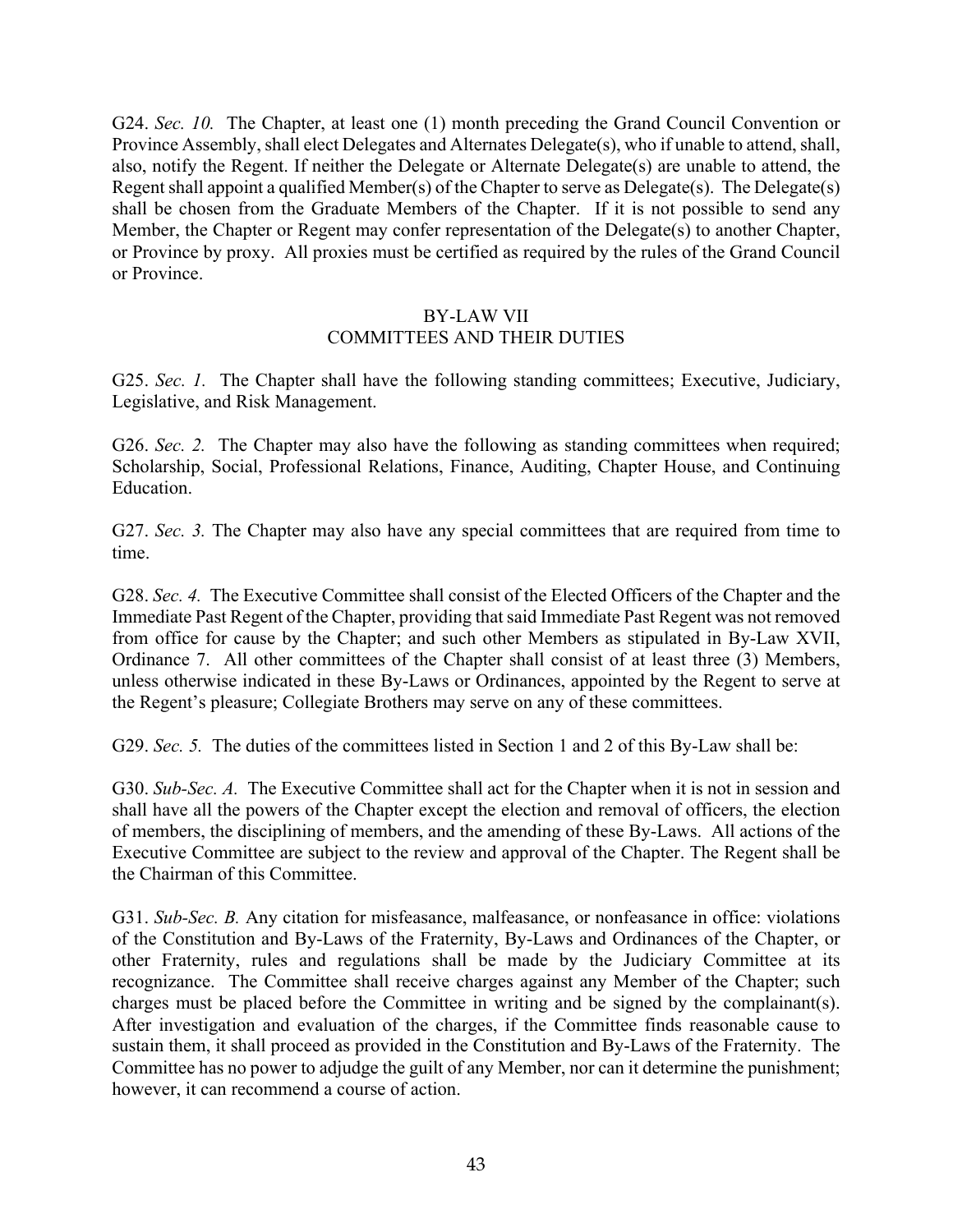G24. *Sec. 10.* The Chapter, at least one (1) month preceding the Grand Council Convention or Province Assembly, shall elect Delegates and Alternates Delegate(s), who if unable to attend, shall, also, notify the Regent. If neither the Delegate or Alternate Delegate(s) are unable to attend, the Regent shall appoint a qualified Member(s) of the Chapter to serve as Delegate(s). The Delegate(s) shall be chosen from the Graduate Members of the Chapter. If it is not possible to send any Member, the Chapter or Regent may confer representation of the Delegate(s) to another Chapter, or Province by proxy. All proxies must be certified as required by the rules of the Grand Council or Province.

## BY-LAW VII
## COMMITTEES AND THEIR DUTIES

G25. *Sec. 1.* The Chapter shall have the following standing committees; Executive, Judiciary, Legislative, and Risk Management.

G26. *Sec. 2.* The Chapter may also have the following as standing committees when required; Scholarship, Social, Professional Relations, Finance, Auditing, Chapter House, and Continuing Education.

G27. *Sec. 3.* The Chapter may also have any special committees that are required from time to time.

G28. *Sec. 4.* The Executive Committee shall consist of the Elected Officers of the Chapter and the Immediate Past Regent of the Chapter, providing that said Immediate Past Regent was not removed from office for cause by the Chapter; and such other Members as stipulated in By-Law XVII, Ordinance 7. All other committees of the Chapter shall consist of at least three (3) Members, unless otherwise indicated in these By-Laws or Ordinances, appointed by the Regent to serve at the Regent's pleasure; Collegiate Brothers may serve on any of these committees.

G29. *Sec. 5.* The duties of the committees listed in Section 1 and 2 of this By-Law shall be:

G30. *Sub-Sec. A.* The Executive Committee shall act for the Chapter when it is not in session and shall have all the powers of the Chapter except the election and removal of officers, the election of members, the disciplining of members, and the amending of these By-Laws. All actions of the Executive Committee are subject to the review and approval of the Chapter. The Regent shall be the Chairman of this Committee.

G31. *Sub-Sec. B.* Any citation for misfeasance, malfeasance, or nonfeasance in office: violations of the Constitution and By-Laws of the Fraternity, By-Laws and Ordinances of the Chapter, or other Fraternity, rules and regulations shall be made by the Judiciary Committee at its recognizance. The Committee shall receive charges against any Member of the Chapter; such charges must be placed before the Committee in writing and be signed by the complainant(s). After investigation and evaluation of the charges, if the Committee finds reasonable cause to sustain them, it shall proceed as provided in the Constitution and By-Laws of the Fraternity. The Committee has no power to adjudge the guilt of any Member, nor can it determine the punishment; however, it can recommend a course of action.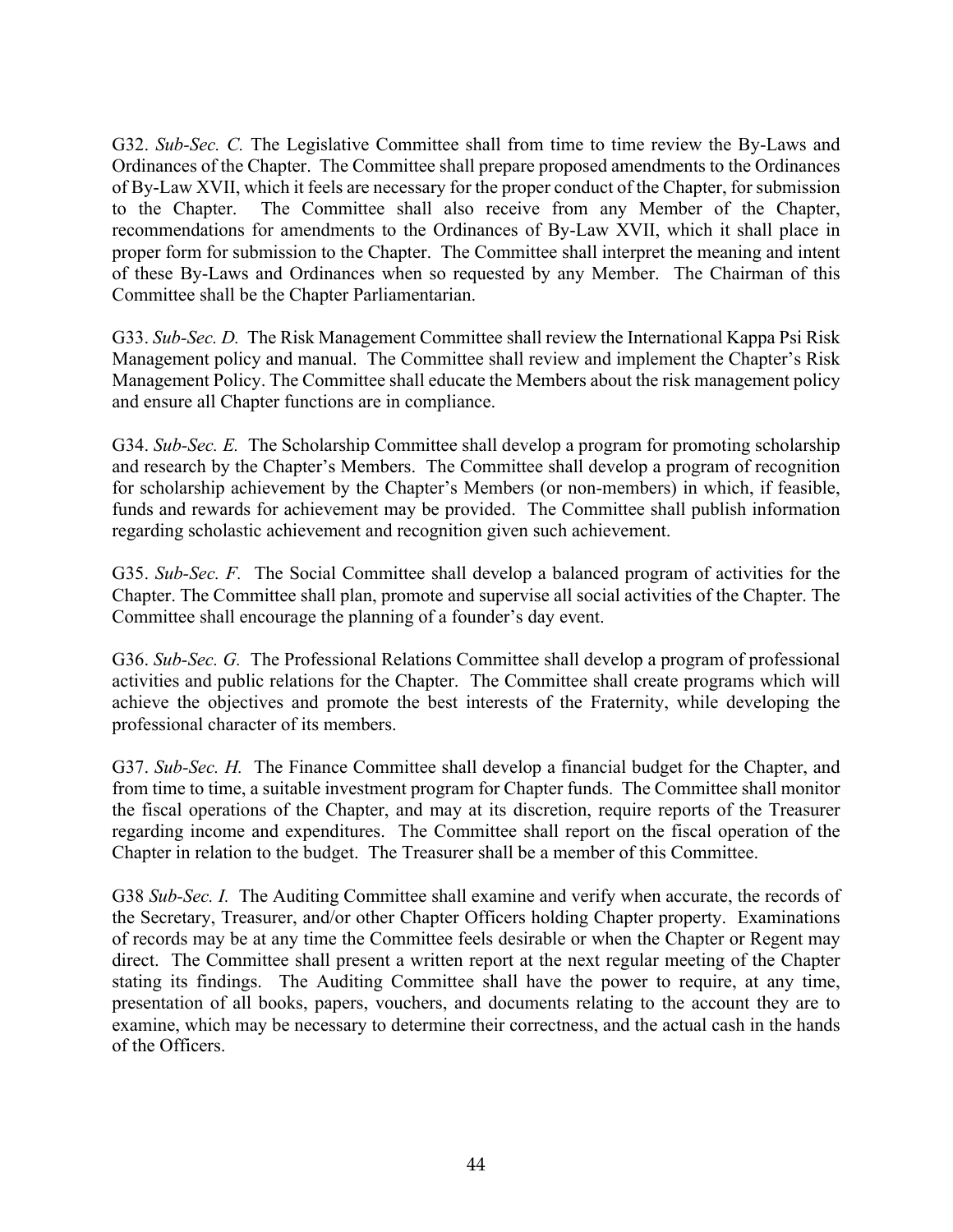G32. *Sub-Sec. C.* The Legislative Committee shall from time to time review the By-Laws and Ordinances of the Chapter. The Committee shall prepare proposed amendments to the Ordinances of By-Law XVII, which it feels are necessary for the proper conduct of the Chapter, for submission to the Chapter. The Committee shall also receive from any Member of the Chapter, recommendations for amendments to the Ordinances of By-Law XVII, which it shall place in proper form for submission to the Chapter. The Committee shall interpret the meaning and intent of these By-Laws and Ordinances when so requested by any Member. The Chairman of this Committee shall be the Chapter Parliamentarian.

G33. *Sub-Sec. D.* The Risk Management Committee shall review the International Kappa Psi Risk Management policy and manual. The Committee shall review and implement the Chapter's Risk Management Policy. The Committee shall educate the Members about the risk management policy and ensure all Chapter functions are in compliance.

G34. *Sub-Sec. E.* The Scholarship Committee shall develop a program for promoting scholarship and research by the Chapter's Members. The Committee shall develop a program of recognition for scholarship achievement by the Chapter's Members (or non-members) in which, if feasible, funds and rewards for achievement may be provided. The Committee shall publish information regarding scholastic achievement and recognition given such achievement.

G35. *Sub-Sec. F.* The Social Committee shall develop a balanced program of activities for the Chapter. The Committee shall plan, promote and supervise all social activities of the Chapter. The Committee shall encourage the planning of a founder's day event.

G36. *Sub-Sec. G.* The Professional Relations Committee shall develop a program of professional activities and public relations for the Chapter. The Committee shall create programs which will achieve the objectives and promote the best interests of the Fraternity, while developing the professional character of its members.

G37. *Sub-Sec. H.* The Finance Committee shall develop a financial budget for the Chapter, and from time to time, a suitable investment program for Chapter funds. The Committee shall monitor the fiscal operations of the Chapter, and may at its discretion, require reports of the Treasurer regarding income and expenditures. The Committee shall report on the fiscal operation of the Chapter in relation to the budget. The Treasurer shall be a member of this Committee.

G38 *Sub-Sec. I.* The Auditing Committee shall examine and verify when accurate, the records of the Secretary, Treasurer, and/or other Chapter Officers holding Chapter property. Examinations of records may be at any time the Committee feels desirable or when the Chapter or Regent may direct. The Committee shall present a written report at the next regular meeting of the Chapter stating its findings. The Auditing Committee shall have the power to require, at any time, presentation of all books, papers, vouchers, and documents relating to the account they are to examine, which may be necessary to determine their correctness, and the actual cash in the hands of the Officers.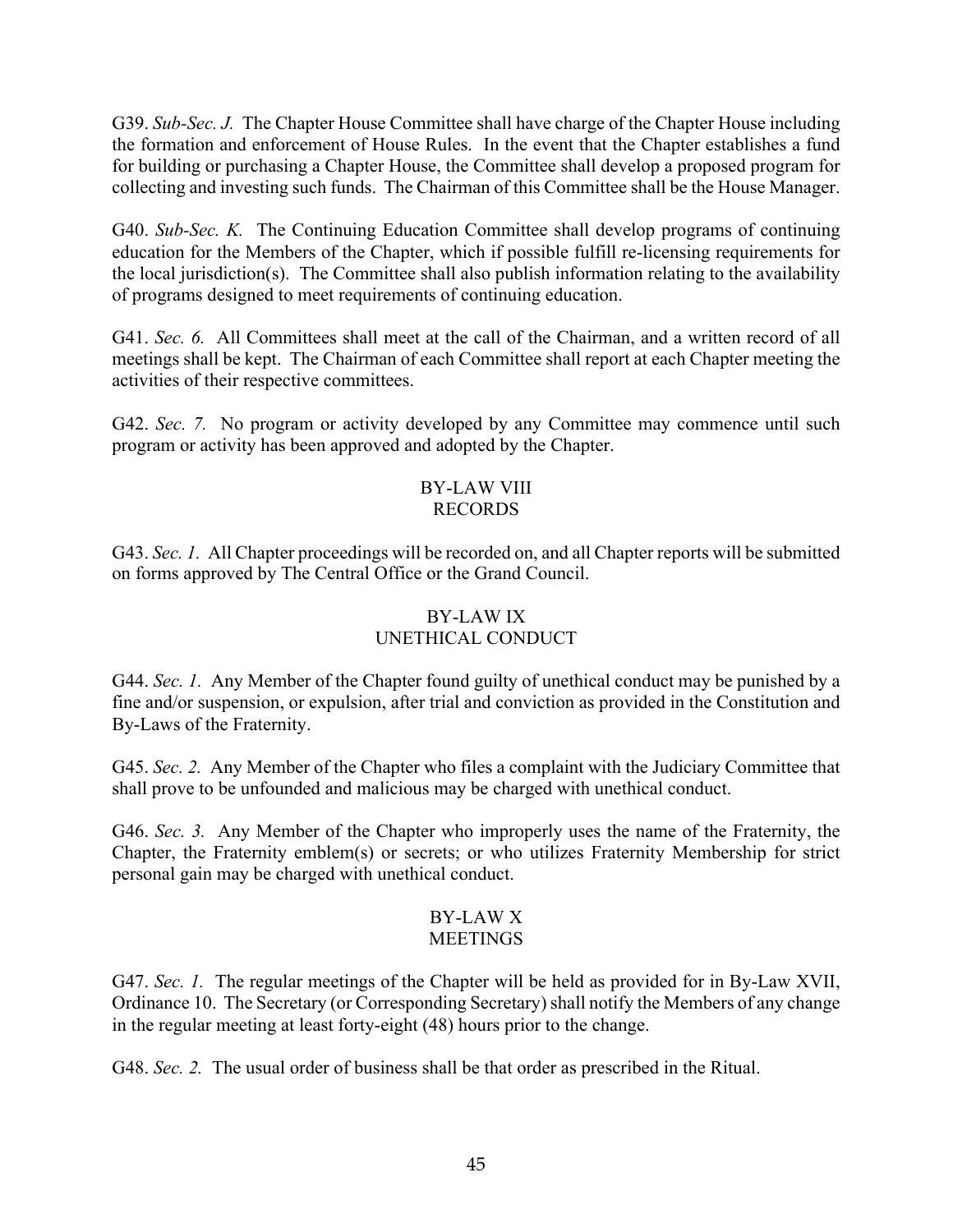G39. *Sub-Sec. J.* The Chapter House Committee shall have charge of the Chapter House including the formation and enforcement of House Rules. In the event that the Chapter establishes a fund for building or purchasing a Chapter House, the Committee shall develop a proposed program for collecting and investing such funds. The Chairman of this Committee shall be the House Manager.

G40. *Sub-Sec. K.* The Continuing Education Committee shall develop programs of continuing education for the Members of the Chapter, which if possible fulfill re-licensing requirements for the local jurisdiction(s). The Committee shall also publish information relating to the availability of programs designed to meet requirements of continuing education.

G41. *Sec. 6.* All Committees shall meet at the call of the Chairman, and a written record of all meetings shall be kept. The Chairman of each Committee shall report at each Chapter meeting the activities of their respective committees.

G42. *Sec. 7.* No program or activity developed by any Committee may commence until such program or activity has been approved and adopted by the Chapter.

## BY-LAW VIII
## RECORDS

G43. *Sec. 1.* All Chapter proceedings will be recorded on, and all Chapter reports will be submitted on forms approved by The Central Office or the Grand Council.

## BY-LAW IX
## UNETHICAL CONDUCT

G44. *Sec. 1.* Any Member of the Chapter found guilty of unethical conduct may be punished by a fine and/or suspension, or expulsion, after trial and conviction as provided in the Constitution and By-Laws of the Fraternity.

G45. *Sec. 2.* Any Member of the Chapter who files a complaint with the Judiciary Committee that shall prove to be unfounded and malicious may be charged with unethical conduct.

G46. *Sec. 3.* Any Member of the Chapter who improperly uses the name of the Fraternity, the Chapter, the Fraternity emblem(s) or secrets; or who utilizes Fraternity Membership for strict personal gain may be charged with unethical conduct.

## BY-LAW X
## MEETINGS

G47. *Sec. 1.* The regular meetings of the Chapter will be held as provided for in By-Law XVII, Ordinance 10. The Secretary (or Corresponding Secretary) shall notify the Members of any change in the regular meeting at least forty-eight (48) hours prior to the change.

G48. *Sec. 2.* The usual order of business shall be that order as prescribed in the Ritual.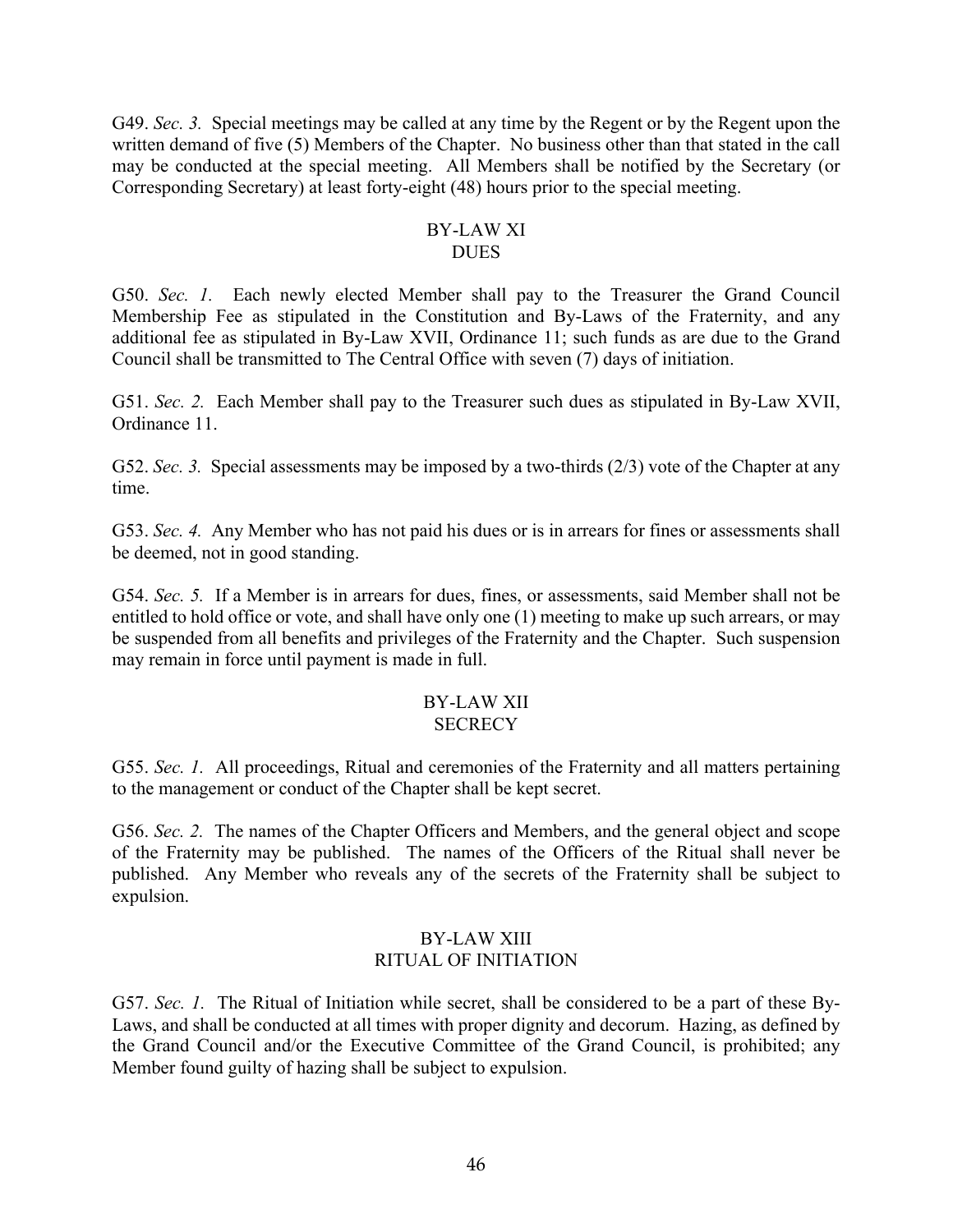G49. *Sec. 3.* Special meetings may be called at any time by the Regent or by the Regent upon the written demand of five (5) Members of the Chapter. No business other than that stated in the call may be conducted at the special meeting. All Members shall be notified by the Secretary (or Corresponding Secretary) at least forty-eight (48) hours prior to the special meeting.

## BY-LAW XI
## DUES

G50. *Sec. 1.* Each newly elected Member shall pay to the Treasurer the Grand Council Membership Fee as stipulated in the Constitution and By-Laws of the Fraternity, and any additional fee as stipulated in By-Law XVII, Ordinance 11; such funds as are due to the Grand Council shall be transmitted to The Central Office with seven (7) days of initiation.

G51. *Sec. 2.* Each Member shall pay to the Treasurer such dues as stipulated in By-Law XVII, Ordinance 11.

G52. *Sec. 3.* Special assessments may be imposed by a two-thirds (2/3) vote of the Chapter at any time.

G53. *Sec. 4.* Any Member who has not paid his dues or is in arrears for fines or assessments shall be deemed, not in good standing.

G54. *Sec. 5.* If a Member is in arrears for dues, fines, or assessments, said Member shall not be entitled to hold office or vote, and shall have only one (1) meeting to make up such arrears, or may be suspended from all benefits and privileges of the Fraternity and the Chapter. Such suspension may remain in force until payment is made in full.

## BY-LAW XII
## SECRECY

G55. *Sec. 1.* All proceedings, Ritual and ceremonies of the Fraternity and all matters pertaining to the management or conduct of the Chapter shall be kept secret.

G56. *Sec. 2.* The names of the Chapter Officers and Members, and the general object and scope of the Fraternity may be published. The names of the Officers of the Ritual shall never be published. Any Member who reveals any of the secrets of the Fraternity shall be subject to expulsion.

## BY-LAW XIII
## RITUAL OF INITIATION

G57. *Sec. 1.* The Ritual of Initiation while secret, shall be considered to be a part of these By-Laws, and shall be conducted at all times with proper dignity and decorum. Hazing, as defined by the Grand Council and/or the Executive Committee of the Grand Council, is prohibited; any Member found guilty of hazing shall be subject to expulsion.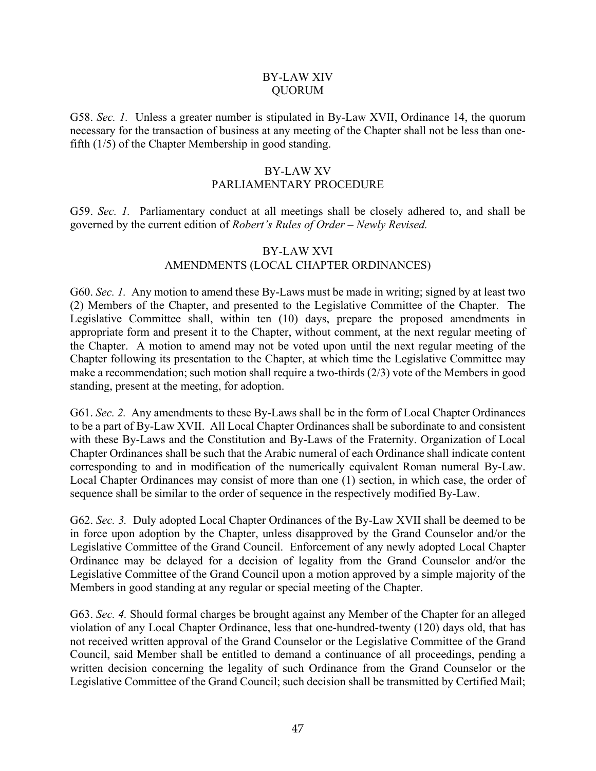## BY-LAW XIV
## QUORUM

G58. *Sec. 1.* Unless a greater number is stipulated in By-Law XVII, Ordinance 14, the quorum necessary for the transaction of business at any meeting of the Chapter shall not be less than one-fifth (1/5) of the Chapter Membership in good standing.

## BY-LAW XV
## PARLIAMENTARY PROCEDURE

G59. *Sec. 1.* Parliamentary conduct at all meetings shall be closely adhered to, and shall be governed by the current edition of *Robert's Rules of Order – Newly Revised.*

## BY-LAW XVI
## AMENDMENTS (LOCAL CHAPTER ORDINANCES)

G60. *Sec. 1.* Any motion to amend these By-Laws must be made in writing; signed by at least two (2) Members of the Chapter, and presented to the Legislative Committee of the Chapter. The Legislative Committee shall, within ten (10) days, prepare the proposed amendments in appropriate form and present it to the Chapter, without comment, at the next regular meeting of the Chapter. A motion to amend may not be voted upon until the next regular meeting of the Chapter following its presentation to the Chapter, at which time the Legislative Committee may make a recommendation; such motion shall require a two-thirds (2/3) vote of the Members in good standing, present at the meeting, for adoption.

G61. *Sec. 2.* Any amendments to these By-Laws shall be in the form of Local Chapter Ordinances to be a part of By-Law XVII. All Local Chapter Ordinances shall be subordinate to and consistent with these By-Laws and the Constitution and By-Laws of the Fraternity. Organization of Local Chapter Ordinances shall be such that the Arabic numeral of each Ordinance shall indicate content corresponding to and in modification of the numerically equivalent Roman numeral By-Law. Local Chapter Ordinances may consist of more than one (1) section, in which case, the order of sequence shall be similar to the order of sequence in the respectively modified By-Law.

G62. *Sec. 3.* Duly adopted Local Chapter Ordinances of the By-Law XVII shall be deemed to be in force upon adoption by the Chapter, unless disapproved by the Grand Counselor and/or the Legislative Committee of the Grand Council. Enforcement of any newly adopted Local Chapter Ordinance may be delayed for a decision of legality from the Grand Counselor and/or the Legislative Committee of the Grand Council upon a motion approved by a simple majority of the Members in good standing at any regular or special meeting of the Chapter.

G63. *Sec. 4.* Should formal charges be brought against any Member of the Chapter for an alleged violation of any Local Chapter Ordinance, less that one-hundred-twenty (120) days old, that has not received written approval of the Grand Counselor or the Legislative Committee of the Grand Council, said Member shall be entitled to demand a continuance of all proceedings, pending a written decision concerning the legality of such Ordinance from the Grand Counselor or the Legislative Committee of the Grand Council; such decision shall be transmitted by Certified Mail;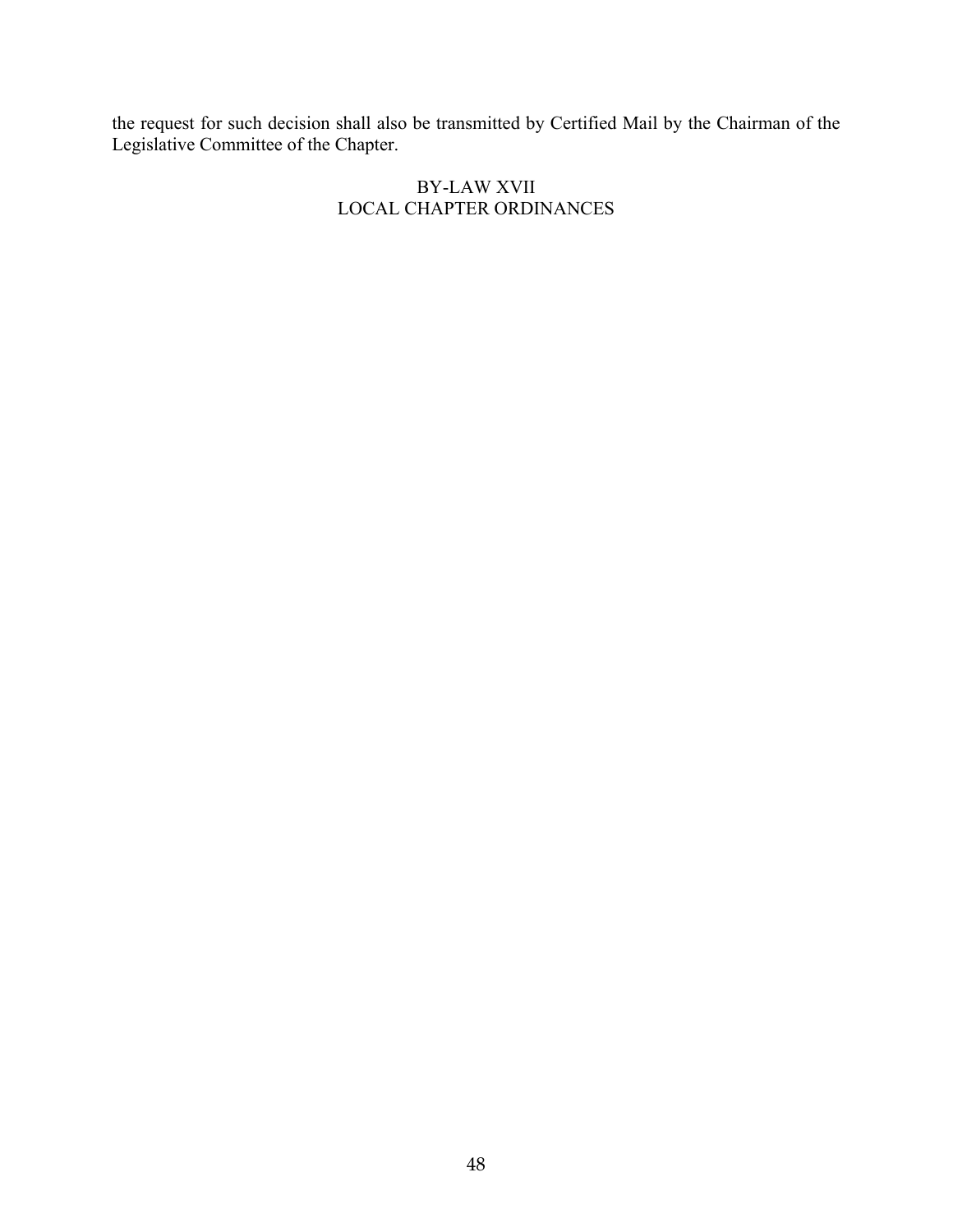the request for such decision shall also be transmitted by Certified Mail by the Chairman of the Legislative Committee of the Chapter.

## BY-LAW XVII
## LOCAL CHAPTER ORDINANCES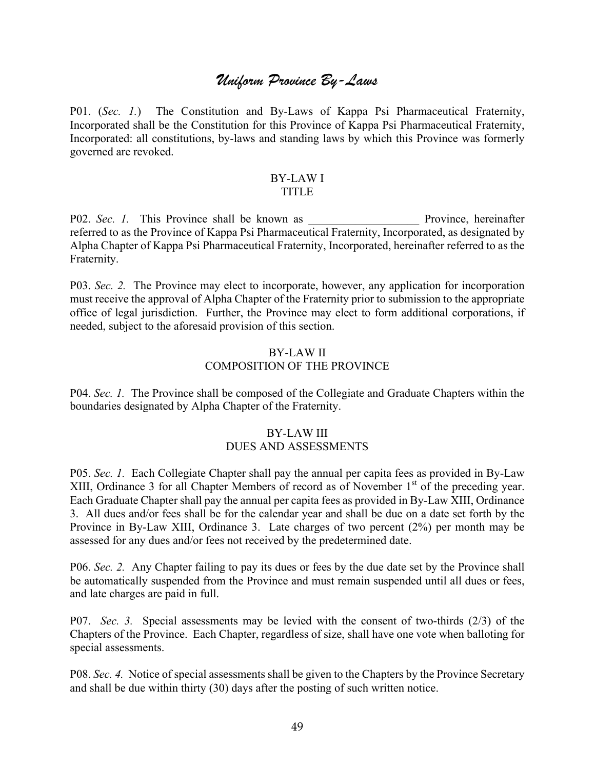# *Uniform Province By-Laws*

P01. (*Sec. 1.*) The Constitution and By-Laws of Kappa Psi Pharmaceutical Fraternity, Incorporated shall be the Constitution for this Province of Kappa Psi Pharmaceutical Fraternity, Incorporated: all constitutions, by-laws and standing laws by which this Province was formerly governed are revoked.

## BY-LAW I
## TITLE

P02. *Sec. 1.* This Province shall be known as ___________________ Province, hereinafter referred to as the Province of Kappa Psi Pharmaceutical Fraternity, Incorporated, as designated by Alpha Chapter of Kappa Psi Pharmaceutical Fraternity, Incorporated, hereinafter referred to as the Fraternity.

P03. *Sec. 2.* The Province may elect to incorporate, however, any application for incorporation must receive the approval of Alpha Chapter of the Fraternity prior to submission to the appropriate office of legal jurisdiction. Further, the Province may elect to form additional corporations, if needed, subject to the aforesaid provision of this section.

## BY-LAW II
## COMPOSITION OF THE PROVINCE

P04. *Sec. 1.* The Province shall be composed of the Collegiate and Graduate Chapters within the boundaries designated by Alpha Chapter of the Fraternity.

## BY-LAW III
## DUES AND ASSESSMENTS

P05. *Sec. 1.* Each Collegiate Chapter shall pay the annual per capita fees as provided in By-Law XIII, Ordinance 3 for all Chapter Members of record as of November 1st of the preceding year. Each Graduate Chapter shall pay the annual per capita fees as provided in By-Law XIII, Ordinance 3. All dues and/or fees shall be for the calendar year and shall be due on a date set forth by the Province in By-Law XIII, Ordinance 3. Late charges of two percent (2%) per month may be assessed for any dues and/or fees not received by the predetermined date.

P06. *Sec. 2.* Any Chapter failing to pay its dues or fees by the due date set by the Province shall be automatically suspended from the Province and must remain suspended until all dues or fees, and late charges are paid in full.

P07. *Sec. 3.* Special assessments may be levied with the consent of two-thirds (2/3) of the Chapters of the Province. Each Chapter, regardless of size, shall have one vote when balloting for special assessments.

P08. *Sec. 4.* Notice of special assessments shall be given to the Chapters by the Province Secretary and shall be due within thirty (30) days after the posting of such written notice.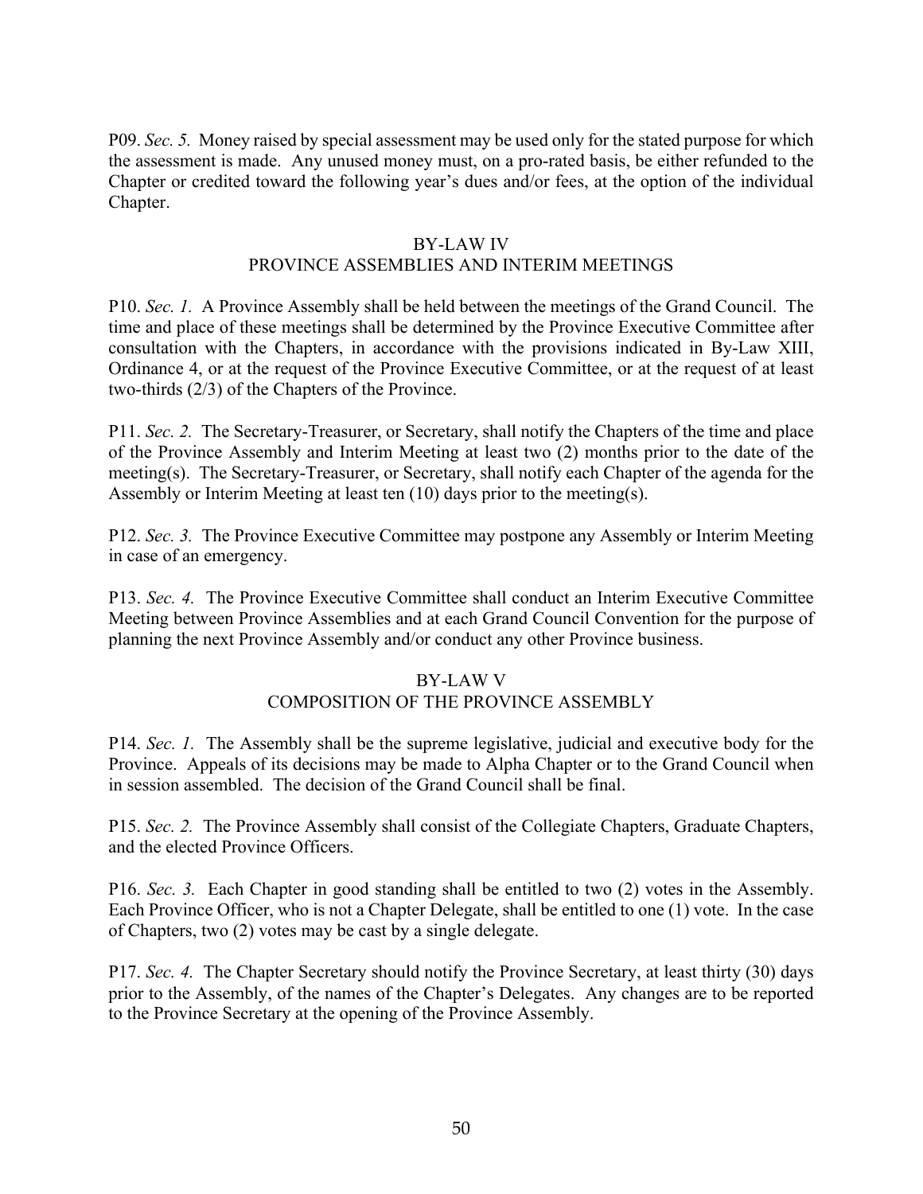P09. *Sec. 5.* Money raised by special assessment may be used only for the stated purpose for which the assessment is made. Any unused money must, on a pro-rated basis, be either refunded to the Chapter or credited toward the following year's dues and/or fees, at the option of the individual Chapter.

## BY-LAW IV
## PROVINCE ASSEMBLIES AND INTERIM MEETINGS

P10. *Sec. 1.* A Province Assembly shall be held between the meetings of the Grand Council. The time and place of these meetings shall be determined by the Province Executive Committee after consultation with the Chapters, in accordance with the provisions indicated in By-Law XIII, Ordinance 4, or at the request of the Province Executive Committee, or at the request of at least two-thirds (2/3) of the Chapters of the Province.

P11. *Sec. 2.* The Secretary-Treasurer, or Secretary, shall notify the Chapters of the time and place of the Province Assembly and Interim Meeting at least two (2) months prior to the date of the meeting(s). The Secretary-Treasurer, or Secretary, shall notify each Chapter of the agenda for the Assembly or Interim Meeting at least ten (10) days prior to the meeting(s).

P12. *Sec. 3.* The Province Executive Committee may postpone any Assembly or Interim Meeting in case of an emergency.

P13. *Sec. 4.* The Province Executive Committee shall conduct an Interim Executive Committee Meeting between Province Assemblies and at each Grand Council Convention for the purpose of planning the next Province Assembly and/or conduct any other Province business.

## BY-LAW V
## COMPOSITION OF THE PROVINCE ASSEMBLY

P14. *Sec. 1.* The Assembly shall be the supreme legislative, judicial and executive body for the Province. Appeals of its decisions may be made to Alpha Chapter or to the Grand Council when in session assembled. The decision of the Grand Council shall be final.

P15. *Sec. 2.* The Province Assembly shall consist of the Collegiate Chapters, Graduate Chapters, and the elected Province Officers.

P16. *Sec. 3.* Each Chapter in good standing shall be entitled to two (2) votes in the Assembly. Each Province Officer, who is not a Chapter Delegate, shall be entitled to one (1) vote. In the case of Chapters, two (2) votes may be cast by a single delegate.

P17. *Sec. 4.* The Chapter Secretary should notify the Province Secretary, at least thirty (30) days prior to the Assembly, of the names of the Chapter's Delegates. Any changes are to be reported to the Province Secretary at the opening of the Province Assembly.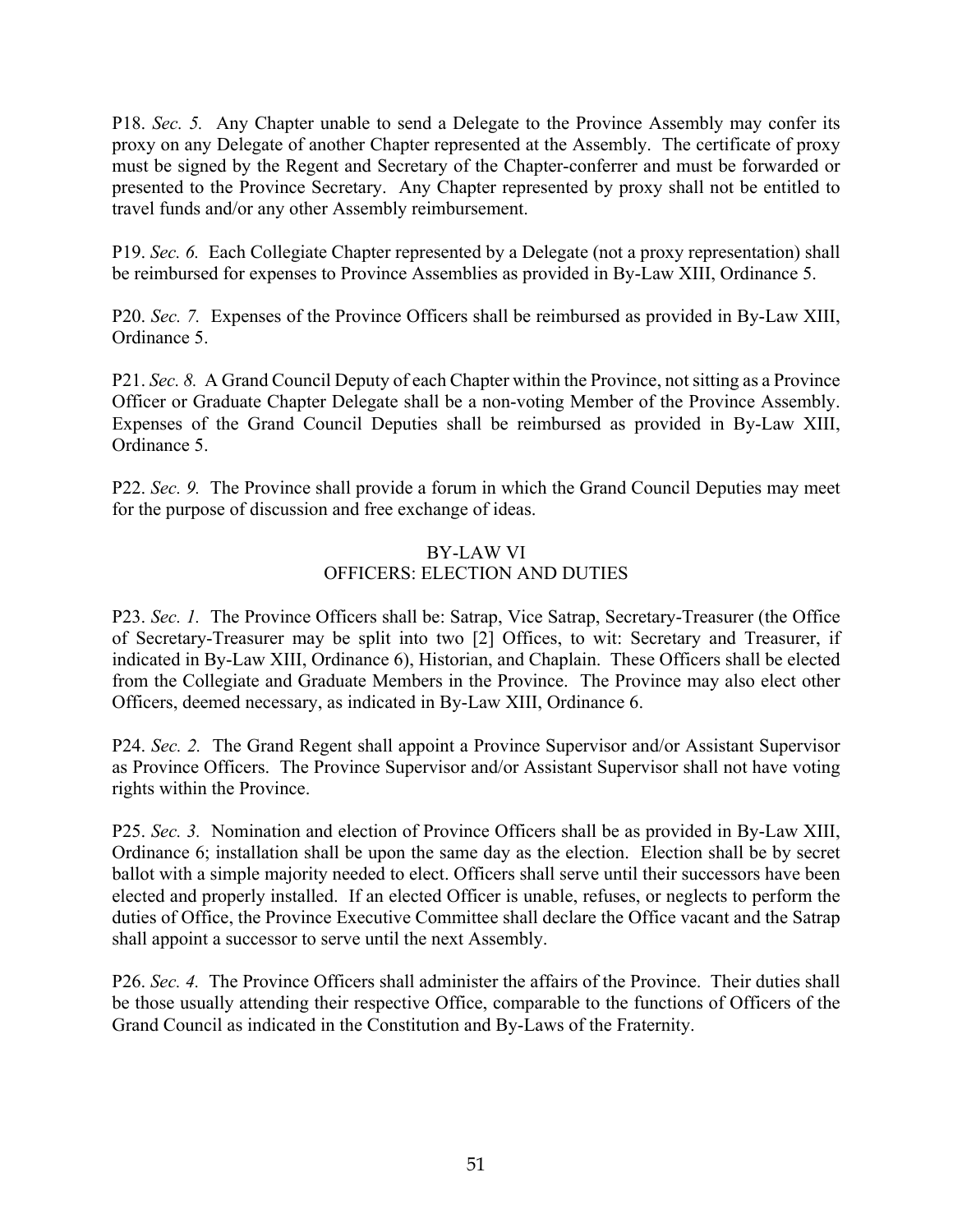P18. *Sec. 5.* Any Chapter unable to send a Delegate to the Province Assembly may confer its proxy on any Delegate of another Chapter represented at the Assembly. The certificate of proxy must be signed by the Regent and Secretary of the Chapter-conferrer and must be forwarded or presented to the Province Secretary. Any Chapter represented by proxy shall not be entitled to travel funds and/or any other Assembly reimbursement.

P19. *Sec. 6.* Each Collegiate Chapter represented by a Delegate (not a proxy representation) shall be reimbursed for expenses to Province Assemblies as provided in By-Law XIII, Ordinance 5.

P20. *Sec. 7.* Expenses of the Province Officers shall be reimbursed as provided in By-Law XIII, Ordinance 5.

P21. *Sec. 8.* A Grand Council Deputy of each Chapter within the Province, not sitting as a Province Officer or Graduate Chapter Delegate shall be a non-voting Member of the Province Assembly. Expenses of the Grand Council Deputies shall be reimbursed as provided in By-Law XIII, Ordinance 5.

P22. *Sec. 9.* The Province shall provide a forum in which the Grand Council Deputies may meet for the purpose of discussion and free exchange of ideas.

## BY-LAW VI
## OFFICERS: ELECTION AND DUTIES

P23. *Sec. 1.* The Province Officers shall be: Satrap, Vice Satrap, Secretary-Treasurer (the Office of Secretary-Treasurer may be split into two [2] Offices, to wit: Secretary and Treasurer, if indicated in By-Law XIII, Ordinance 6), Historian, and Chaplain. These Officers shall be elected from the Collegiate and Graduate Members in the Province. The Province may also elect other Officers, deemed necessary, as indicated in By-Law XIII, Ordinance 6.

P24. *Sec. 2.* The Grand Regent shall appoint a Province Supervisor and/or Assistant Supervisor as Province Officers. The Province Supervisor and/or Assistant Supervisor shall not have voting rights within the Province.

P25. *Sec. 3.* Nomination and election of Province Officers shall be as provided in By-Law XIII, Ordinance 6; installation shall be upon the same day as the election. Election shall be by secret ballot with a simple majority needed to elect. Officers shall serve until their successors have been elected and properly installed. If an elected Officer is unable, refuses, or neglects to perform the duties of Office, the Province Executive Committee shall declare the Office vacant and the Satrap shall appoint a successor to serve until the next Assembly.

P26. *Sec. 4.* The Province Officers shall administer the affairs of the Province. Their duties shall be those usually attending their respective Office, comparable to the functions of Officers of the Grand Council as indicated in the Constitution and By-Laws of the Fraternity.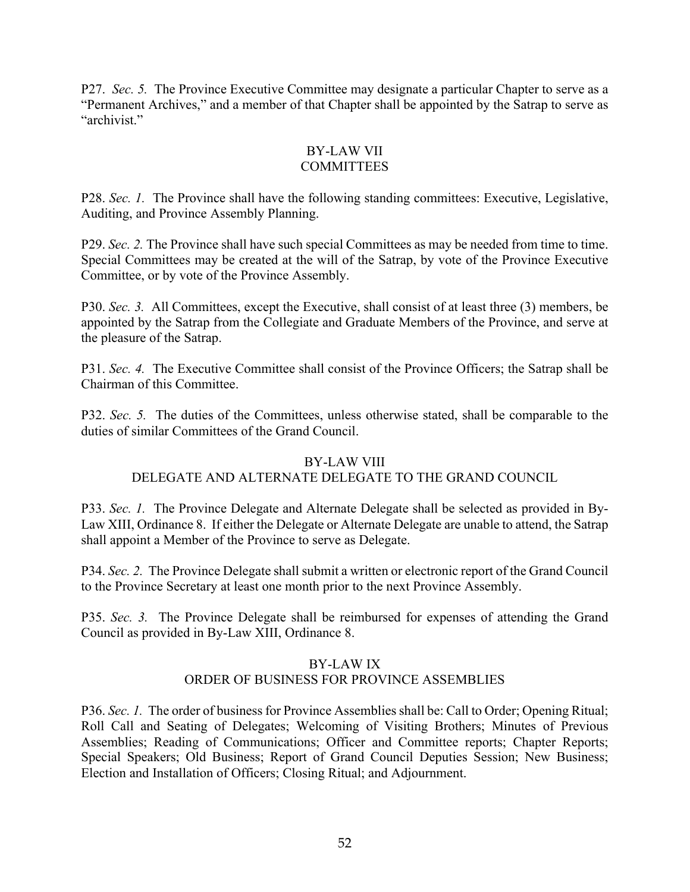P27. *Sec. 5.* The Province Executive Committee may designate a particular Chapter to serve as a "Permanent Archives," and a member of that Chapter shall be appointed by the Satrap to serve as "archivist."

## BY-LAW VII
## COMMITTEES

P28. *Sec. 1.* The Province shall have the following standing committees: Executive, Legislative, Auditing, and Province Assembly Planning.

P29. *Sec. 2.* The Province shall have such special Committees as may be needed from time to time. Special Committees may be created at the will of the Satrap, by vote of the Province Executive Committee, or by vote of the Province Assembly.

P30. *Sec. 3.* All Committees, except the Executive, shall consist of at least three (3) members, be appointed by the Satrap from the Collegiate and Graduate Members of the Province, and serve at the pleasure of the Satrap.

P31. *Sec. 4.* The Executive Committee shall consist of the Province Officers; the Satrap shall be Chairman of this Committee.

P32. *Sec. 5.* The duties of the Committees, unless otherwise stated, shall be comparable to the duties of similar Committees of the Grand Council.

## BY-LAW VIII
## DELEGATE AND ALTERNATE DELEGATE TO THE GRAND COUNCIL

P33. *Sec. 1.* The Province Delegate and Alternate Delegate shall be selected as provided in By-Law XIII, Ordinance 8. If either the Delegate or Alternate Delegate are unable to attend, the Satrap shall appoint a Member of the Province to serve as Delegate.

P34. *Sec. 2.* The Province Delegate shall submit a written or electronic report of the Grand Council to the Province Secretary at least one month prior to the next Province Assembly.

P35. *Sec. 3.* The Province Delegate shall be reimbursed for expenses of attending the Grand Council as provided in By-Law XIII, Ordinance 8.

## BY-LAW IX
## ORDER OF BUSINESS FOR PROVINCE ASSEMBLIES

P36. *Sec. 1.* The order of business for Province Assemblies shall be: Call to Order; Opening Ritual; Roll Call and Seating of Delegates; Welcoming of Visiting Brothers; Minutes of Previous Assemblies; Reading of Communications; Officer and Committee reports; Chapter Reports; Special Speakers; Old Business; Report of Grand Council Deputies Session; New Business; Election and Installation of Officers; Closing Ritual; and Adjournment.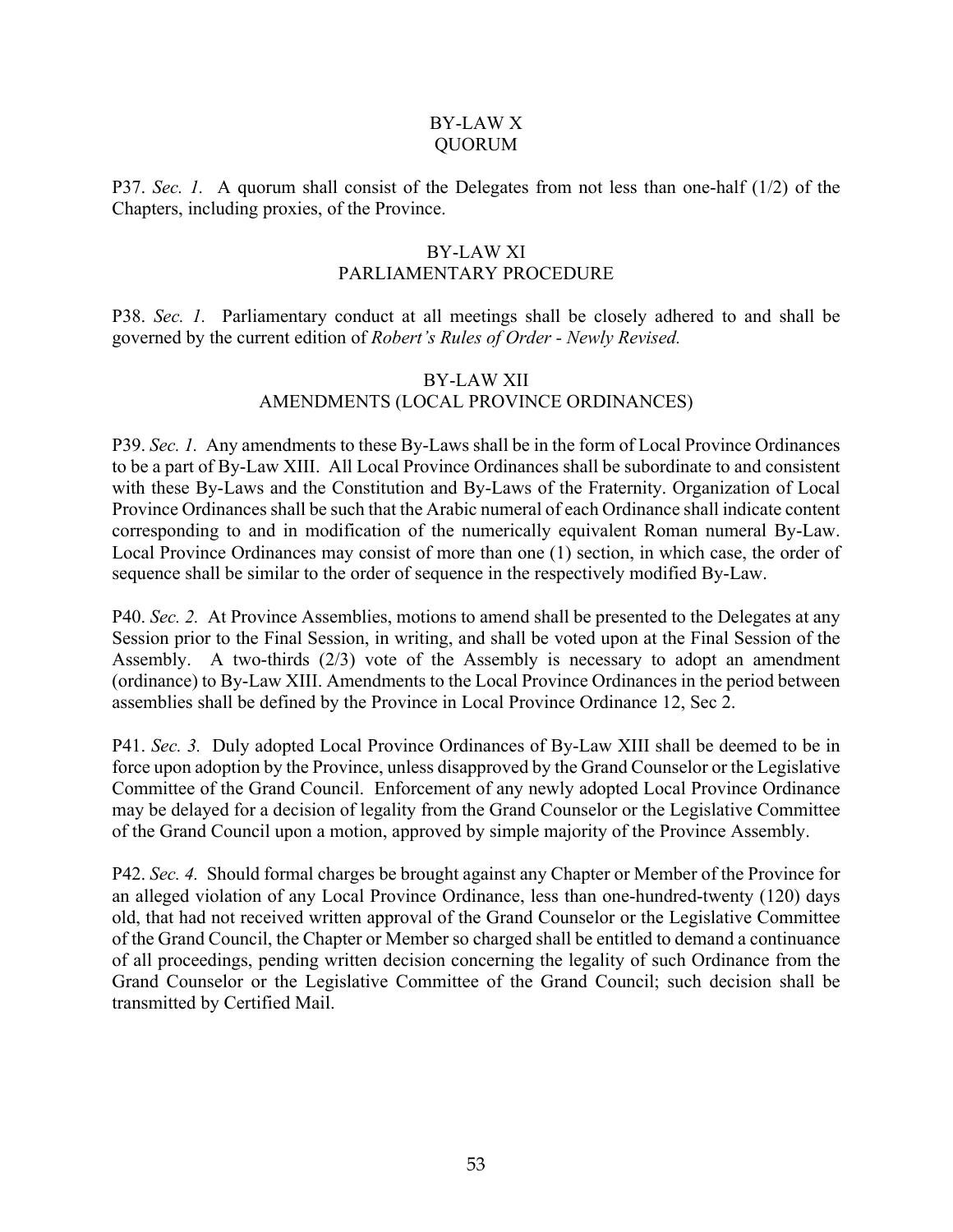## BY-LAW X
## QUORUM

P37. *Sec. 1.* A quorum shall consist of the Delegates from not less than one-half (1/2) of the Chapters, including proxies, of the Province.

## BY-LAW XI
## PARLIAMENTARY PROCEDURE

P38. *Sec. 1.* Parliamentary conduct at all meetings shall be closely adhered to and shall be governed by the current edition of *Robert's Rules of Order - Newly Revised.*

## BY-LAW XII
## AMENDMENTS (LOCAL PROVINCE ORDINANCES)

P39. *Sec. 1.* Any amendments to these By-Laws shall be in the form of Local Province Ordinances to be a part of By-Law XIII. All Local Province Ordinances shall be subordinate to and consistent with these By-Laws and the Constitution and By-Laws of the Fraternity. Organization of Local Province Ordinances shall be such that the Arabic numeral of each Ordinance shall indicate content corresponding to and in modification of the numerically equivalent Roman numeral By-Law. Local Province Ordinances may consist of more than one (1) section, in which case, the order of sequence shall be similar to the order of sequence in the respectively modified By-Law.

P40. *Sec. 2.* At Province Assemblies, motions to amend shall be presented to the Delegates at any Session prior to the Final Session, in writing, and shall be voted upon at the Final Session of the Assembly. A two-thirds (2/3) vote of the Assembly is necessary to adopt an amendment (ordinance) to By-Law XIII. Amendments to the Local Province Ordinances in the period between assemblies shall be defined by the Province in Local Province Ordinance 12, Sec 2.

P41. *Sec. 3.* Duly adopted Local Province Ordinances of By-Law XIII shall be deemed to be in force upon adoption by the Province, unless disapproved by the Grand Counselor or the Legislative Committee of the Grand Council. Enforcement of any newly adopted Local Province Ordinance may be delayed for a decision of legality from the Grand Counselor or the Legislative Committee of the Grand Council upon a motion, approved by simple majority of the Province Assembly.

P42. *Sec. 4.* Should formal charges be brought against any Chapter or Member of the Province for an alleged violation of any Local Province Ordinance, less than one-hundred-twenty (120) days old, that had not received written approval of the Grand Counselor or the Legislative Committee of the Grand Council, the Chapter or Member so charged shall be entitled to demand a continuance of all proceedings, pending written decision concerning the legality of such Ordinance from the Grand Counselor or the Legislative Committee of the Grand Council; such decision shall be transmitted by Certified Mail.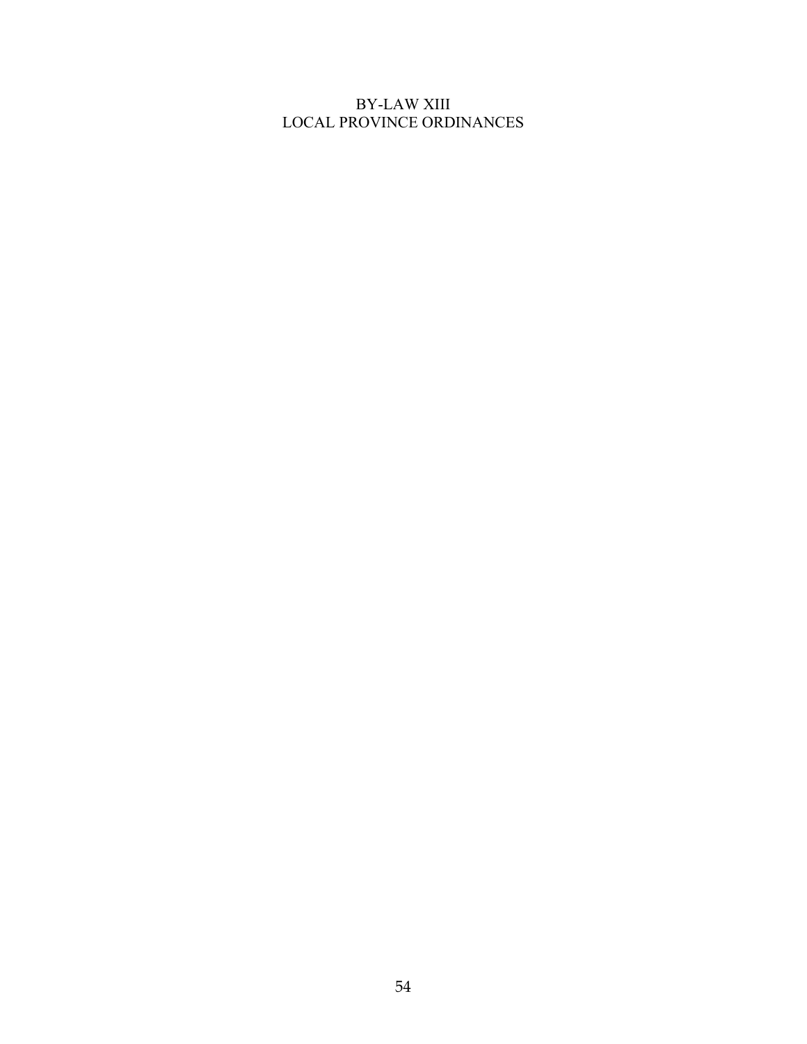# BY-LAW XIII
# LOCAL PROVINCE ORDINANCES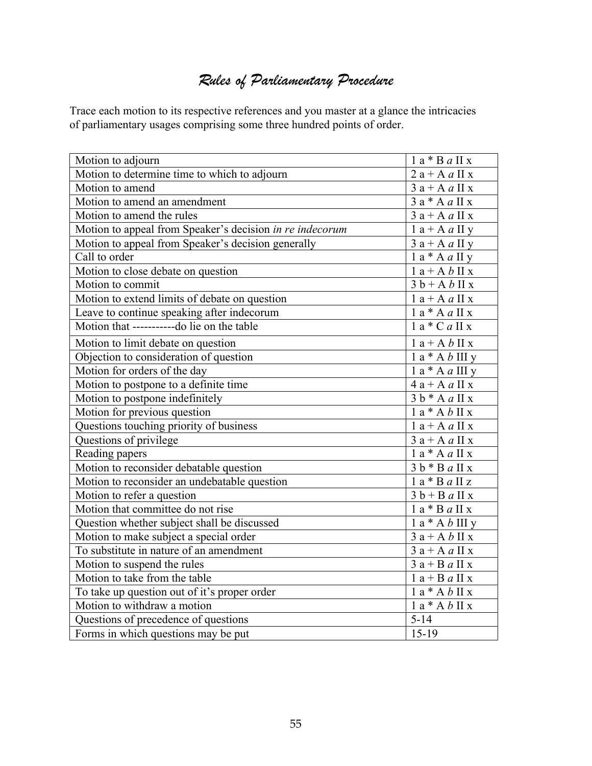# *Rules of Parliamentary Procedure*

Trace each motion to its respective references and you master at a glance the intricacies of parliamentary usages comprising some three hundred points of order.

| | |
|---|---|
| Motion to adjourn | 1 a * B *a* II x |
| Motion to determine time to which to adjourn | 2 a + A *a* II x |
| Motion to amend | 3 a + A *a* II x |
| Motion to amend an amendment | 3 a * A *a* II x |
| Motion to amend the rules | 3 a + A *a* II x |
| Motion to appeal from Speaker's decision *in re indecorum* | 1 a + A *a* II y |
| Motion to appeal from Speaker's decision generally | 3 a + A *a* II y |
| Call to order | 1 a * A *a* II y |
| Motion to close debate on question | 1 a + A *b* II x |
| Motion to commit | 3 b + A *b* II x |
| Motion to extend limits of debate on question | 1 a + A *a* II x |
| Leave to continue speaking after indecorum | 1 a * A *a* II x |
| Motion that -----------do lie on the table | 1 a * C *a* II x |
| Motion to limit debate on question | 1 a + A *b* II x |
| Objection to consideration of question | 1 a * A *b* III y |
| Motion for orders of the day | 1 a * A *a* III y |
| Motion to postpone to a definite time | 4 a + A *a* II x |
| Motion to postpone indefinitely | 3 b * A *a* II x |
| Motion for previous question | 1 a * A *b* II x |
| Questions touching priority of business | 1 a + A *a* II x |
| Questions of privilege | 3 a + A *a* II x |
| Reading papers | 1 a * A *a* II x |
| Motion to reconsider debatable question | 3 b * B *a* II x |
| Motion to reconsider an undebatable question | 1 a * B *a* II z |
| Motion to refer a question | 3 b + B *a* II x |
| Motion that committee do not rise | 1 a * B *a* II x |
| Question whether subject shall be discussed | 1 a * A *b* III y |
| Motion to make subject a special order | 3 a + A *b* II x |
| To substitute in nature of an amendment | 3 a + A *a* II x |
| Motion to suspend the rules | 3 a + B *a* II x |
| Motion to take from the table | 1 a + B *a* II x |
| To take up question out of it's proper order | 1 a * A *b* II x |
| Motion to withdraw a motion | 1 a * A *b* II x |
| Questions of precedence of questions | 5-14 |
| Forms in which questions may be put | 15-19 |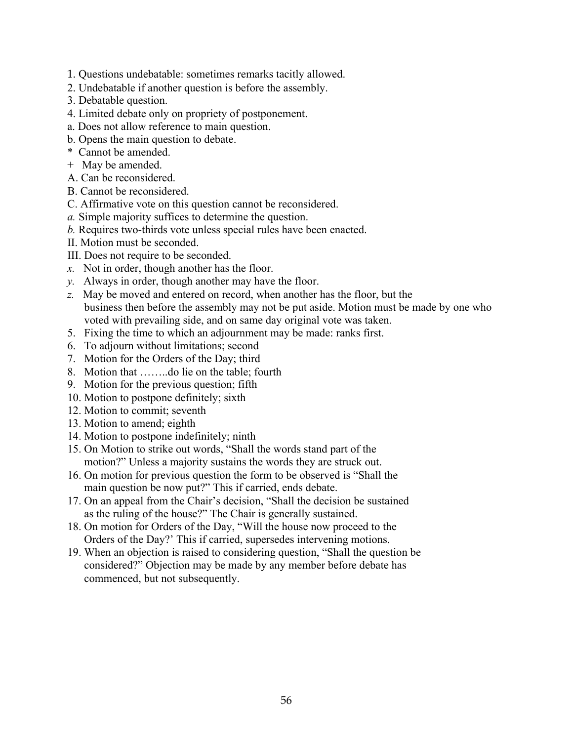1. Questions undebatable: sometimes remarks tacitly allowed.
2. Undebatable if another question is before the assembly.
3. Debatable question.
4. Limited debate only on propriety of postponement.

a. Does not allow reference to main question.
b. Opens the main question to debate.

\* Cannot be amended.
\+ May be amended.

A. Can be reconsidered.
B. Cannot be reconsidered.
C. Affirmative vote on this question cannot be reconsidered.

*a.* Simple majority suffices to determine the question.
*b.* Requires two-thirds vote unless special rules have been enacted.

II. Motion must be seconded.
III. Does not require to be seconded.

*x.* Not in order, though another has the floor.
*y.* Always in order, though another may have the floor.
*z.* May be moved and entered on record, when another has the floor, but the business then before the assembly may not be put aside. Motion must be made by one who voted with prevailing side, and on same day original vote was taken.

5. Fixing the time to which an adjournment may be made: ranks first.
6. To adjourn without limitations; second
7. Motion for the Orders of the Day; third
8. Motion that ……..do lie on the table; fourth
9. Motion for the previous question; fifth
10. Motion to postpone definitely; sixth
12. Motion to commit; seventh
13. Motion to amend; eighth
14. Motion to postpone indefinitely; ninth
15. On Motion to strike out words, "Shall the words stand part of the motion?" Unless a majority sustains the words they are struck out.
16. On motion for previous question the form to be observed is "Shall the main question be now put?" This if carried, ends debate.
17. On an appeal from the Chair's decision, "Shall the decision be sustained as the ruling of the house?" The Chair is generally sustained.
18. On motion for Orders of the Day, "Will the house now proceed to the Orders of the Day?' This if carried, supersedes intervening motions.
19. When an objection is raised to considering question, "Shall the question be considered?" Objection may be made by any member before debate has commenced, but not subsequently.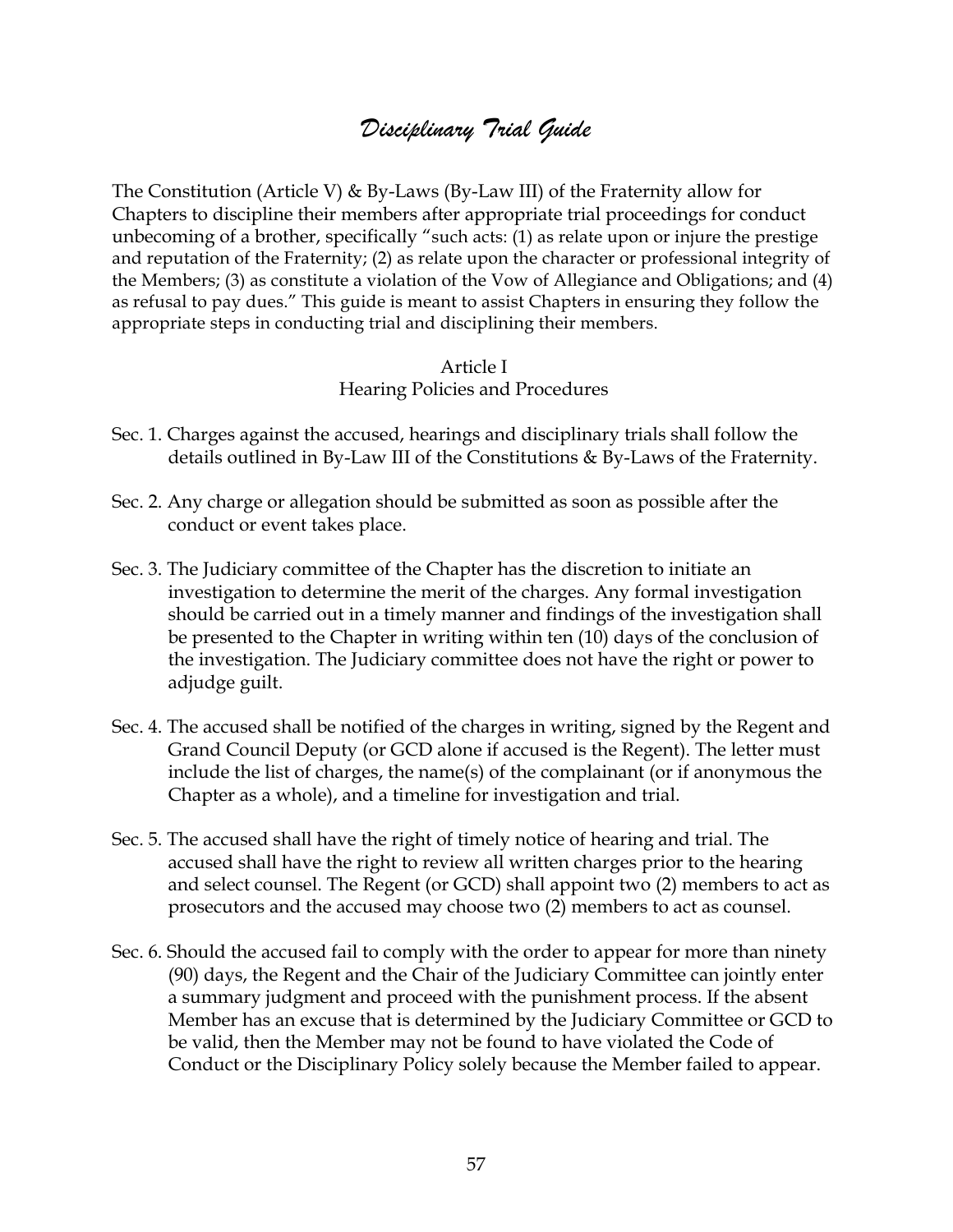# *Disciplinary Trial Guide*

The Constitution (Article V) & By-Laws (By-Law III) of the Fraternity allow for Chapters to discipline their members after appropriate trial proceedings for conduct unbecoming of a brother, specifically "such acts: (1) as relate upon or injure the prestige and reputation of the Fraternity; (2) as relate upon the character or professional integrity of the Members; (3) as constitute a violation of the Vow of Allegiance and Obligations; and (4) as refusal to pay dues." This guide is meant to assist Chapters in ensuring they follow the appropriate steps in conducting trial and disciplining their members.

## Article I
## Hearing Policies and Procedures

Sec. 1. Charges against the accused, hearings and disciplinary trials shall follow the details outlined in By-Law III of the Constitutions & By-Laws of the Fraternity.

Sec. 2. Any charge or allegation should be submitted as soon as possible after the conduct or event takes place.

Sec. 3. The Judiciary committee of the Chapter has the discretion to initiate an investigation to determine the merit of the charges. Any formal investigation should be carried out in a timely manner and findings of the investigation shall be presented to the Chapter in writing within ten (10) days of the conclusion of the investigation. The Judiciary committee does not have the right or power to adjudge guilt.

Sec. 4. The accused shall be notified of the charges in writing, signed by the Regent and Grand Council Deputy (or GCD alone if accused is the Regent). The letter must include the list of charges, the name(s) of the complainant (or if anonymous the Chapter as a whole), and a timeline for investigation and trial.

Sec. 5. The accused shall have the right of timely notice of hearing and trial. The accused shall have the right to review all written charges prior to the hearing and select counsel. The Regent (or GCD) shall appoint two (2) members to act as prosecutors and the accused may choose two (2) members to act as counsel.

Sec. 6. Should the accused fail to comply with the order to appear for more than ninety (90) days, the Regent and the Chair of the Judiciary Committee can jointly enter a summary judgment and proceed with the punishment process. If the absent Member has an excuse that is determined by the Judiciary Committee or GCD to be valid, then the Member may not be found to have violated the Code of Conduct or the Disciplinary Policy solely because the Member failed to appear.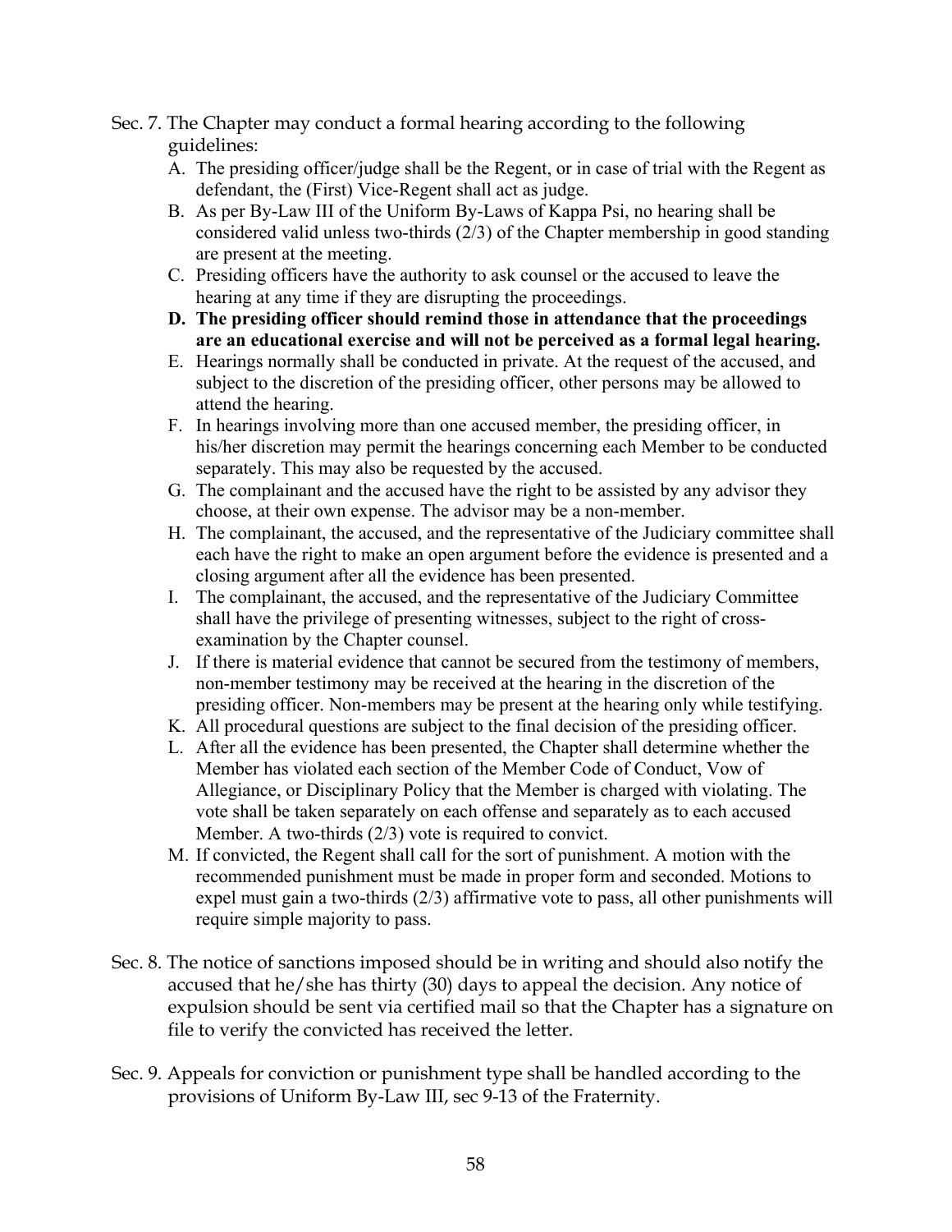Sec. 7. The Chapter may conduct a formal hearing according to the following guidelines:

A. The presiding officer/judge shall be the Regent, or in case of trial with the Regent as defendant, the (First) Vice-Regent shall act as judge.
B. As per By-Law III of the Uniform By-Laws of Kappa Psi, no hearing shall be considered valid unless two-thirds (2/3) of the Chapter membership in good standing are present at the meeting.
C. Presiding officers have the authority to ask counsel or the accused to leave the hearing at any time if they are disrupting the proceedings.
**D. The presiding officer should remind those in attendance that the proceedings are an educational exercise and will not be perceived as a formal legal hearing.**
E. Hearings normally shall be conducted in private. At the request of the accused, and subject to the discretion of the presiding officer, other persons may be allowed to attend the hearing.
F. In hearings involving more than one accused member, the presiding officer, in his/her discretion may permit the hearings concerning each Member to be conducted separately. This may also be requested by the accused.
G. The complainant and the accused have the right to be assisted by any advisor they choose, at their own expense. The advisor may be a non-member.
H. The complainant, the accused, and the representative of the Judiciary committee shall each have the right to make an open argument before the evidence is presented and a closing argument after all the evidence has been presented.
I. The complainant, the accused, and the representative of the Judiciary Committee shall have the privilege of presenting witnesses, subject to the right of cross-examination by the Chapter counsel.
J. If there is material evidence that cannot be secured from the testimony of members, non-member testimony may be received at the hearing in the discretion of the presiding officer. Non-members may be present at the hearing only while testifying.
K. All procedural questions are subject to the final decision of the presiding officer.
L. After all the evidence has been presented, the Chapter shall determine whether the Member has violated each section of the Member Code of Conduct, Vow of Allegiance, or Disciplinary Policy that the Member is charged with violating. The vote shall be taken separately on each offense and separately as to each accused Member. A two-thirds (2/3) vote is required to convict.
M. If convicted, the Regent shall call for the sort of punishment. A motion with the recommended punishment must be made in proper form and seconded. Motions to expel must gain a two-thirds (2/3) affirmative vote to pass, all other punishments will require simple majority to pass.

Sec. 8. The notice of sanctions imposed should be in writing and should also notify the accused that he/she has thirty (30) days to appeal the decision. Any notice of expulsion should be sent via certified mail so that the Chapter has a signature on file to verify the convicted has received the letter.

Sec. 9. Appeals for conviction or punishment type shall be handled according to the provisions of Uniform By-Law III, sec 9-13 of the Fraternity.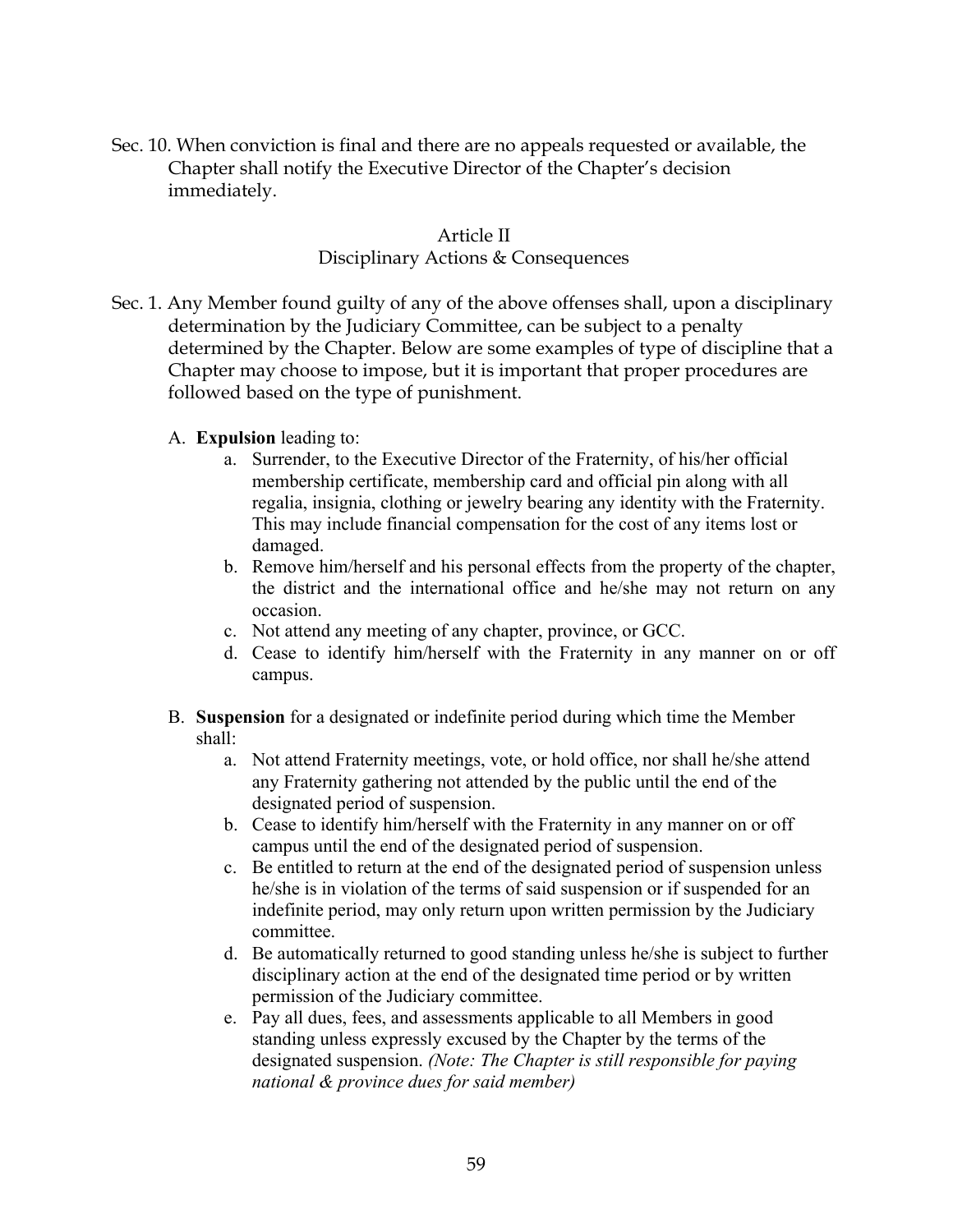Sec. 10. When conviction is final and there are no appeals requested or available, the Chapter shall notify the Executive Director of the Chapter's decision immediately.

## Article II
## Disciplinary Actions & Consequences

Sec. 1. Any Member found guilty of any of the above offenses shall, upon a disciplinary determination by the Judiciary Committee, can be subject to a penalty determined by the Chapter. Below are some examples of type of discipline that a Chapter may choose to impose, but it is important that proper procedures are followed based on the type of punishment.

A. **Expulsion** leading to:

   a. Surrender, to the Executive Director of the Fraternity, of his/her official membership certificate, membership card and official pin along with all regalia, insignia, clothing or jewelry bearing any identity with the Fraternity. This may include financial compensation for the cost of any items lost or damaged.

   b. Remove him/herself and his personal effects from the property of the chapter, the district and the international office and he/she may not return on any occasion.

   c. Not attend any meeting of any chapter, province, or GCC.

   d. Cease to identify him/herself with the Fraternity in any manner on or off campus.

B. **Suspension** for a designated or indefinite period during which time the Member shall:

   a. Not attend Fraternity meetings, vote, or hold office, nor shall he/she attend any Fraternity gathering not attended by the public until the end of the designated period of suspension.

   b. Cease to identify him/herself with the Fraternity in any manner on or off campus until the end of the designated period of suspension.

   c. Be entitled to return at the end of the designated period of suspension unless he/she is in violation of the terms of said suspension or if suspended for an indefinite period, may only return upon written permission by the Judiciary committee.

   d. Be automatically returned to good standing unless he/she is subject to further disciplinary action at the end of the designated time period or by written permission of the Judiciary committee.

   e. Pay all dues, fees, and assessments applicable to all Members in good standing unless expressly excused by the Chapter by the terms of the designated suspension. *(Note: The Chapter is still responsible for paying national & province dues for said member)*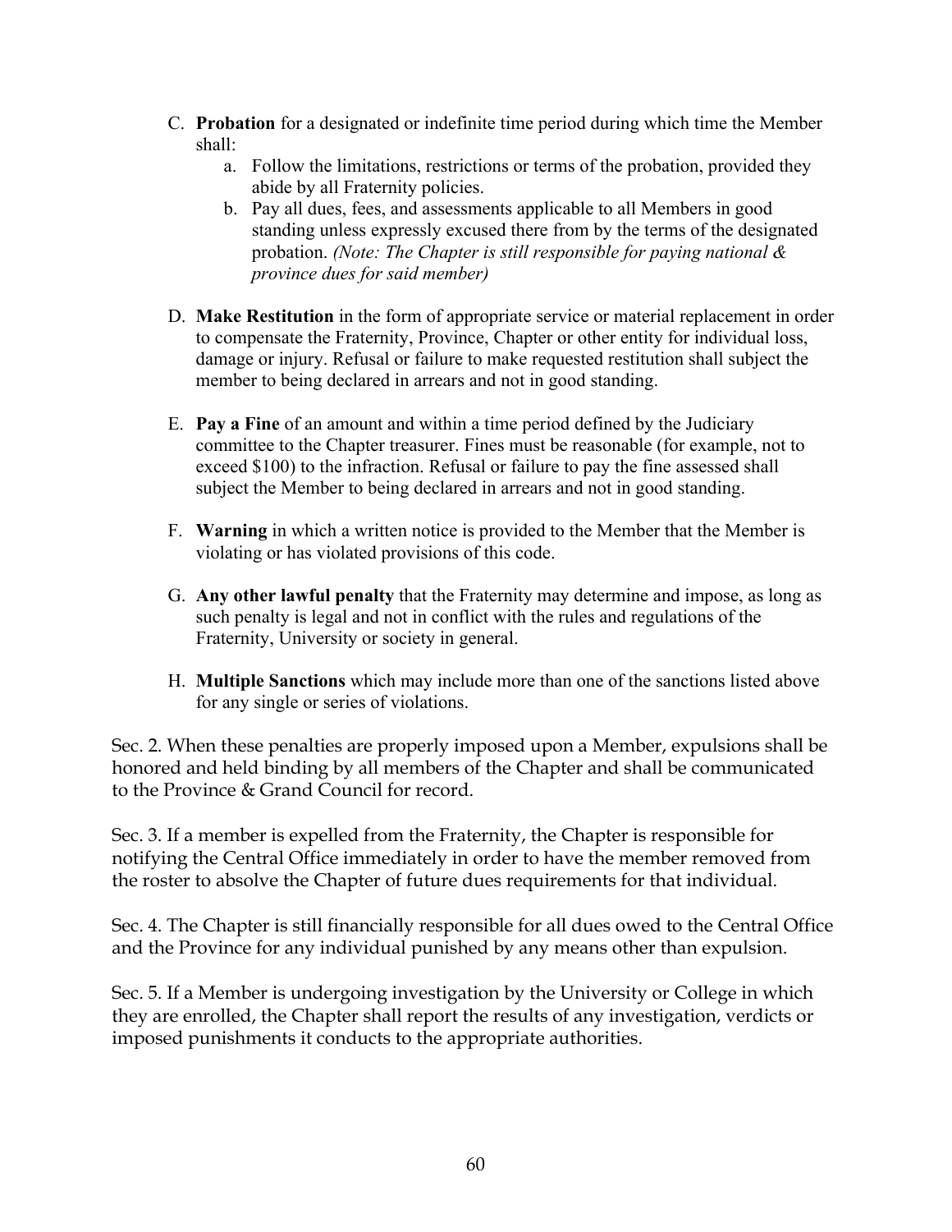C. **Probation** for a designated or indefinite time period during which time the Member shall:
   a. Follow the limitations, restrictions or terms of the probation, provided they abide by all Fraternity policies.
   b. Pay all dues, fees, and assessments applicable to all Members in good standing unless expressly excused there from by the terms of the designated probation. *(Note: The Chapter is still responsible for paying national & province dues for said member)*

D. **Make Restitution** in the form of appropriate service or material replacement in order to compensate the Fraternity, Province, Chapter or other entity for individual loss, damage or injury. Refusal or failure to make requested restitution shall subject the member to being declared in arrears and not in good standing.

E. **Pay a Fine** of an amount and within a time period defined by the Judiciary committee to the Chapter treasurer. Fines must be reasonable (for example, not to exceed $100) to the infraction. Refusal or failure to pay the fine assessed shall subject the Member to being declared in arrears and not in good standing.

F. **Warning** in which a written notice is provided to the Member that the Member is violating or has violated provisions of this code.

G. **Any other lawful penalty** that the Fraternity may determine and impose, as long as such penalty is legal and not in conflict with the rules and regulations of the Fraternity, University or society in general.

H. **Multiple Sanctions** which may include more than one of the sanctions listed above for any single or series of violations.

Sec. 2. When these penalties are properly imposed upon a Member, expulsions shall be honored and held binding by all members of the Chapter and shall be communicated to the Province & Grand Council for record.

Sec. 3. If a member is expelled from the Fraternity, the Chapter is responsible for notifying the Central Office immediately in order to have the member removed from the roster to absolve the Chapter of future dues requirements for that individual.

Sec. 4. The Chapter is still financially responsible for all dues owed to the Central Office and the Province for any individual punished by any means other than expulsion.

Sec. 5. If a Member is undergoing investigation by the University or College in which they are enrolled, the Chapter shall report the results of any investigation, verdicts or imposed punishments it conducts to the appropriate authorities.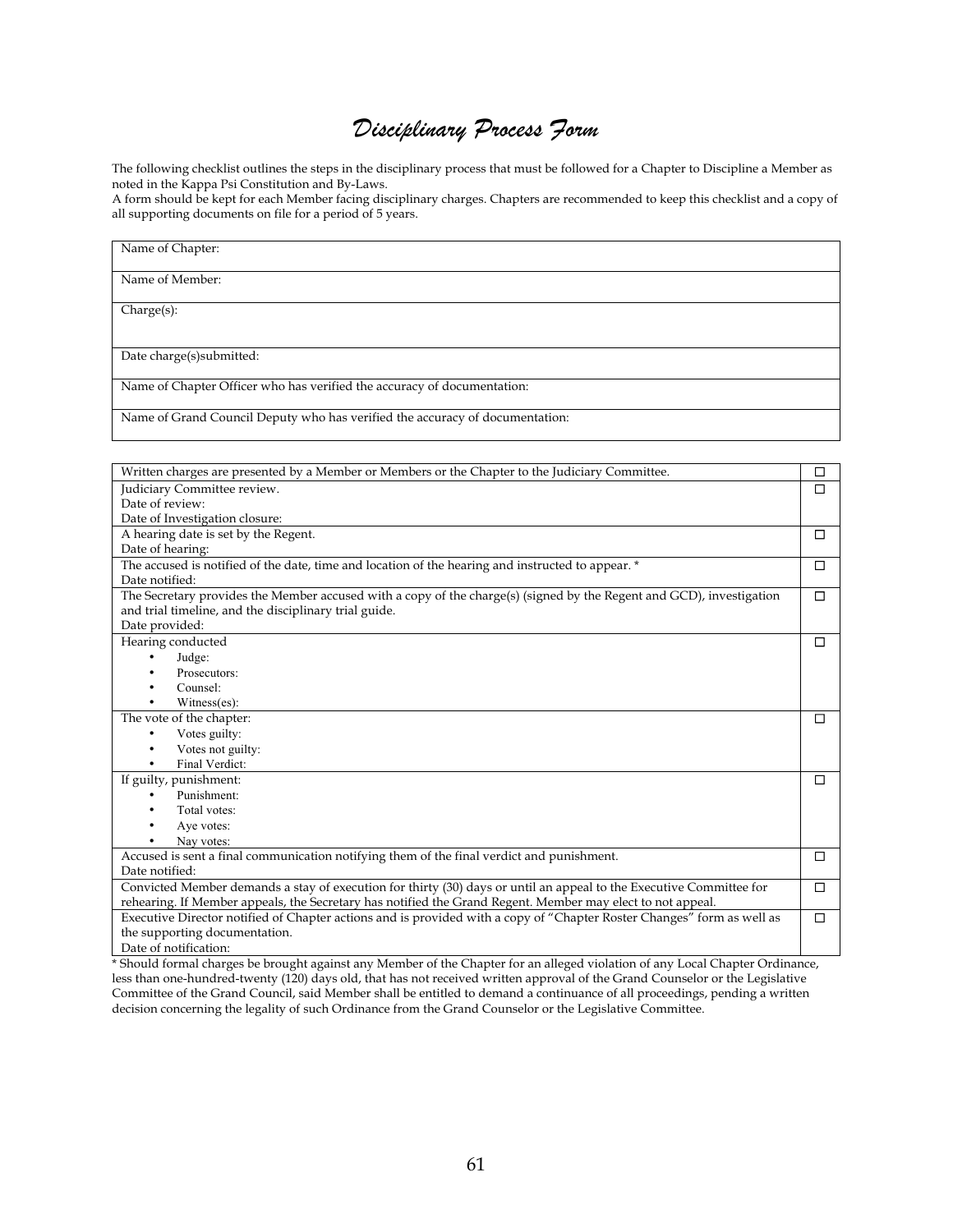# *Disciplinary Process Form*

The following checklist outlines the steps in the disciplinary process that must be followed for a Chapter to Discipline a Member as noted in the Kappa Psi Constitution and By-Laws.
A form should be kept for each Member facing disciplinary charges. Chapters are recommended to keep this checklist and a copy of all supporting documents on file for a period of 5 years.

| Name of Chapter: |
|---|
| Name of Member: |
| Charge(s): |
| Date charge(s)submitted: |
| Name of Chapter Officer who has verified the accuracy of documentation: |
| Name of Grand Council Deputy who has verified the accuracy of documentation: |

| Step | ☐ |
|---|---|
| Written charges are presented by a Member or Members or the Chapter to the Judiciary Committee. | ☐ |
| Judiciary Committee review.<br>Date of review:<br>Date of Investigation closure: | ☐ |
| A hearing date is set by the Regent.<br>Date of hearing: | ☐ |
| The accused is notified of the date, time and location of the hearing and instructed to appear. *<br>Date notified: | ☐ |
| The Secretary provides the Member accused with a copy of the charge(s) (signed by the Regent and GCD), investigation and trial timeline, and the disciplinary trial guide.<br>Date provided: | ☐ |
| Hearing conducted<br>• Judge:<br>• Prosecutors:<br>• Counsel:<br>• Witness(es): | ☐ |
| The vote of the chapter:<br>• Votes guilty:<br>• Votes not guilty:<br>• Final Verdict: | ☐ |
| If guilty, punishment:<br>• Punishment:<br>• Total votes:<br>• Aye votes:<br>• Nay votes: | ☐ |
| Accused is sent a final communication notifying them of the final verdict and punishment.<br>Date notified: | ☐ |
| Convicted Member demands a stay of execution for thirty (30) days or until an appeal to the Executive Committee for rehearing. If Member appeals, the Secretary has notified the Grand Regent. Member may elect to not appeal. | ☐ |
| Executive Director notified of Chapter actions and is provided with a copy of "Chapter Roster Changes" form as well as the supporting documentation.<br>Date of notification: | ☐ |

* Should formal charges be brought against any Member of the Chapter for an alleged violation of any Local Chapter Ordinance, less than one-hundred-twenty (120) days old, that has not received written approval of the Grand Counselor or the Legislative Committee of the Grand Council, said Member shall be entitled to demand a continuance of all proceedings, pending a written decision concerning the legality of such Ordinance from the Grand Counselor or the Legislative Committee.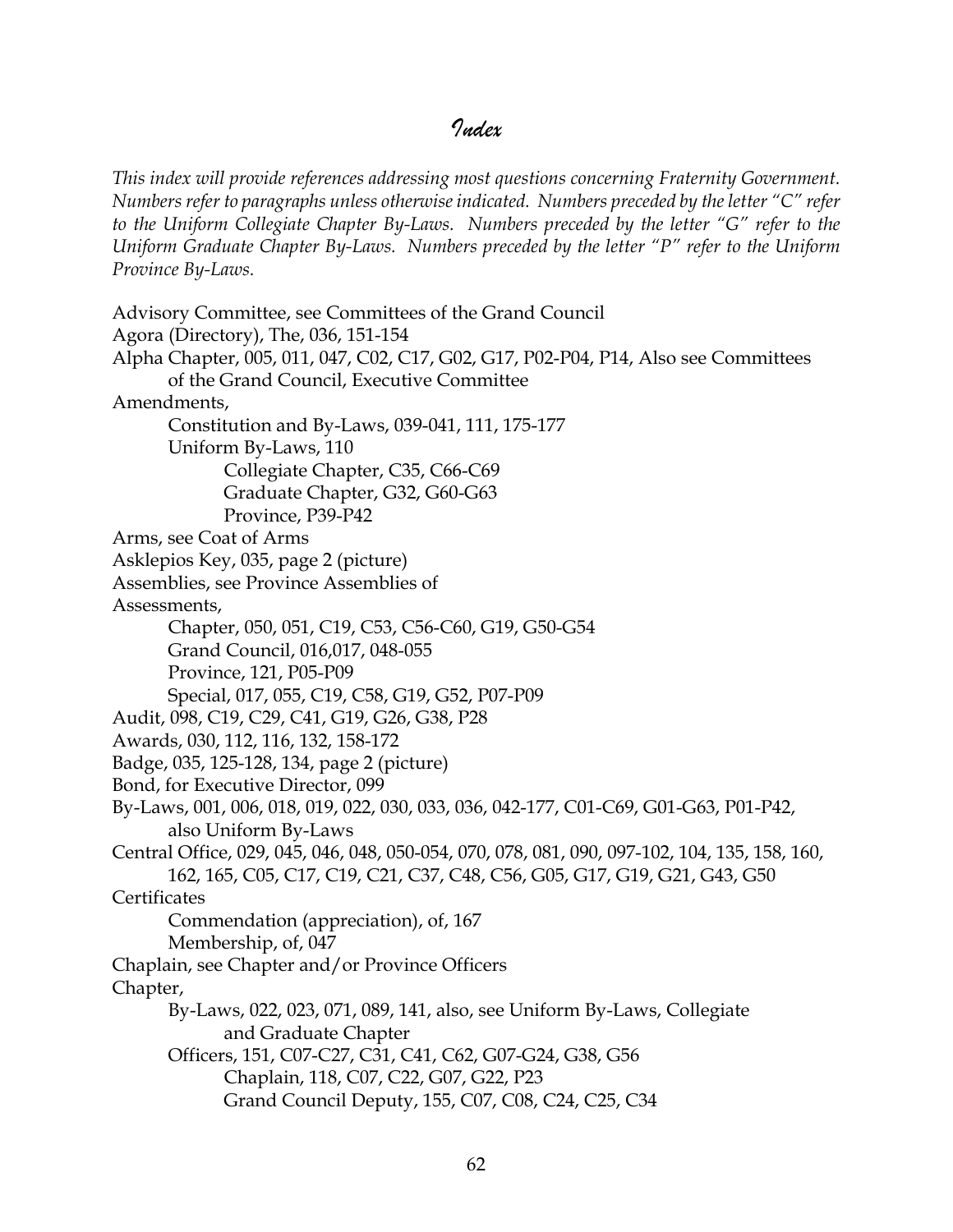# Index

*This index will provide references addressing most questions concerning Fraternity Government. Numbers refer to paragraphs unless otherwise indicated. Numbers preceded by the letter "C" refer to the Uniform Collegiate Chapter By-Laws. Numbers preceded by the letter "G" refer to the Uniform Graduate Chapter By-Laws. Numbers preceded by the letter "P" refer to the Uniform Province By-Laws.*

Advisory Committee, see Committees of the Grand Council
Agora (Directory), The, 036, 151-154
Alpha Chapter, 005, 011, 047, C02, C17, G02, G17, P02-P04, P14, Also see Committees
    of the Grand Council, Executive Committee
Amendments,
    Constitution and By-Laws, 039-041, 111, 175-177
    Uniform By-Laws, 110
        Collegiate Chapter, C35, C66-C69
        Graduate Chapter, G32, G60-G63
        Province, P39-P42
Arms, see Coat of Arms
Asklepios Key, 035, page 2 (picture)
Assemblies, see Province Assemblies of
Assessments,
    Chapter, 050, 051, C19, C53, C56-C60, G19, G50-G54
    Grand Council, 016,017, 048-055
    Province, 121, P05-P09
    Special, 017, 055, C19, C58, G19, G52, P07-P09
Audit, 098, C19, C29, C41, G19, G26, G38, P28
Awards, 030, 112, 116, 132, 158-172
Badge, 035, 125-128, 134, page 2 (picture)
Bond, for Executive Director, 099
By-Laws, 001, 006, 018, 019, 022, 030, 033, 036, 042-177, C01-C69, G01-G63, P01-P42,
    also Uniform By-Laws
Central Office, 029, 045, 046, 048, 050-054, 070, 078, 081, 090, 097-102, 104, 135, 158, 160,
    162, 165, C05, C17, C19, C21, C37, C48, C56, G05, G17, G19, G21, G43, G50
Certificates
    Commendation (appreciation), of, 167
    Membership, of, 047
Chaplain, see Chapter and/or Province Officers
Chapter,
    By-Laws, 022, 023, 071, 089, 141, also, see Uniform By-Laws, Collegiate
        and Graduate Chapter
    Officers, 151, C07-C27, C31, C41, C62, G07-G24, G38, G56
        Chaplain, 118, C07, C22, G07, G22, P23
        Grand Council Deputy, 155, C07, C08, C24, C25, C34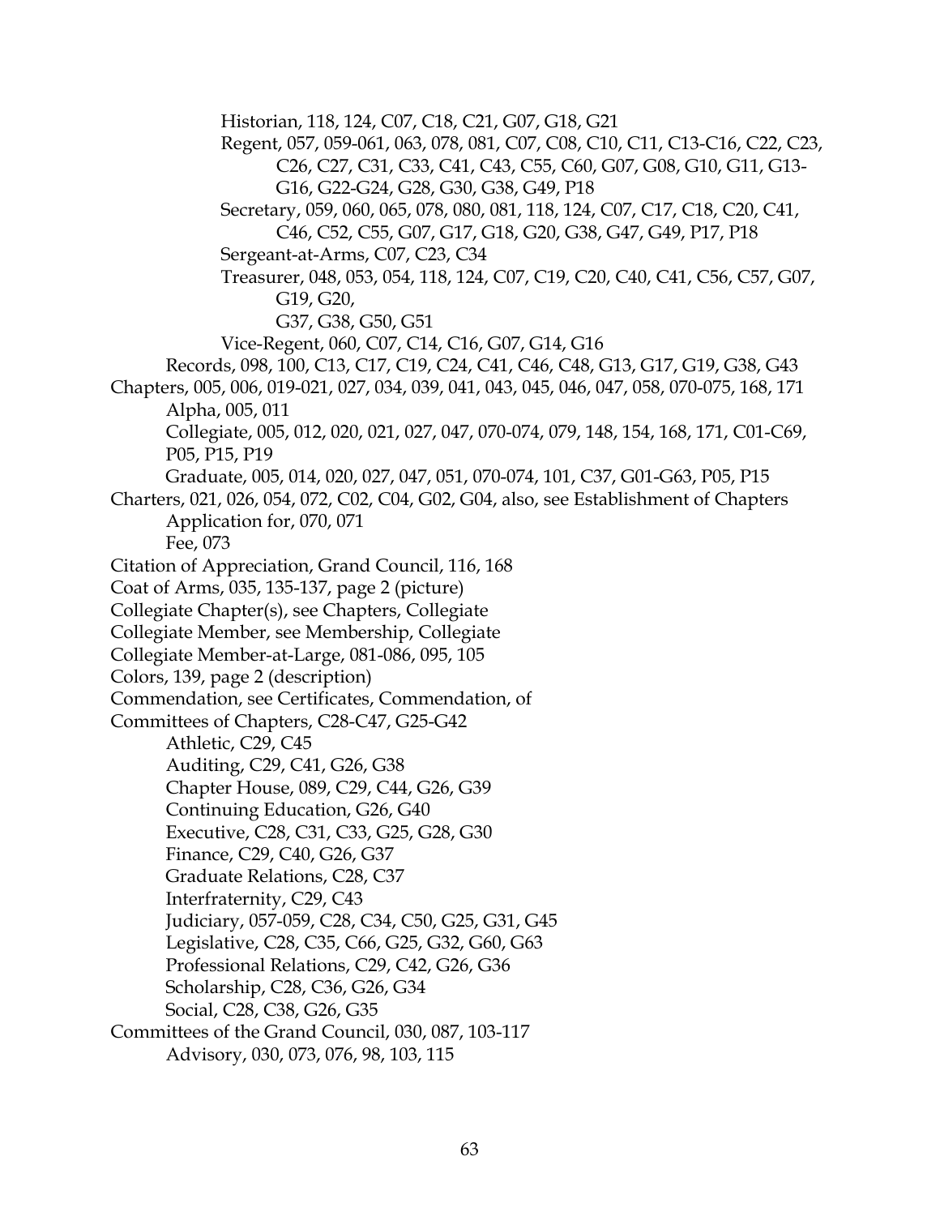Historian, 118, 124, C07, C18, C21, G07, G18, G21
Regent, 057, 059-061, 063, 078, 081, C07, C08, C10, C11, C13-C16, C22, C23, C26, C27, C31, C33, C41, C43, C55, C60, G07, G08, G10, G11, G13-G16, G22-G24, G28, G30, G38, G49, P18
Secretary, 059, 060, 065, 078, 080, 081, 118, 124, C07, C17, C18, C20, C41, C46, C52, C55, G07, G17, G18, G20, G38, G47, G49, P17, P18
Sergeant-at-Arms, C07, C23, C34
Treasurer, 048, 053, 054, 118, 124, C07, C19, C20, C40, C41, C56, C57, G07, G19, G20,
G37, G38, G50, G51
Vice-Regent, 060, C07, C14, C16, G07, G14, G16
Records, 098, 100, C13, C17, C19, C24, C41, C46, C48, G13, G17, G19, G38, G43
Chapters, 005, 006, 019-021, 027, 034, 039, 041, 043, 045, 046, 047, 058, 070-075, 168, 171
Alpha, 005, 011
Collegiate, 005, 012, 020, 021, 027, 047, 070-074, 079, 148, 154, 168, 171, C01-C69, P05, P15, P19
Graduate, 005, 014, 020, 027, 047, 051, 070-074, 101, C37, G01-G63, P05, P15
Charters, 021, 026, 054, 072, C02, C04, G02, G04, also, see Establishment of Chapters
Application for, 070, 071
Fee, 073
Citation of Appreciation, Grand Council, 116, 168
Coat of Arms, 035, 135-137, page 2 (picture)
Collegiate Chapter(s), see Chapters, Collegiate
Collegiate Member, see Membership, Collegiate
Collegiate Member-at-Large, 081-086, 095, 105
Colors, 139, page 2 (description)
Commendation, see Certificates, Commendation, of
Committees of Chapters, C28-C47, G25-G42
Athletic, C29, C45
Auditing, C29, C41, G26, G38
Chapter House, 089, C29, C44, G26, G39
Continuing Education, G26, G40
Executive, C28, C31, C33, G25, G28, G30
Finance, C29, C40, G26, G37
Graduate Relations, C28, C37
Interfraternity, C29, C43
Judiciary, 057-059, C28, C34, C50, G25, G31, G45
Legislative, C28, C35, C66, G25, G32, G60, G63
Professional Relations, C29, C42, G26, G36
Scholarship, C28, C36, G26, G34
Social, C28, C38, G26, G35
Committees of the Grand Council, 030, 087, 103-117
Advisory, 030, 073, 076, 98, 103, 115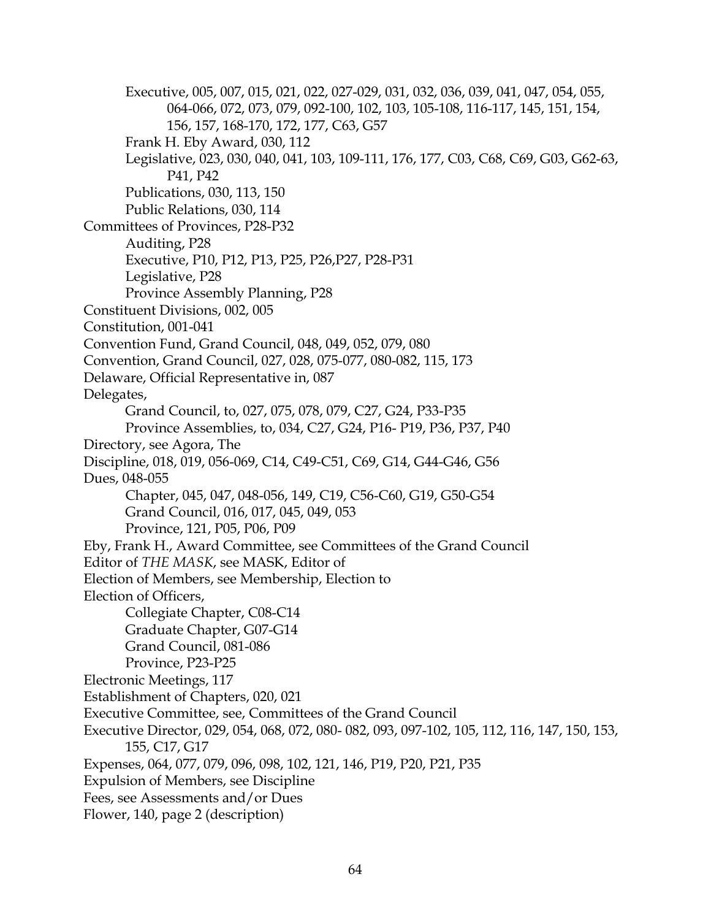- Executive, 005, 007, 015, 021, 022, 027-029, 031, 032, 036, 039, 041, 047, 054, 055, 064-066, 072, 073, 079, 092-100, 102, 103, 105-108, 116-117, 145, 151, 154, 156, 157, 168-170, 172, 177, C63, G57
- Frank H. Eby Award, 030, 112
- Legislative, 023, 030, 040, 041, 103, 109-111, 176, 177, C03, C68, C69, G03, G62-63, P41, P42
- Publications, 030, 113, 150
- Public Relations, 030, 114

Committees of Provinces, P28-P32
- Auditing, P28
- Executive, P10, P12, P13, P25, P26,P27, P28-P31
- Legislative, P28
- Province Assembly Planning, P28

Constituent Divisions, 002, 005

Constitution, 001-041

Convention Fund, Grand Council, 048, 049, 052, 079, 080

Convention, Grand Council, 027, 028, 075-077, 080-082, 115, 173

Delaware, Official Representative in, 087

Delegates,
- Grand Council, to, 027, 075, 078, 079, C27, G24, P33-P35
- Province Assemblies, to, 034, C27, G24, P16- P19, P36, P37, P40

Directory, see Agora, The

Discipline, 018, 019, 056-069, C14, C49-C51, C69, G14, G44-G46, G56

Dues, 048-055
- Chapter, 045, 047, 048-056, 149, C19, C56-C60, G19, G50-G54
- Grand Council, 016, 017, 045, 049, 053
- Province, 121, P05, P06, P09

Eby, Frank H., Award Committee, see Committees of the Grand Council

Editor of *THE MASK*, see MASK, Editor of

Election of Members, see Membership, Election to

Election of Officers,
- Collegiate Chapter, C08-C14
- Graduate Chapter, G07-G14
- Grand Council, 081-086
- Province, P23-P25

Electronic Meetings, 117

Establishment of Chapters, 020, 021

Executive Committee, see, Committees of the Grand Council

Executive Director, 029, 054, 068, 072, 080- 082, 093, 097-102, 105, 112, 116, 147, 150, 153, 155, C17, G17

Expenses, 064, 077, 079, 096, 098, 102, 121, 146, P19, P20, P21, P35

Expulsion of Members, see Discipline

Fees, see Assessments and/or Dues

Flower, 140, page 2 (description)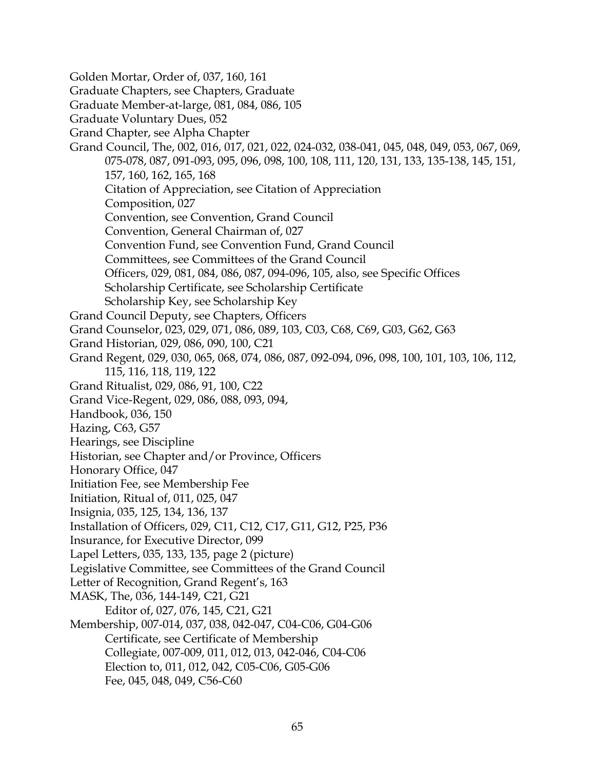Golden Mortar, Order of, 037, 160, 161
Graduate Chapters, see Chapters, Graduate
Graduate Member-at-large, 081, 084, 086, 105
Graduate Voluntary Dues, 052
Grand Chapter, see Alpha Chapter
Grand Council, The, 002, 016, 017, 021, 022, 024-032, 038-041, 045, 048, 049, 053, 067, 069, 075-078, 087, 091-093, 095, 096, 098, 100, 108, 111, 120, 131, 133, 135-138, 145, 151, 157, 160, 162, 165, 168
    Citation of Appreciation, see Citation of Appreciation
    Composition, 027
    Convention, see Convention, Grand Council
    Convention, General Chairman of, 027
    Convention Fund, see Convention Fund, Grand Council
    Committees, see Committees of the Grand Council
    Officers, 029, 081, 084, 086, 087, 094-096, 105, also, see Specific Offices
    Scholarship Certificate, see Scholarship Certificate
    Scholarship Key, see Scholarship Key
Grand Council Deputy, see Chapters, Officers
Grand Counselor, 023, 029, 071, 086, 089, 103, C03, C68, C69, G03, G62, G63
Grand Historian, 029, 086, 090, 100, C21
Grand Regent, 029, 030, 065, 068, 074, 086, 087, 092-094, 096, 098, 100, 101, 103, 106, 112, 115, 116, 118, 119, 122
Grand Ritualist, 029, 086, 91, 100, C22
Grand Vice-Regent, 029, 086, 088, 093, 094,
Handbook, 036, 150
Hazing, C63, G57
Hearings, see Discipline
Historian, see Chapter and/or Province, Officers
Honorary Office, 047
Initiation Fee, see Membership Fee
Initiation, Ritual of, 011, 025, 047
Insignia, 035, 125, 134, 136, 137
Installation of Officers, 029, C11, C12, C17, G11, G12, P25, P36
Insurance, for Executive Director, 099
Lapel Letters, 035, 133, 135, page 2 (picture)
Legislative Committee, see Committees of the Grand Council
Letter of Recognition, Grand Regent's, 163
MASK, The, 036, 144-149, C21, G21
    Editor of, 027, 076, 145, C21, G21
Membership, 007-014, 037, 038, 042-047, C04-C06, G04-G06
    Certificate, see Certificate of Membership
    Collegiate, 007-009, 011, 012, 013, 042-046, C04-C06
    Election to, 011, 012, 042, C05-C06, G05-G06
    Fee, 045, 048, 049, C56-C60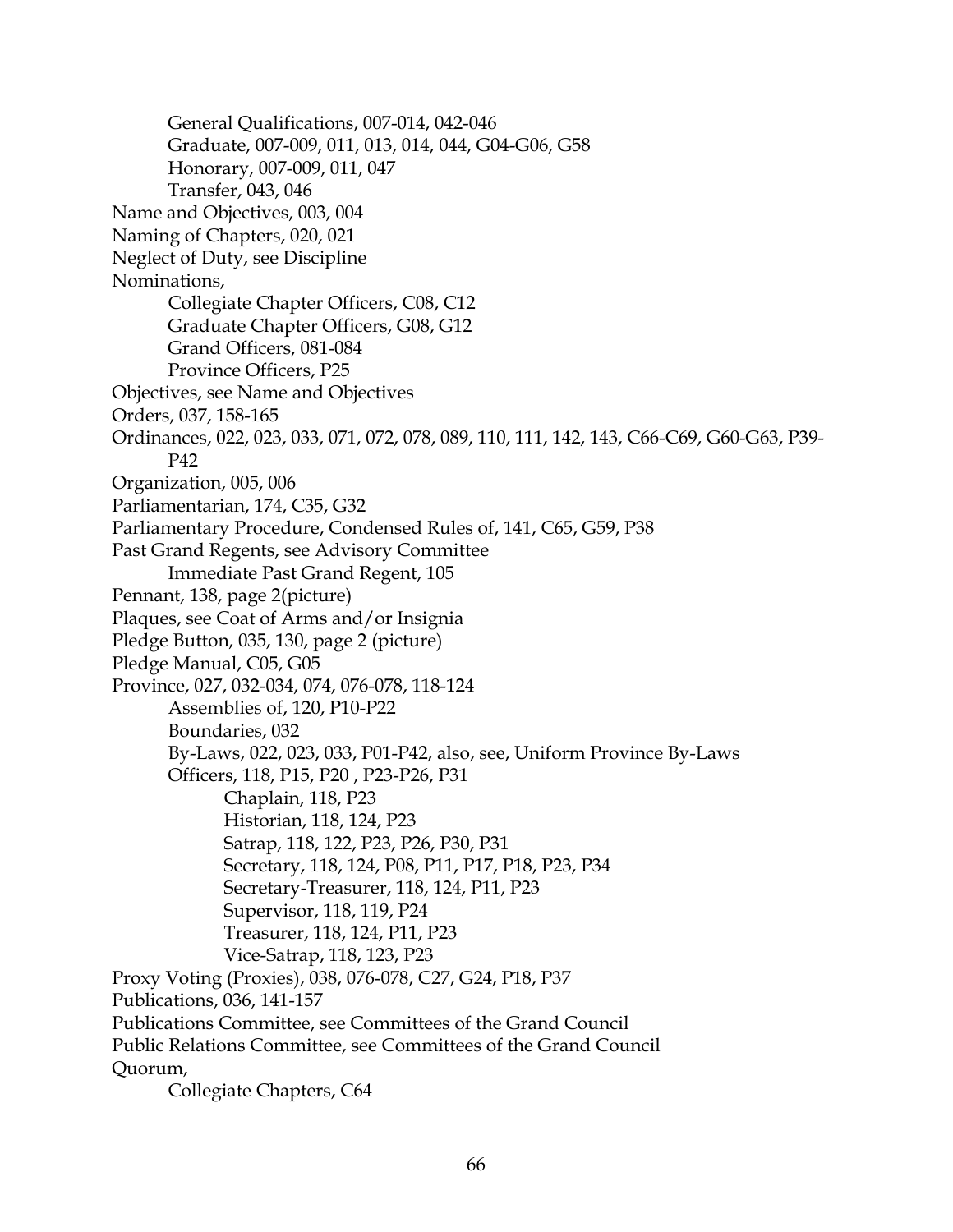General Qualifications, 007-014, 042-046
    Graduate, 007-009, 011, 013, 014, 044, G04-G06, G58
    Honorary, 007-009, 011, 047
    Transfer, 043, 046

Name and Objectives, 003, 004

Naming of Chapters, 020, 021

Neglect of Duty, see Discipline

Nominations,
    Collegiate Chapter Officers, C08, C12
    Graduate Chapter Officers, G08, G12
    Grand Officers, 081-084
    Province Officers, P25

Objectives, see Name and Objectives

Orders, 037, 158-165

Ordinances, 022, 023, 033, 071, 072, 078, 089, 110, 111, 142, 143, C66-C69, G60-G63, P39-P42

Organization, 005, 006

Parliamentarian, 174, C35, G32

Parliamentary Procedure, Condensed Rules of, 141, C65, G59, P38

Past Grand Regents, see Advisory Committee
    Immediate Past Grand Regent, 105

Pennant, 138, page 2(picture)

Plaques, see Coat of Arms and/or Insignia

Pledge Button, 035, 130, page 2 (picture)

Pledge Manual, C05, G05

Province, 027, 032-034, 074, 076-078, 118-124
    Assemblies of, 120, P10-P22
    Boundaries, 032
    By-Laws, 022, 023, 033, P01-P42, also, see, Uniform Province By-Laws
    Officers, 118, P15, P20 , P23-P26, P31
        Chaplain, 118, P23
        Historian, 118, 124, P23
        Satrap, 118, 122, P23, P26, P30, P31
        Secretary, 118, 124, P08, P11, P17, P18, P23, P34
        Secretary-Treasurer, 118, 124, P11, P23
        Supervisor, 118, 119, P24
        Treasurer, 118, 124, P11, P23
        Vice-Satrap, 118, 123, P23

Proxy Voting (Proxies), 038, 076-078, C27, G24, P18, P37

Publications, 036, 141-157

Publications Committee, see Committees of the Grand Council

Public Relations Committee, see Committees of the Grand Council

Quorum,
    Collegiate Chapters, C64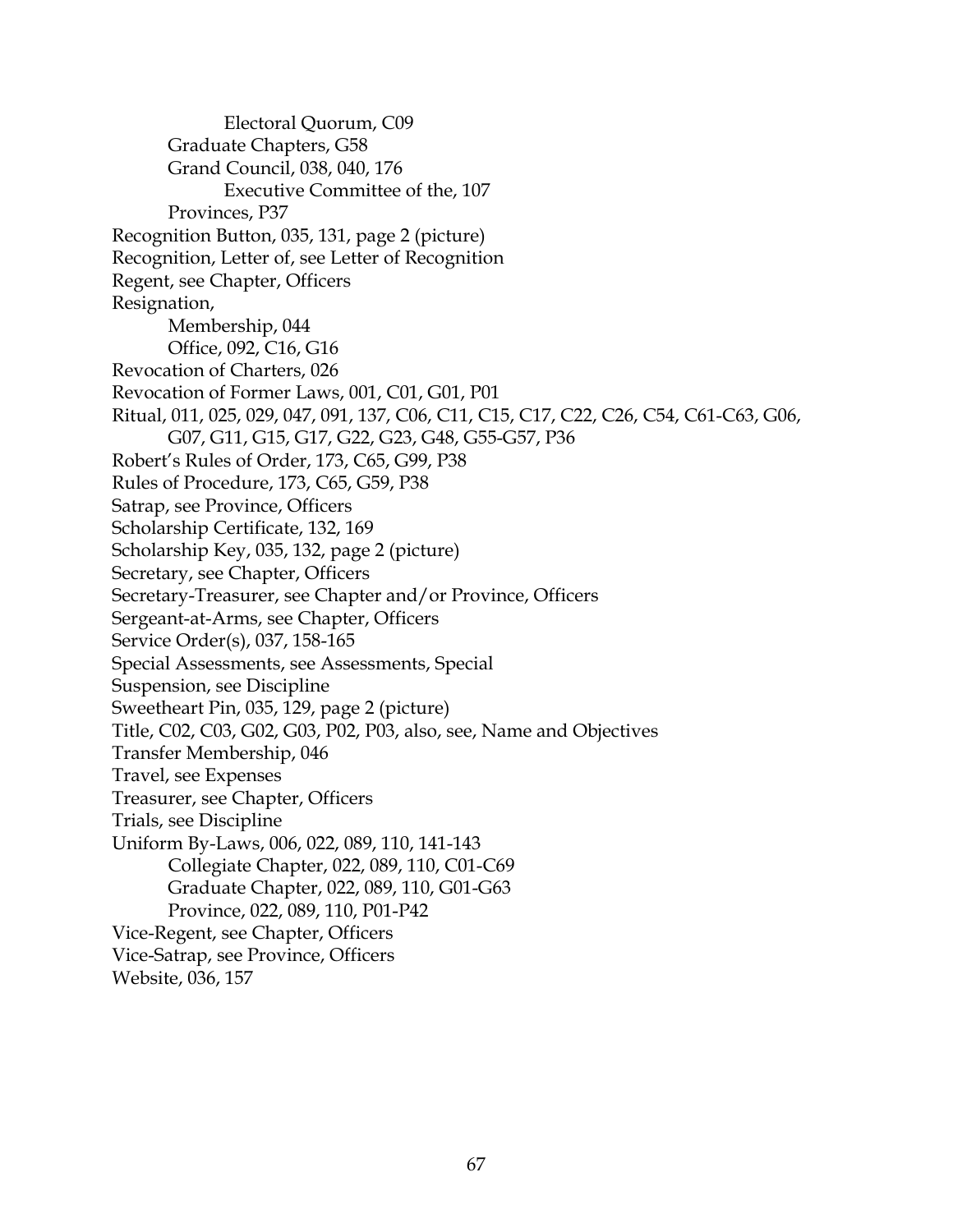Electoral Quorum, C09
    Graduate Chapters, G58
    Grand Council, 038, 040, 176
        Executive Committee of the, 107
    Provinces, P37
Recognition Button, 035, 131, page 2 (picture)
Recognition, Letter of, see Letter of Recognition
Regent, see Chapter, Officers
Resignation,
    Membership, 044
    Office, 092, C16, G16
Revocation of Charters, 026
Revocation of Former Laws, 001, C01, G01, P01
Ritual, 011, 025, 029, 047, 091, 137, C06, C11, C15, C17, C22, C26, C54, C61-C63, G06,
    G07, G11, G15, G17, G22, G23, G48, G55-G57, P36
Robert's Rules of Order, 173, C65, G99, P38
Rules of Procedure, 173, C65, G59, P38
Satrap, see Province, Officers
Scholarship Certificate, 132, 169
Scholarship Key, 035, 132, page 2 (picture)
Secretary, see Chapter, Officers
Secretary-Treasurer, see Chapter and/or Province, Officers
Sergeant-at-Arms, see Chapter, Officers
Service Order(s), 037, 158-165
Special Assessments, see Assessments, Special
Suspension, see Discipline
Sweetheart Pin, 035, 129, page 2 (picture)
Title, C02, C03, G02, G03, P02, P03, also, see, Name and Objectives
Transfer Membership, 046
Travel, see Expenses
Treasurer, see Chapter, Officers
Trials, see Discipline
Uniform By-Laws, 006, 022, 089, 110, 141-143
    Collegiate Chapter, 022, 089, 110, C01-C69
    Graduate Chapter, 022, 089, 110, G01-G63
    Province, 022, 089, 110, P01-P42
Vice-Regent, see Chapter, Officers
Vice-Satrap, see Province, Officers
Website, 036, 157